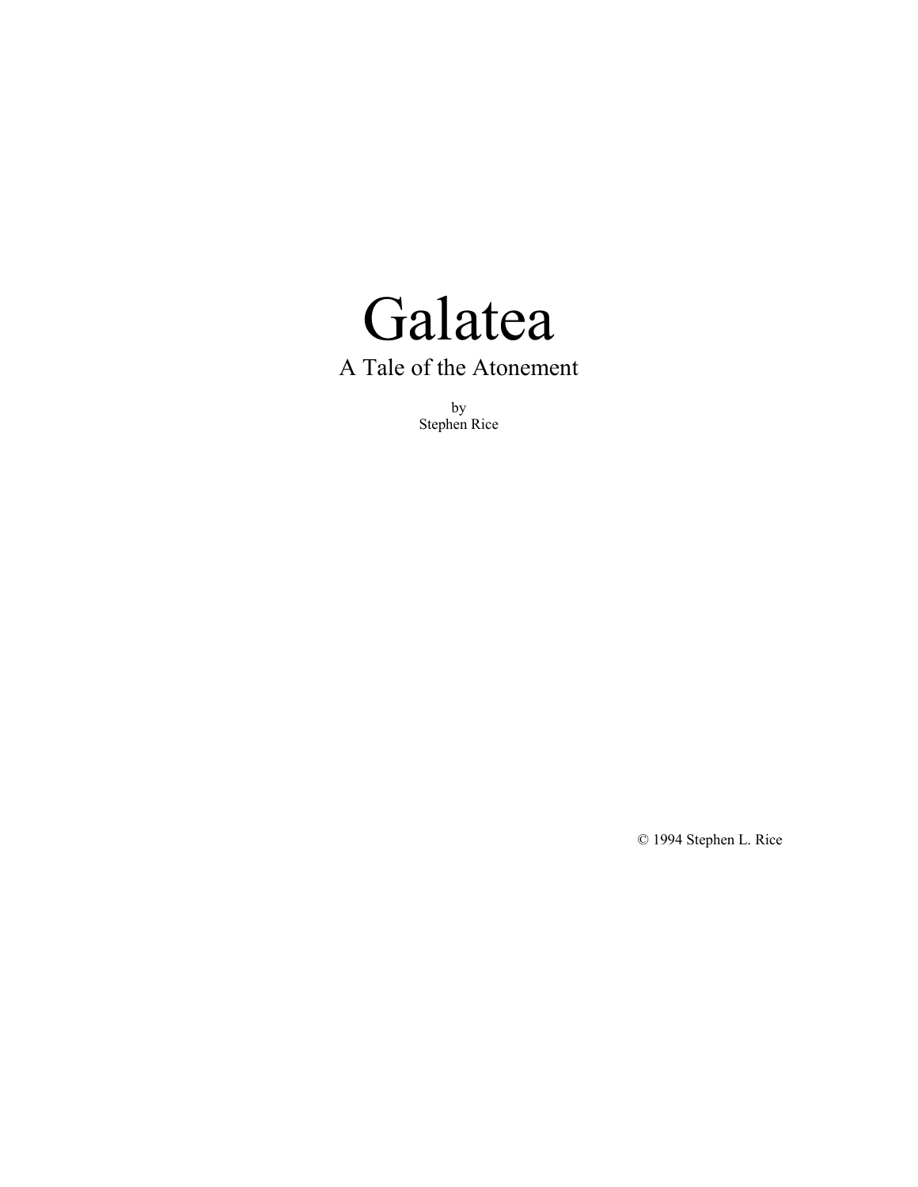# Galatea

## A Tale of the Atonement

by
Stephen Rice

© 1994 Stephen L. Rice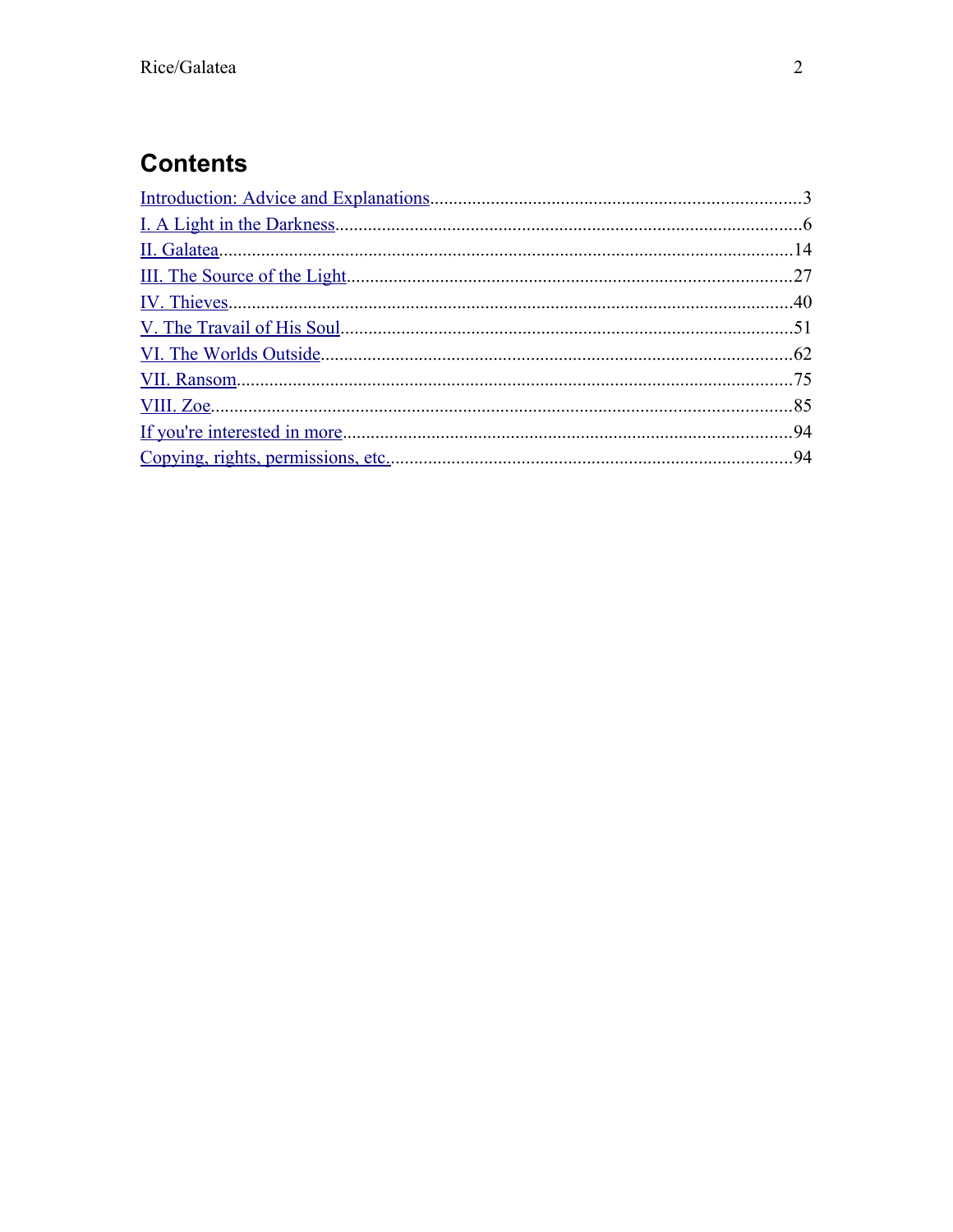## Contents

Introduction: Advice and Explanations...3
I. A Light in the Darkness...6
II. Galatea...14
III. The Source of the Light...27
IV. Thieves...40
V. The Travail of His Soul...51
VI. The Worlds Outside...62
VII. Ransom...75
VIII. Zoe...85
If you're interested in more...94
Copying, rights, permissions, etc....94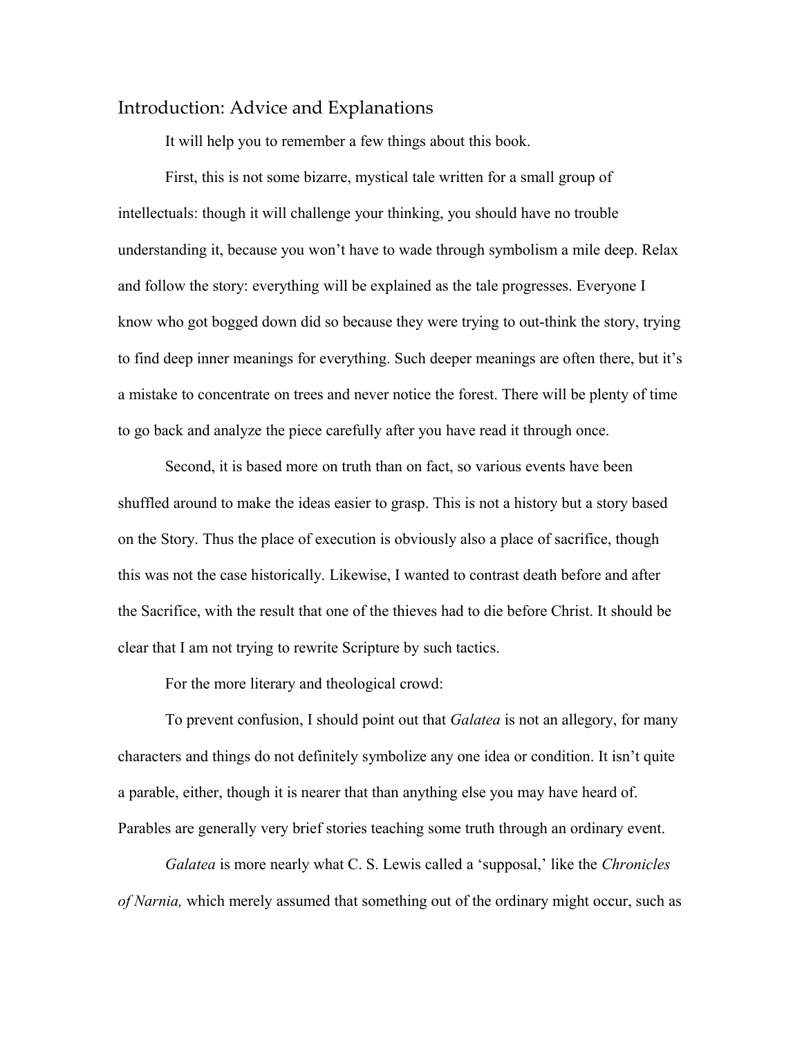## Introduction: Advice and Explanations

It will help you to remember a few things about this book.

First, this is not some bizarre, mystical tale written for a small group of intellectuals: though it will challenge your thinking, you should have no trouble understanding it, because you won't have to wade through symbolism a mile deep. Relax and follow the story: everything will be explained as the tale progresses. Everyone I know who got bogged down did so because they were trying to out-think the story, trying to find deep inner meanings for everything. Such deeper meanings are often there, but it's a mistake to concentrate on trees and never notice the forest. There will be plenty of time to go back and analyze the piece carefully after you have read it through once.

Second, it is based more on truth than on fact, so various events have been shuffled around to make the ideas easier to grasp. This is not a history but a story based on the Story. Thus the place of execution is obviously also a place of sacrifice, though this was not the case historically. Likewise, I wanted to contrast death before and after the Sacrifice, with the result that one of the thieves had to die before Christ. It should be clear that I am not trying to rewrite Scripture by such tactics.

For the more literary and theological crowd:

To prevent confusion, I should point out that *Galatea* is not an allegory, for many characters and things do not definitely symbolize any one idea or condition. It isn't quite a parable, either, though it is nearer that than anything else you may have heard of. Parables are generally very brief stories teaching some truth through an ordinary event.

*Galatea* is more nearly what C. S. Lewis called a 'supposal,' like the *Chronicles of Narnia,* which merely assumed that something out of the ordinary might occur, such as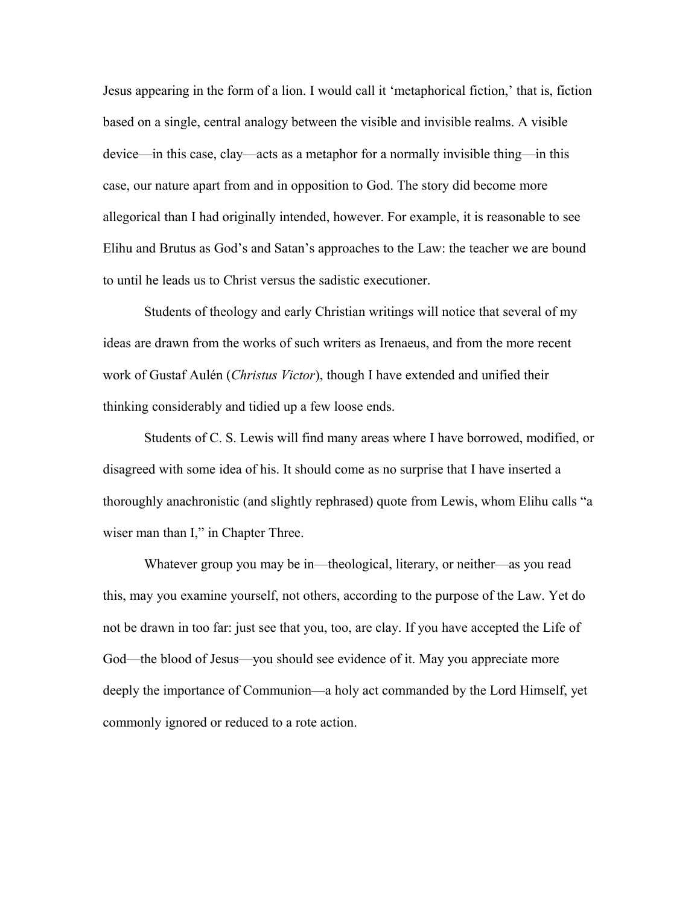Jesus appearing in the form of a lion. I would call it 'metaphorical fiction,' that is, fiction based on a single, central analogy between the visible and invisible realms. A visible device—in this case, clay—acts as a metaphor for a normally invisible thing—in this case, our nature apart from and in opposition to God. The story did become more allegorical than I had originally intended, however. For example, it is reasonable to see Elihu and Brutus as God's and Satan's approaches to the Law: the teacher we are bound to until he leads us to Christ versus the sadistic executioner.

Students of theology and early Christian writings will notice that several of my ideas are drawn from the works of such writers as Irenaeus, and from the more recent work of Gustaf Aulén (*Christus Victor*), though I have extended and unified their thinking considerably and tidied up a few loose ends.

Students of C. S. Lewis will find many areas where I have borrowed, modified, or disagreed with some idea of his. It should come as no surprise that I have inserted a thoroughly anachronistic (and slightly rephrased) quote from Lewis, whom Elihu calls "a wiser man than I," in Chapter Three.

Whatever group you may be in—theological, literary, or neither—as you read this, may you examine yourself, not others, according to the purpose of the Law. Yet do not be drawn in too far: just see that you, too, are clay. If you have accepted the Life of God—the blood of Jesus—you should see evidence of it. May you appreciate more deeply the importance of Communion—a holy act commanded by the Lord Himself, yet commonly ignored or reduced to a rote action.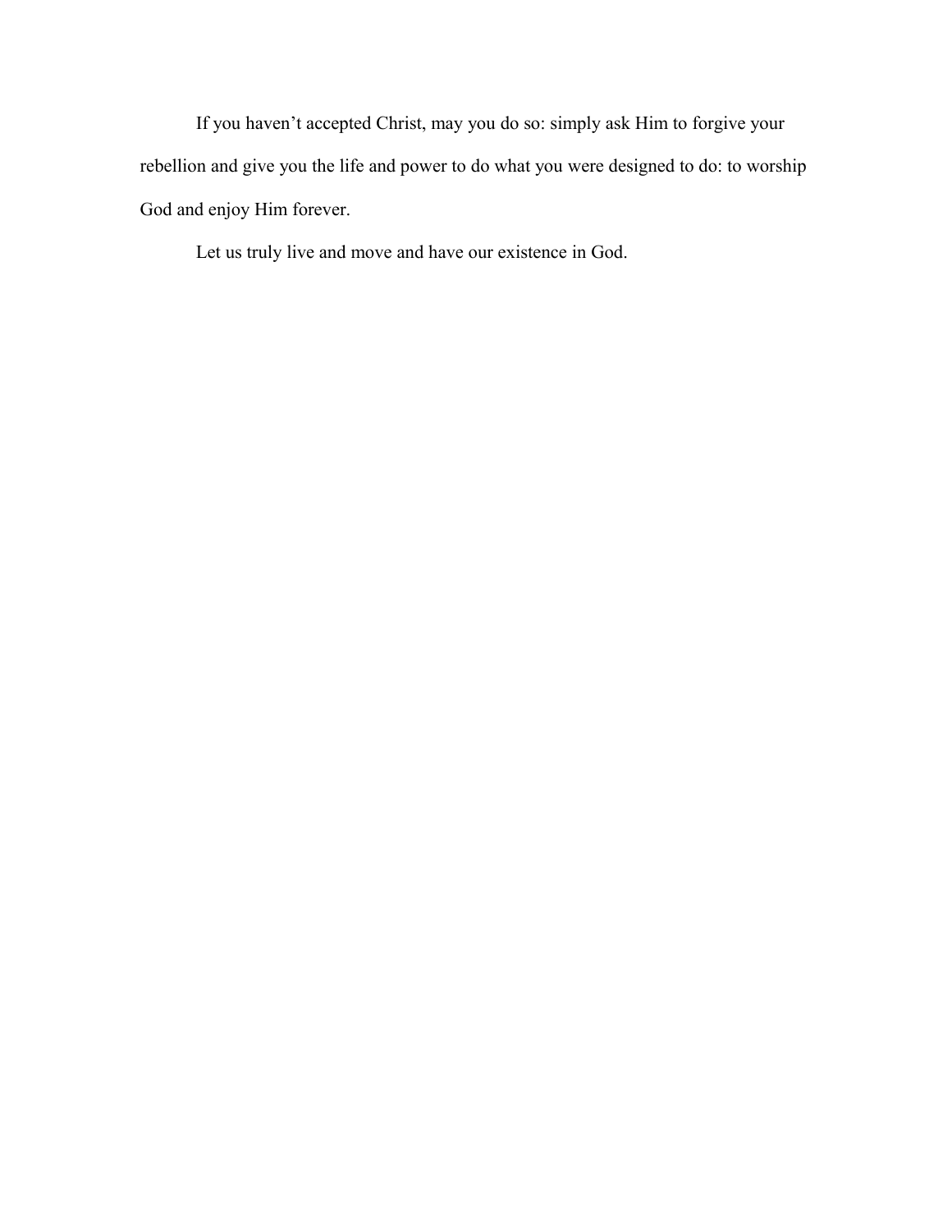If you haven’t accepted Christ, may you do so: simply ask Him to forgive your rebellion and give you the life and power to do what you were designed to do: to worship God and enjoy Him forever.

Let us truly live and move and have our existence in God.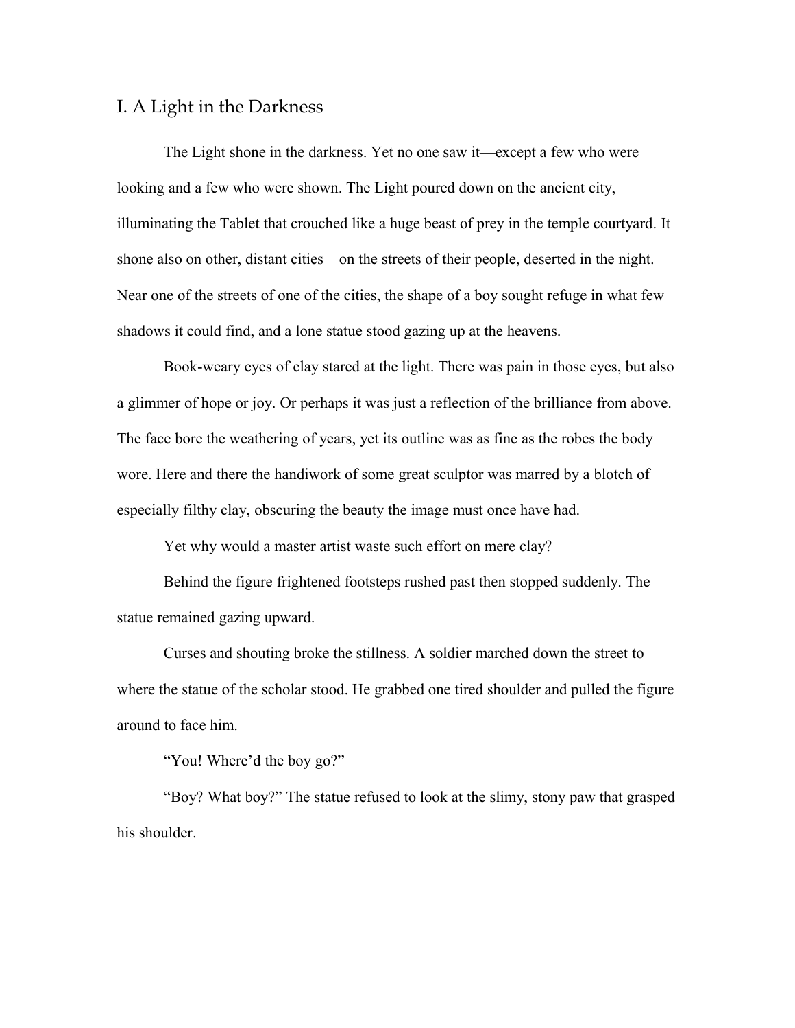## I. A Light in the Darkness

The Light shone in the darkness. Yet no one saw it—except a few who were looking and a few who were shown. The Light poured down on the ancient city, illuminating the Tablet that crouched like a huge beast of prey in the temple courtyard. It shone also on other, distant cities—on the streets of their people, deserted in the night. Near one of the streets of one of the cities, the shape of a boy sought refuge in what few shadows it could find, and a lone statue stood gazing up at the heavens.

Book-weary eyes of clay stared at the light. There was pain in those eyes, but also a glimmer of hope or joy. Or perhaps it was just a reflection of the brilliance from above. The face bore the weathering of years, yet its outline was as fine as the robes the body wore. Here and there the handiwork of some great sculptor was marred by a blotch of especially filthy clay, obscuring the beauty the image must once have had.

Yet why would a master artist waste such effort on mere clay?

Behind the figure frightened footsteps rushed past then stopped suddenly. The statue remained gazing upward.

Curses and shouting broke the stillness. A soldier marched down the street to where the statue of the scholar stood. He grabbed one tired shoulder and pulled the figure around to face him.

"You! Where'd the boy go?"

"Boy? What boy?" The statue refused to look at the slimy, stony paw that grasped his shoulder.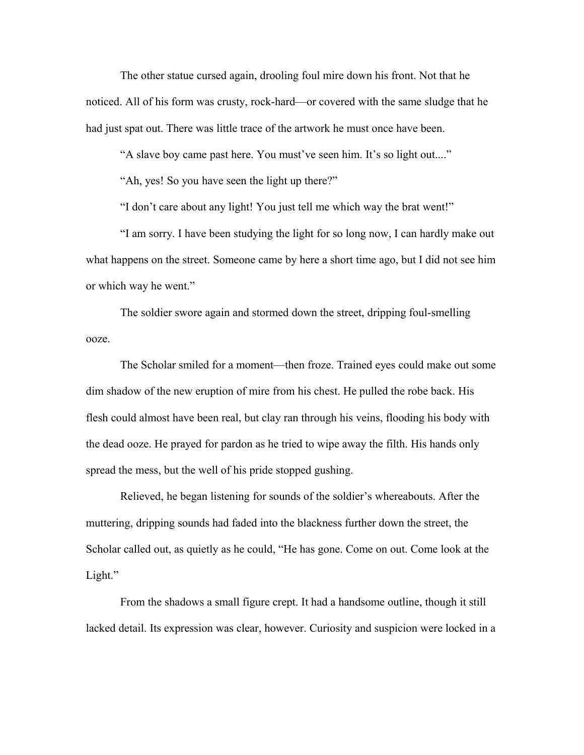The other statue cursed again, drooling foul mire down his front. Not that he noticed. All of his form was crusty, rock-hard—or covered with the same sludge that he had just spat out. There was little trace of the artwork he must once have been.

"A slave boy came past here. You must've seen him. It's so light out...."

"Ah, yes! So you have seen the light up there?"

"I don't care about any light! You just tell me which way the brat went!"

"I am sorry. I have been studying the light for so long now, I can hardly make out what happens on the street. Someone came by here a short time ago, but I did not see him or which way he went."

The soldier swore again and stormed down the street, dripping foul-smelling ooze.

The Scholar smiled for a moment—then froze. Trained eyes could make out some dim shadow of the new eruption of mire from his chest. He pulled the robe back. His flesh could almost have been real, but clay ran through his veins, flooding his body with the dead ooze. He prayed for pardon as he tried to wipe away the filth. His hands only spread the mess, but the well of his pride stopped gushing.

Relieved, he began listening for sounds of the soldier's whereabouts. After the muttering, dripping sounds had faded into the blackness further down the street, the Scholar called out, as quietly as he could, "He has gone. Come on out. Come look at the Light."

From the shadows a small figure crept. It had a handsome outline, though it still lacked detail. Its expression was clear, however. Curiosity and suspicion were locked in a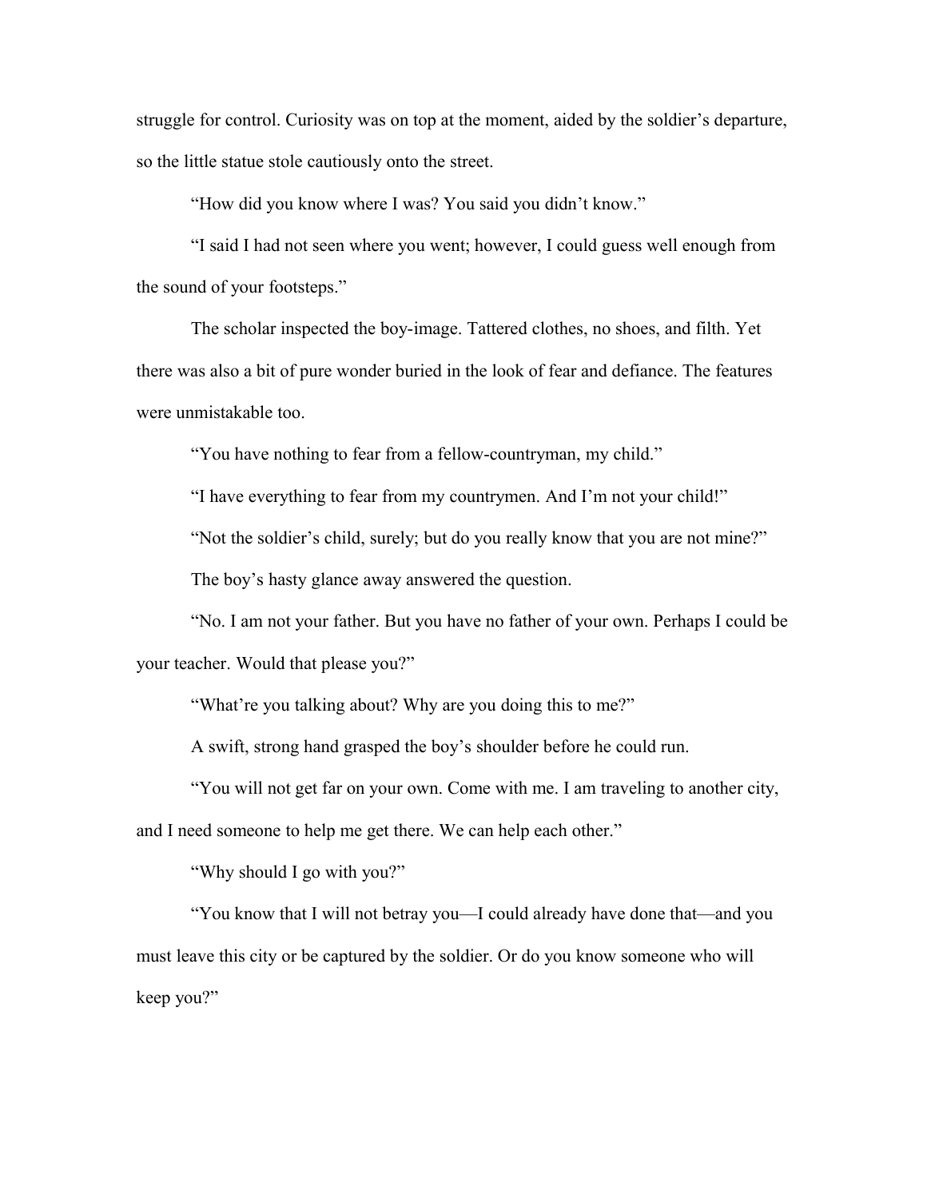struggle for control. Curiosity was on top at the moment, aided by the soldier's departure, so the little statue stole cautiously onto the street.

"How did you know where I was? You said you didn't know."

"I said I had not seen where you went; however, I could guess well enough from the sound of your footsteps."

The scholar inspected the boy-image. Tattered clothes, no shoes, and filth. Yet there was also a bit of pure wonder buried in the look of fear and defiance. The features were unmistakable too.

"You have nothing to fear from a fellow-countryman, my child."

"I have everything to fear from my countrymen. And I'm not your child!"

"Not the soldier's child, surely; but do you really know that you are not mine?"

The boy's hasty glance away answered the question.

"No. I am not your father. But you have no father of your own. Perhaps I could be your teacher. Would that please you?"

"What're you talking about? Why are you doing this to me?"

A swift, strong hand grasped the boy's shoulder before he could run.

"You will not get far on your own. Come with me. I am traveling to another city, and I need someone to help me get there. We can help each other."

"Why should I go with you?"

"You know that I will not betray you—I could already have done that—and you must leave this city or be captured by the soldier. Or do you know someone who will keep you?"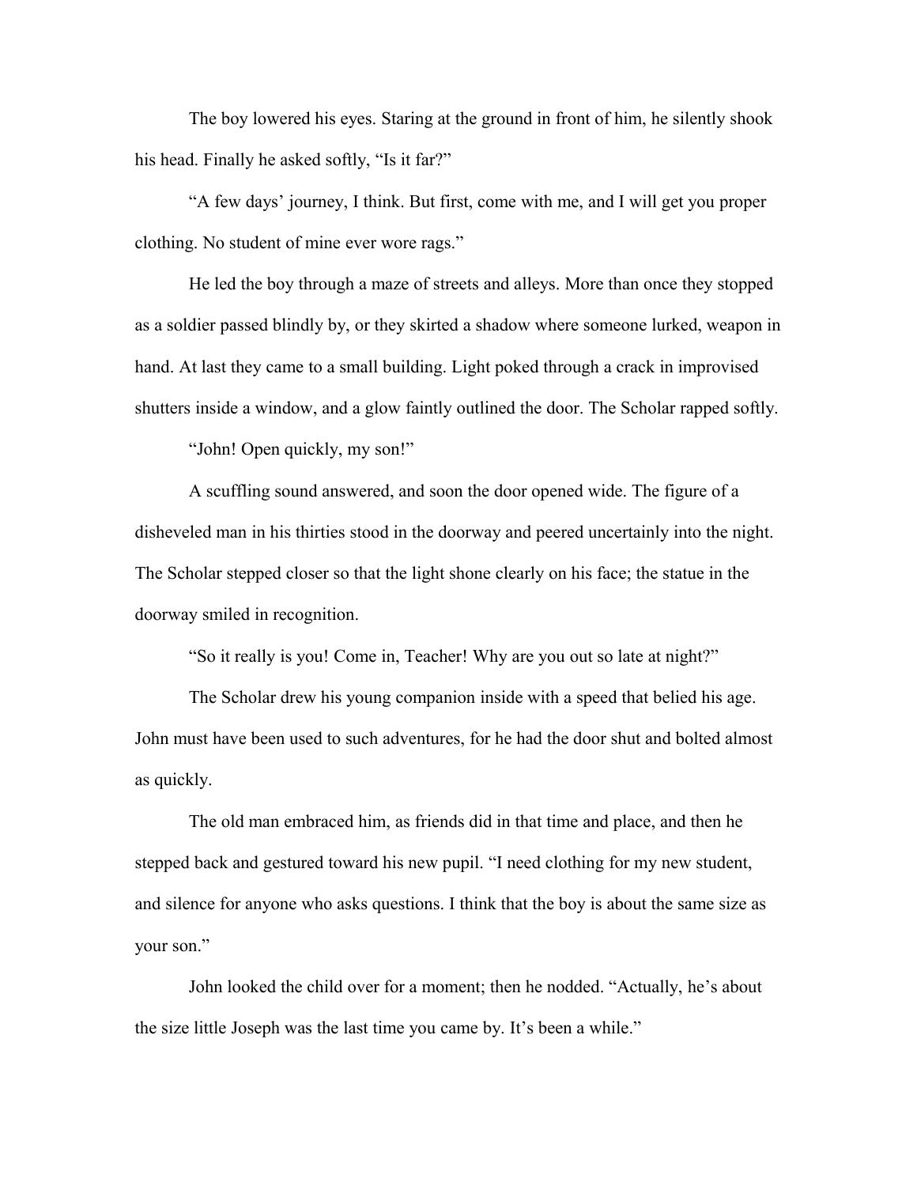The boy lowered his eyes. Staring at the ground in front of him, he silently shook his head. Finally he asked softly, “Is it far?”

“A few days’ journey, I think. But first, come with me, and I will get you proper clothing. No student of mine ever wore rags.”

He led the boy through a maze of streets and alleys. More than once they stopped as a soldier passed blindly by, or they skirted a shadow where someone lurked, weapon in hand. At last they came to a small building. Light poked through a crack in improvised shutters inside a window, and a glow faintly outlined the door. The Scholar rapped softly.

“John! Open quickly, my son!”

A scuffling sound answered, and soon the door opened wide. The figure of a disheveled man in his thirties stood in the doorway and peered uncertainly into the night. The Scholar stepped closer so that the light shone clearly on his face; the statue in the doorway smiled in recognition.

“So it really is you! Come in, Teacher! Why are you out so late at night?”

The Scholar drew his young companion inside with a speed that belied his age. John must have been used to such adventures, for he had the door shut and bolted almost as quickly.

The old man embraced him, as friends did in that time and place, and then he stepped back and gestured toward his new pupil. “I need clothing for my new student, and silence for anyone who asks questions. I think that the boy is about the same size as your son.”

John looked the child over for a moment; then he nodded. “Actually, he’s about the size little Joseph was the last time you came by. It’s been a while.”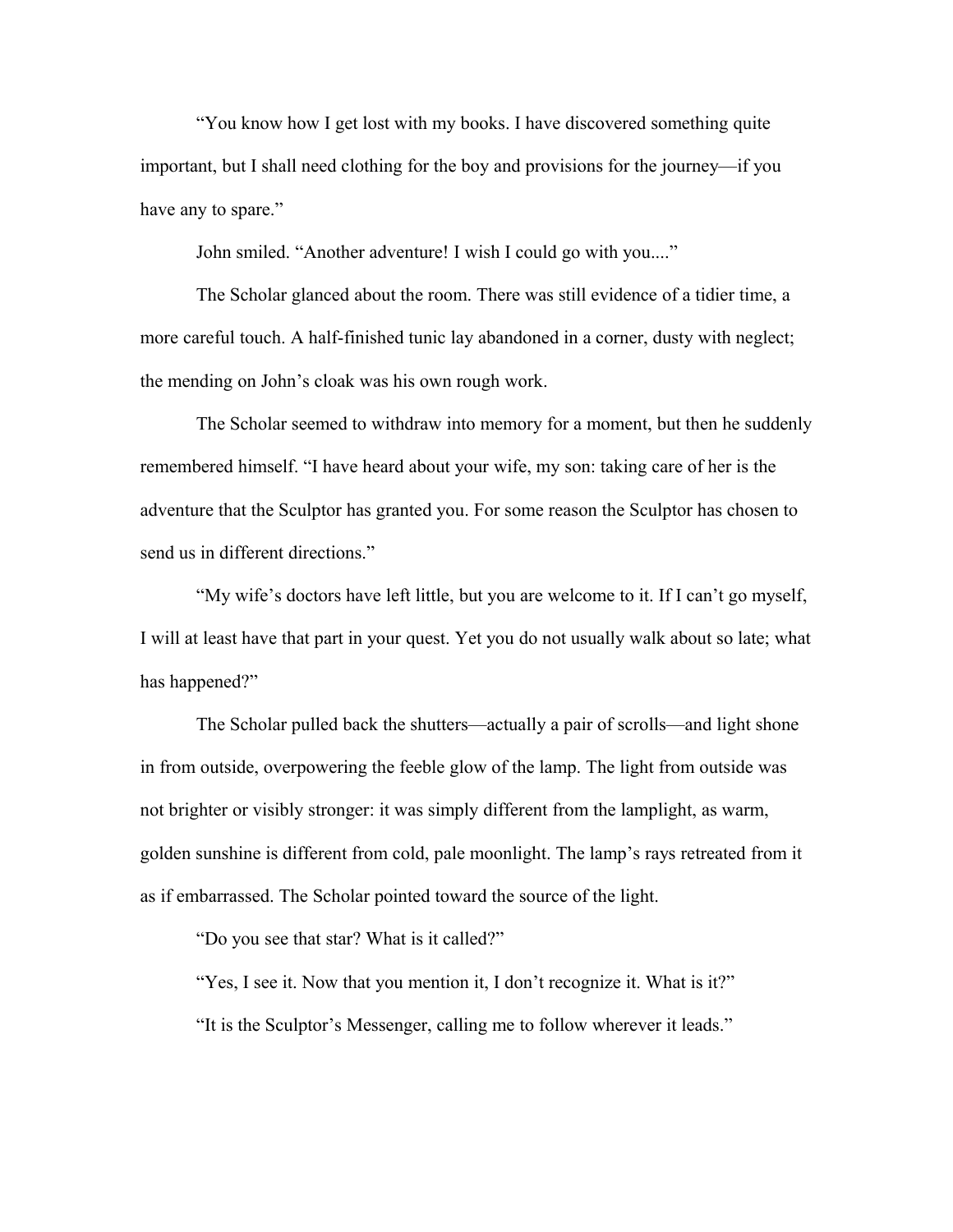"You know how I get lost with my books. I have discovered something quite important, but I shall need clothing for the boy and provisions for the journey—if you have any to spare."

John smiled. "Another adventure! I wish I could go with you...."

The Scholar glanced about the room. There was still evidence of a tidier time, a more careful touch. A half-finished tunic lay abandoned in a corner, dusty with neglect; the mending on John's cloak was his own rough work.

The Scholar seemed to withdraw into memory for a moment, but then he suddenly remembered himself. "I have heard about your wife, my son: taking care of her is the adventure that the Sculptor has granted you. For some reason the Sculptor has chosen to send us in different directions."

"My wife's doctors have left little, but you are welcome to it. If I can't go myself, I will at least have that part in your quest. Yet you do not usually walk about so late; what has happened?"

The Scholar pulled back the shutters—actually a pair of scrolls—and light shone in from outside, overpowering the feeble glow of the lamp. The light from outside was not brighter or visibly stronger: it was simply different from the lamplight, as warm, golden sunshine is different from cold, pale moonlight. The lamp's rays retreated from it as if embarrassed. The Scholar pointed toward the source of the light.

"Do you see that star? What is it called?"

"Yes, I see it. Now that you mention it, I don't recognize it. What is it?"

"It is the Sculptor's Messenger, calling me to follow wherever it leads."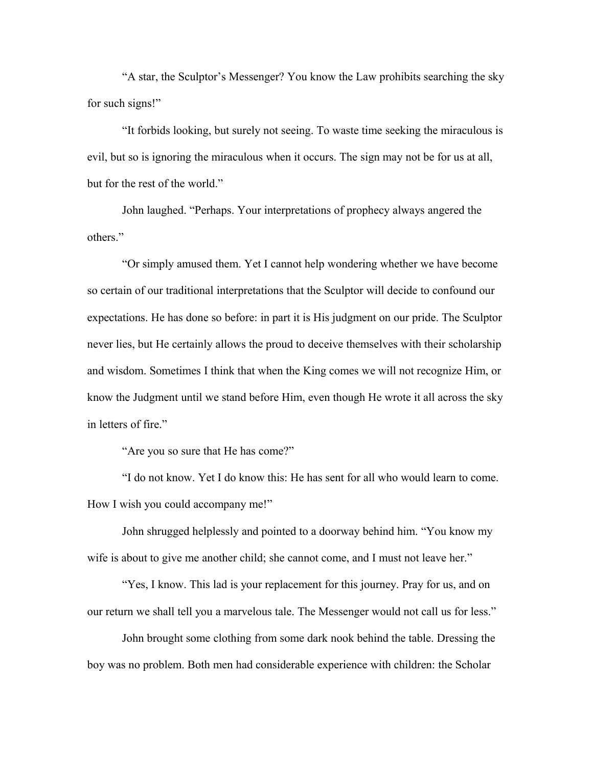"A star, the Sculptor's Messenger? You know the Law prohibits searching the sky for such signs!"

"It forbids looking, but surely not seeing. To waste time seeking the miraculous is evil, but so is ignoring the miraculous when it occurs. The sign may not be for us at all, but for the rest of the world."

John laughed. "Perhaps. Your interpretations of prophecy always angered the others."

"Or simply amused them. Yet I cannot help wondering whether we have become so certain of our traditional interpretations that the Sculptor will decide to confound our expectations. He has done so before: in part it is His judgment on our pride. The Sculptor never lies, but He certainly allows the proud to deceive themselves with their scholarship and wisdom. Sometimes I think that when the King comes we will not recognize Him, or know the Judgment until we stand before Him, even though He wrote it all across the sky in letters of fire."

"Are you so sure that He has come?"

"I do not know. Yet I do know this: He has sent for all who would learn to come. How I wish you could accompany me!"

John shrugged helplessly and pointed to a doorway behind him. "You know my wife is about to give me another child; she cannot come, and I must not leave her."

"Yes, I know. This lad is your replacement for this journey. Pray for us, and on our return we shall tell you a marvelous tale. The Messenger would not call us for less."

John brought some clothing from some dark nook behind the table. Dressing the boy was no problem. Both men had considerable experience with children: the Scholar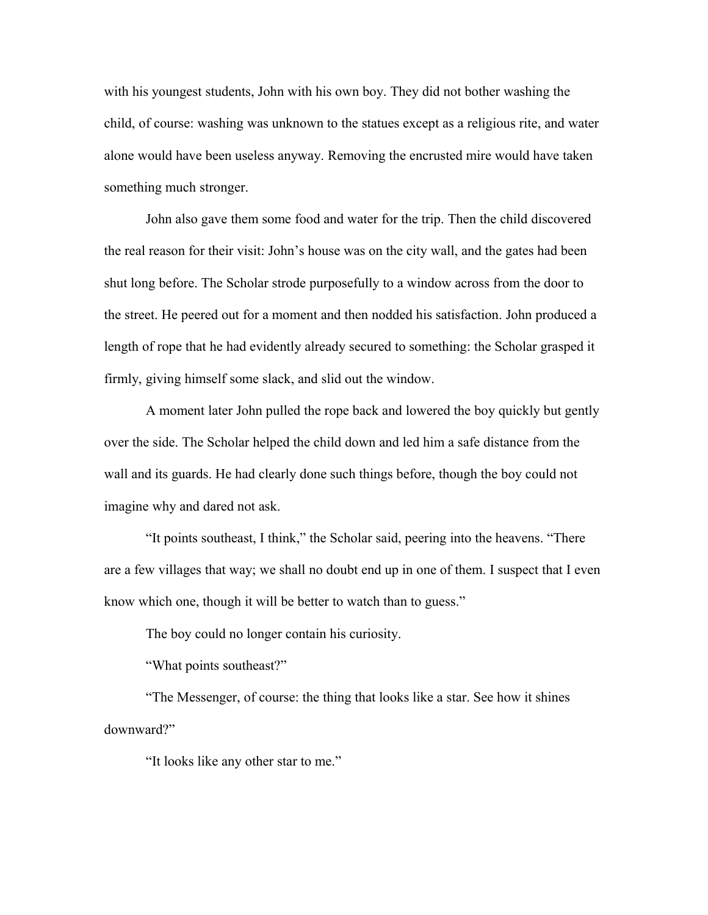with his youngest students, John with his own boy. They did not bother washing the child, of course: washing was unknown to the statues except as a religious rite, and water alone would have been useless anyway. Removing the encrusted mire would have taken something much stronger.

John also gave them some food and water for the trip. Then the child discovered the real reason for their visit: John's house was on the city wall, and the gates had been shut long before. The Scholar strode purposefully to a window across from the door to the street. He peered out for a moment and then nodded his satisfaction. John produced a length of rope that he had evidently already secured to something: the Scholar grasped it firmly, giving himself some slack, and slid out the window.

A moment later John pulled the rope back and lowered the boy quickly but gently over the side. The Scholar helped the child down and led him a safe distance from the wall and its guards. He had clearly done such things before, though the boy could not imagine why and dared not ask.

"It points southeast, I think," the Scholar said, peering into the heavens. "There are a few villages that way; we shall no doubt end up in one of them. I suspect that I even know which one, though it will be better to watch than to guess."

The boy could no longer contain his curiosity.

"What points southeast?"

"The Messenger, of course: the thing that looks like a star. See how it shines downward?"

"It looks like any other star to me."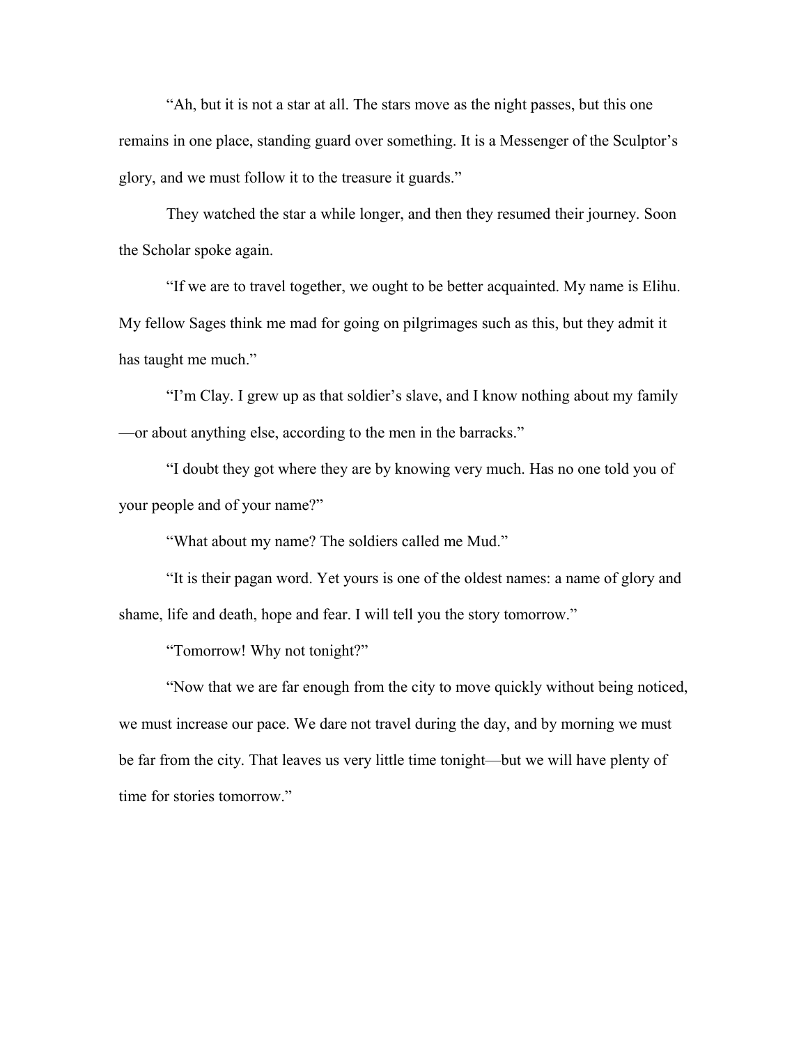"Ah, but it is not a star at all. The stars move as the night passes, but this one remains in one place, standing guard over something. It is a Messenger of the Sculptor's glory, and we must follow it to the treasure it guards."

They watched the star a while longer, and then they resumed their journey. Soon the Scholar spoke again.

"If we are to travel together, we ought to be better acquainted. My name is Elihu. My fellow Sages think me mad for going on pilgrimages such as this, but they admit it has taught me much."

"I'm Clay. I grew up as that soldier's slave, and I know nothing about my family—or about anything else, according to the men in the barracks."

"I doubt they got where they are by knowing very much. Has no one told you of your people and of your name?"

"What about my name? The soldiers called me Mud."

"It is their pagan word. Yet yours is one of the oldest names: a name of glory and shame, life and death, hope and fear. I will tell you the story tomorrow."

"Tomorrow! Why not tonight?"

"Now that we are far enough from the city to move quickly without being noticed, we must increase our pace. We dare not travel during the day, and by morning we must be far from the city. That leaves us very little time tonight—but we will have plenty of time for stories tomorrow."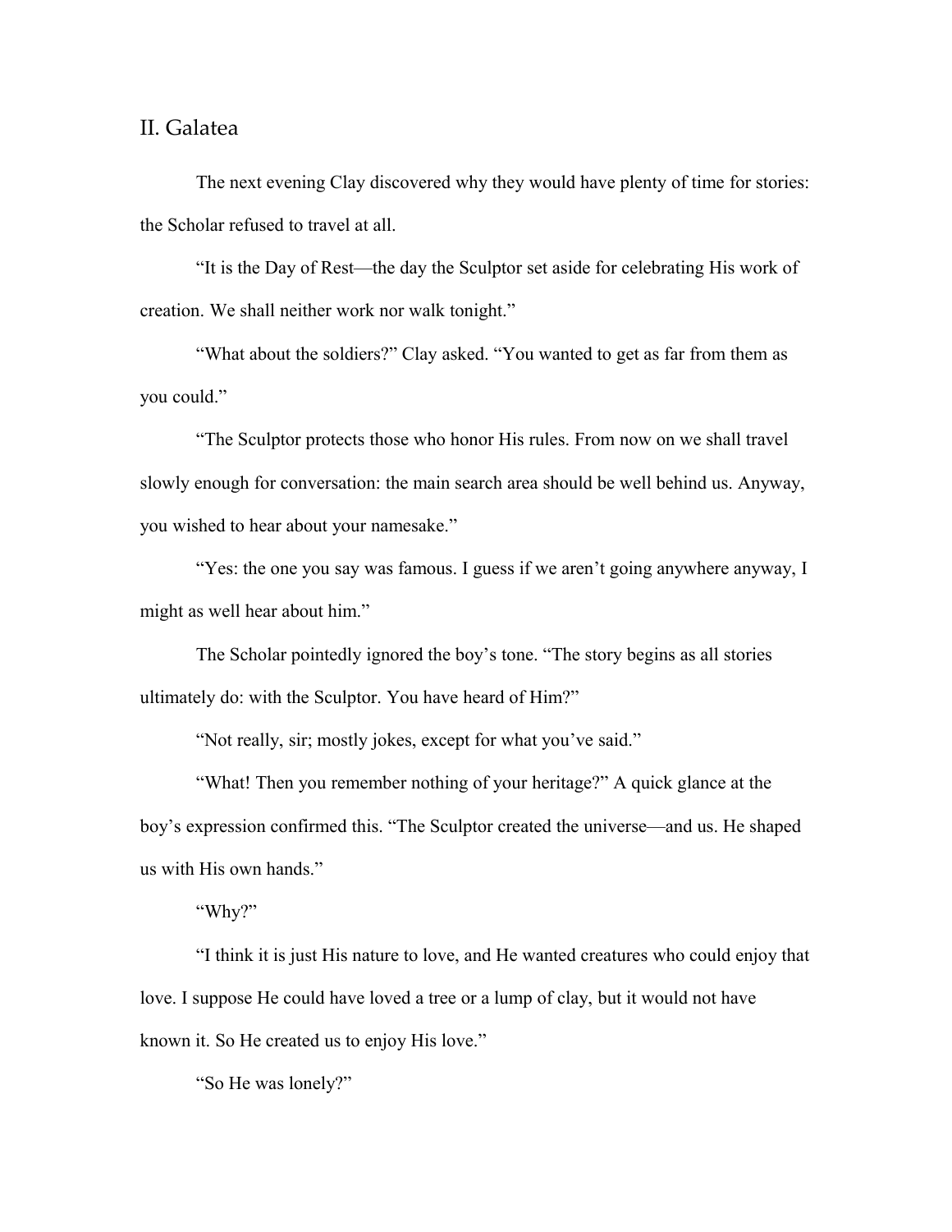## II. Galatea

The next evening Clay discovered why they would have plenty of time for stories: the Scholar refused to travel at all.

"It is the Day of Rest—the day the Sculptor set aside for celebrating His work of creation. We shall neither work nor walk tonight."

"What about the soldiers?" Clay asked. "You wanted to get as far from them as you could."

"The Sculptor protects those who honor His rules. From now on we shall travel slowly enough for conversation: the main search area should be well behind us. Anyway, you wished to hear about your namesake."

"Yes: the one you say was famous. I guess if we aren't going anywhere anyway, I might as well hear about him."

The Scholar pointedly ignored the boy's tone. "The story begins as all stories ultimately do: with the Sculptor. You have heard of Him?"

"Not really, sir; mostly jokes, except for what you've said."

"What! Then you remember nothing of your heritage?" A quick glance at the boy's expression confirmed this. "The Sculptor created the universe—and us. He shaped us with His own hands."

"Why?"

"I think it is just His nature to love, and He wanted creatures who could enjoy that love. I suppose He could have loved a tree or a lump of clay, but it would not have known it. So He created us to enjoy His love."

"So He was lonely?"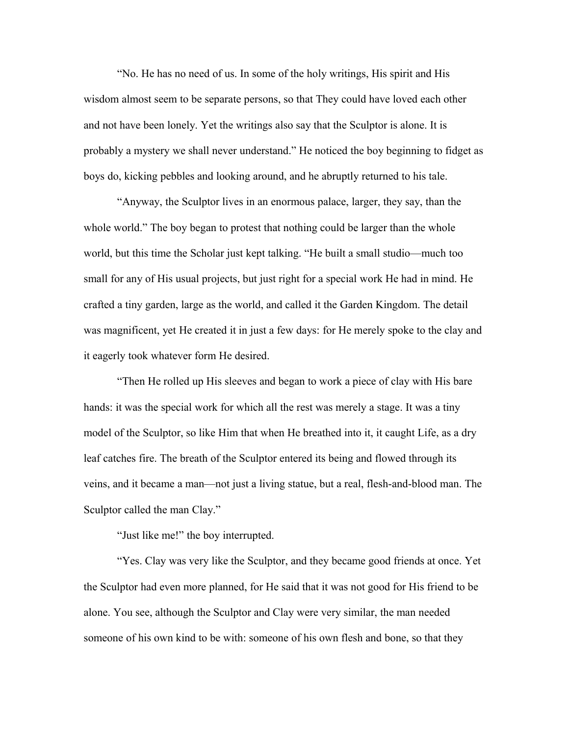"No. He has no need of us. In some of the holy writings, His spirit and His wisdom almost seem to be separate persons, so that They could have loved each other and not have been lonely. Yet the writings also say that the Sculptor is alone. It is probably a mystery we shall never understand." He noticed the boy beginning to fidget as boys do, kicking pebbles and looking around, and he abruptly returned to his tale.

"Anyway, the Sculptor lives in an enormous palace, larger, they say, than the whole world." The boy began to protest that nothing could be larger than the whole world, but this time the Scholar just kept talking. "He built a small studio—much too small for any of His usual projects, but just right for a special work He had in mind. He crafted a tiny garden, large as the world, and called it the Garden Kingdom. The detail was magnificent, yet He created it in just a few days: for He merely spoke to the clay and it eagerly took whatever form He desired.

"Then He rolled up His sleeves and began to work a piece of clay with His bare hands: it was the special work for which all the rest was merely a stage. It was a tiny model of the Sculptor, so like Him that when He breathed into it, it caught Life, as a dry leaf catches fire. The breath of the Sculptor entered its being and flowed through its veins, and it became a man—not just a living statue, but a real, flesh-and-blood man. The Sculptor called the man Clay."

"Just like me!" the boy interrupted.

"Yes. Clay was very like the Sculptor, and they became good friends at once. Yet the Sculptor had even more planned, for He said that it was not good for His friend to be alone. You see, although the Sculptor and Clay were very similar, the man needed someone of his own kind to be with: someone of his own flesh and bone, so that they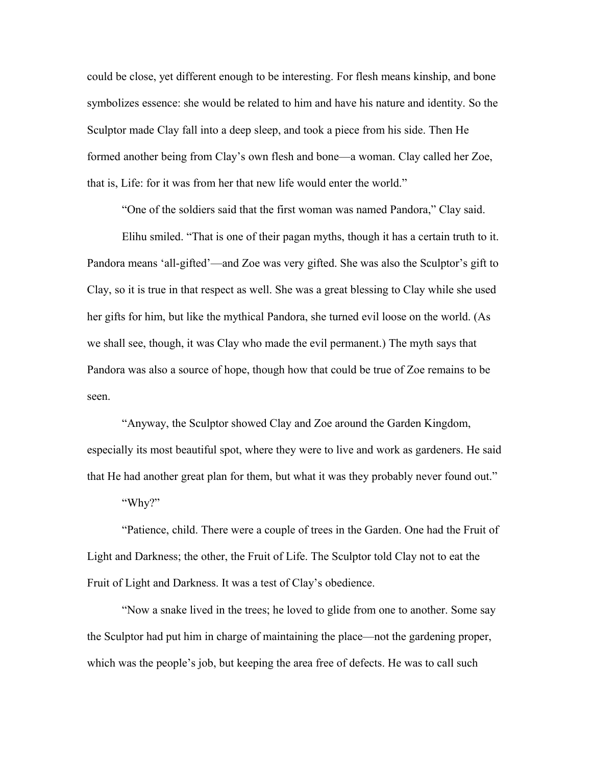could be close, yet different enough to be interesting. For flesh means kinship, and bone symbolizes essence: she would be related to him and have his nature and identity. So the Sculptor made Clay fall into a deep sleep, and took a piece from his side. Then He formed another being from Clay's own flesh and bone—a woman. Clay called her Zoe, that is, Life: for it was from her that new life would enter the world."

"One of the soldiers said that the first woman was named Pandora," Clay said.

Elihu smiled. "That is one of their pagan myths, though it has a certain truth to it. Pandora means 'all-gifted'—and Zoe was very gifted. She was also the Sculptor's gift to Clay, so it is true in that respect as well. She was a great blessing to Clay while she used her gifts for him, but like the mythical Pandora, she turned evil loose on the world. (As we shall see, though, it was Clay who made the evil permanent.) The myth says that Pandora was also a source of hope, though how that could be true of Zoe remains to be seen.

"Anyway, the Sculptor showed Clay and Zoe around the Garden Kingdom, especially its most beautiful spot, where they were to live and work as gardeners. He said that He had another great plan for them, but what it was they probably never found out."

"Why?"

"Patience, child. There were a couple of trees in the Garden. One had the Fruit of Light and Darkness; the other, the Fruit of Life. The Sculptor told Clay not to eat the Fruit of Light and Darkness. It was a test of Clay's obedience.

"Now a snake lived in the trees; he loved to glide from one to another. Some say the Sculptor had put him in charge of maintaining the place—not the gardening proper, which was the people's job, but keeping the area free of defects. He was to call such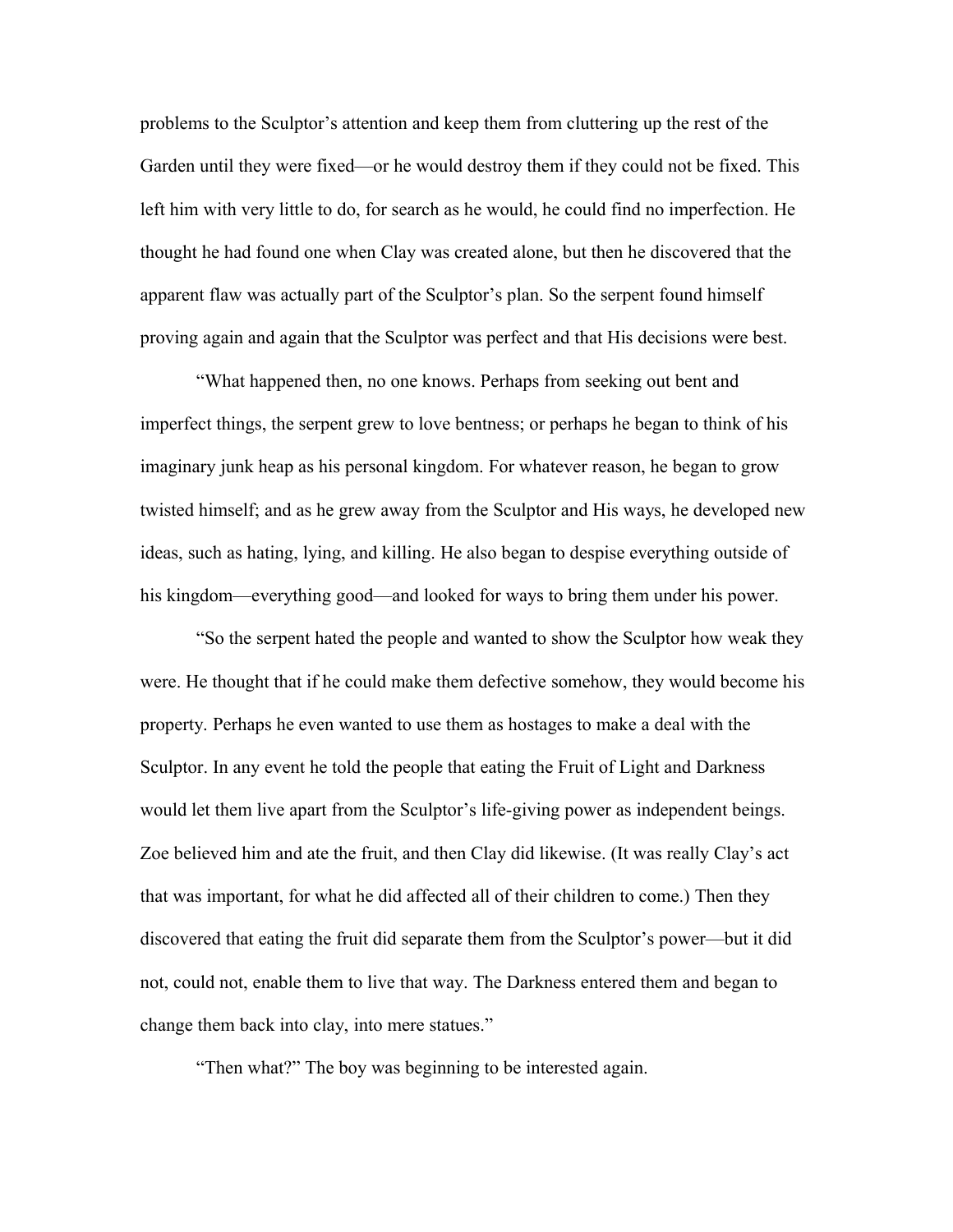problems to the Sculptor's attention and keep them from cluttering up the rest of the Garden until they were fixed—or he would destroy them if they could not be fixed. This left him with very little to do, for search as he would, he could find no imperfection. He thought he had found one when Clay was created alone, but then he discovered that the apparent flaw was actually part of the Sculptor's plan. So the serpent found himself proving again and again that the Sculptor was perfect and that His decisions were best.

"What happened then, no one knows. Perhaps from seeking out bent and imperfect things, the serpent grew to love bentness; or perhaps he began to think of his imaginary junk heap as his personal kingdom. For whatever reason, he began to grow twisted himself; and as he grew away from the Sculptor and His ways, he developed new ideas, such as hating, lying, and killing. He also began to despise everything outside of his kingdom—everything good—and looked for ways to bring them under his power.

"So the serpent hated the people and wanted to show the Sculptor how weak they were. He thought that if he could make them defective somehow, they would become his property. Perhaps he even wanted to use them as hostages to make a deal with the Sculptor. In any event he told the people that eating the Fruit of Light and Darkness would let them live apart from the Sculptor's life-giving power as independent beings. Zoe believed him and ate the fruit, and then Clay did likewise. (It was really Clay's act that was important, for what he did affected all of their children to come.) Then they discovered that eating the fruit did separate them from the Sculptor's power—but it did not, could not, enable them to live that way. The Darkness entered them and began to change them back into clay, into mere statues."

"Then what?" The boy was beginning to be interested again.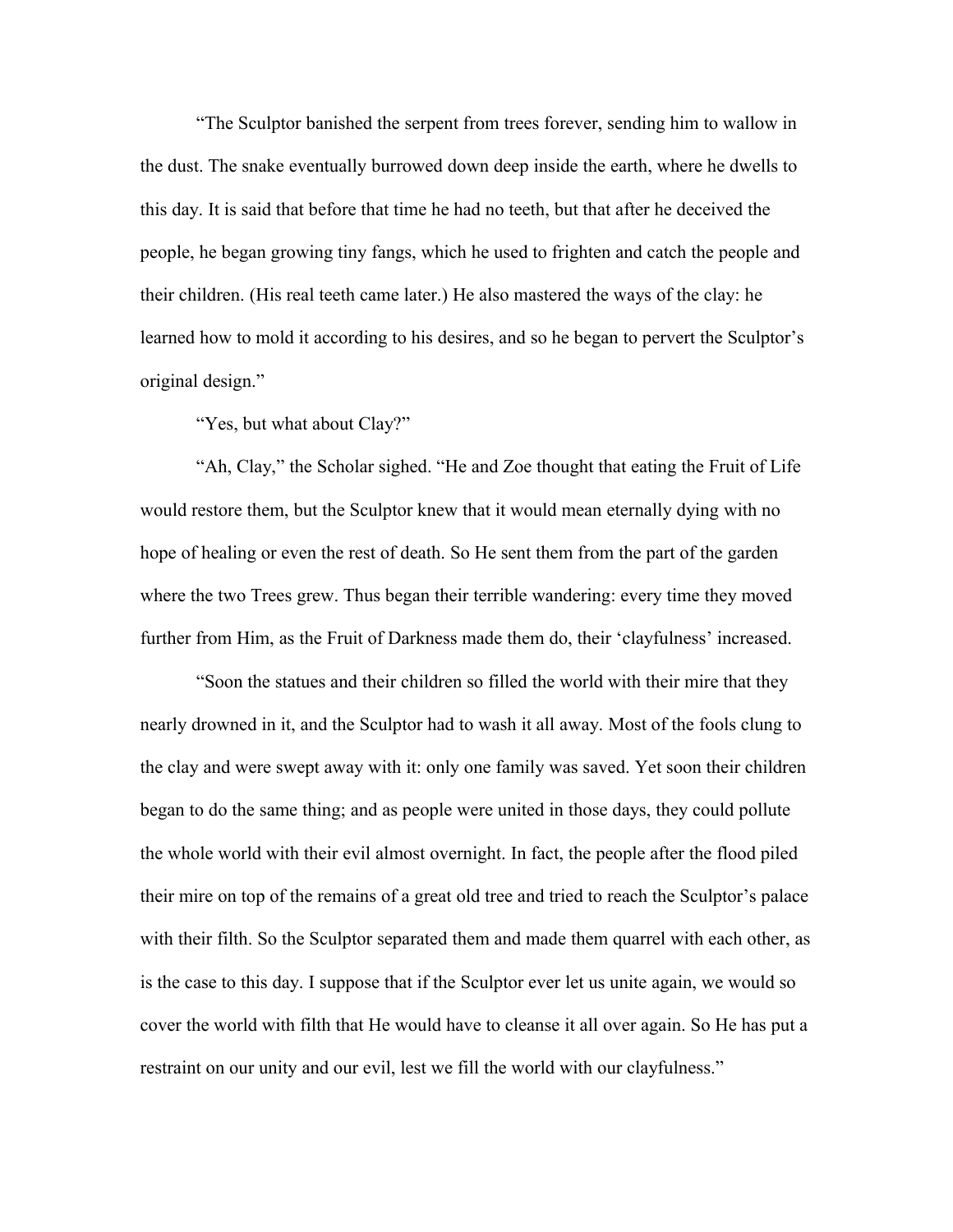"The Sculptor banished the serpent from trees forever, sending him to wallow in the dust. The snake eventually burrowed down deep inside the earth, where he dwells to this day. It is said that before that time he had no teeth, but that after he deceived the people, he began growing tiny fangs, which he used to frighten and catch the people and their children. (His real teeth came later.) He also mastered the ways of the clay: he learned how to mold it according to his desires, and so he began to pervert the Sculptor's original design."

"Yes, but what about Clay?"

"Ah, Clay," the Scholar sighed. "He and Zoe thought that eating the Fruit of Life would restore them, but the Sculptor knew that it would mean eternally dying with no hope of healing or even the rest of death. So He sent them from the part of the garden where the two Trees grew. Thus began their terrible wandering: every time they moved further from Him, as the Fruit of Darkness made them do, their 'clayfulness' increased.

"Soon the statues and their children so filled the world with their mire that they nearly drowned in it, and the Sculptor had to wash it all away. Most of the fools clung to the clay and were swept away with it: only one family was saved. Yet soon their children began to do the same thing; and as people were united in those days, they could pollute the whole world with their evil almost overnight. In fact, the people after the flood piled their mire on top of the remains of a great old tree and tried to reach the Sculptor's palace with their filth. So the Sculptor separated them and made them quarrel with each other, as is the case to this day. I suppose that if the Sculptor ever let us unite again, we would so cover the world with filth that He would have to cleanse it all over again. So He has put a restraint on our unity and our evil, lest we fill the world with our clayfulness."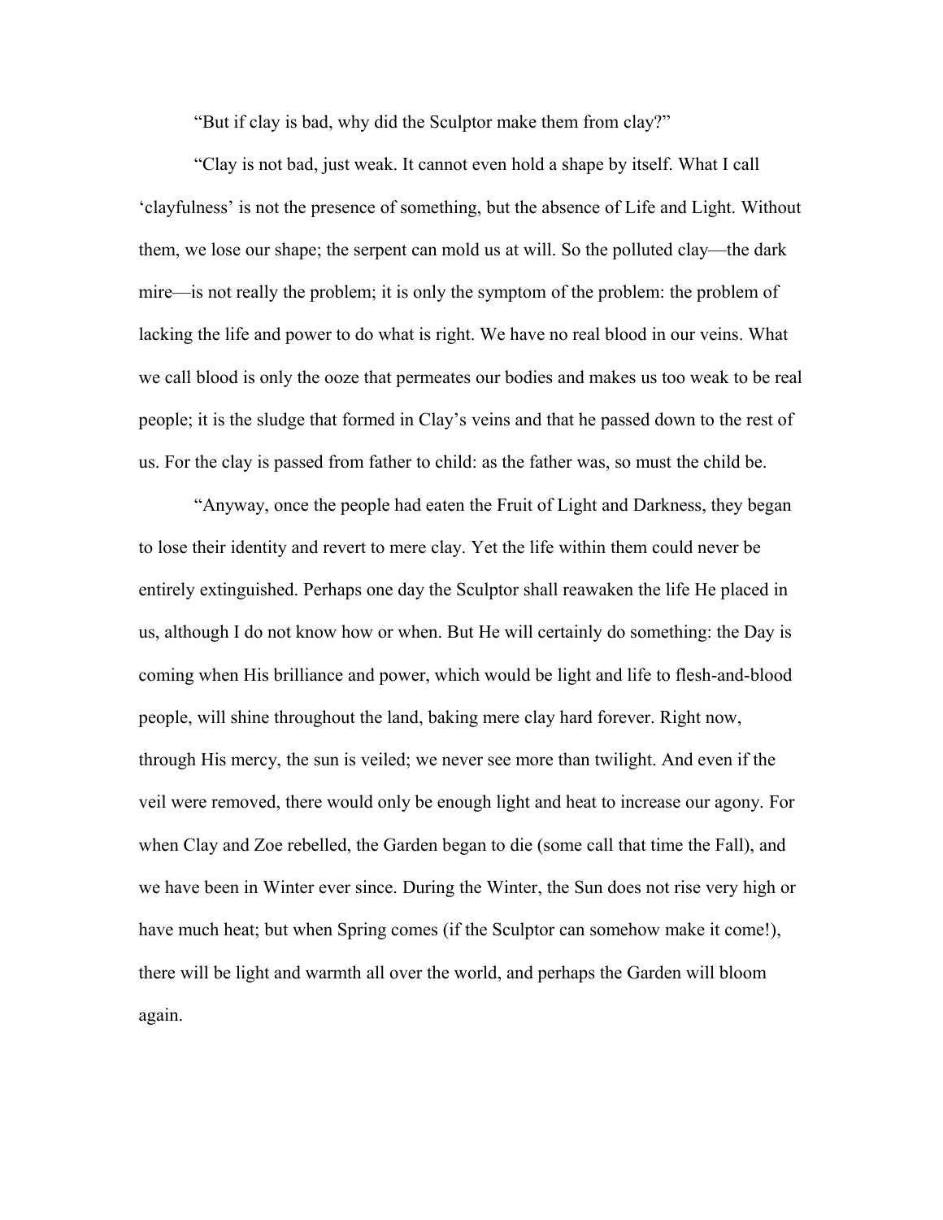"But if clay is bad, why did the Sculptor make them from clay?"

"Clay is not bad, just weak. It cannot even hold a shape by itself. What I call 'clayfulness' is not the presence of something, but the absence of Life and Light. Without them, we lose our shape; the serpent can mold us at will. So the polluted clay—the dark mire—is not really the problem; it is only the symptom of the problem: the problem of lacking the life and power to do what is right. We have no real blood in our veins. What we call blood is only the ooze that permeates our bodies and makes us too weak to be real people; it is the sludge that formed in Clay's veins and that he passed down to the rest of us. For the clay is passed from father to child: as the father was, so must the child be.

"Anyway, once the people had eaten the Fruit of Light and Darkness, they began to lose their identity and revert to mere clay. Yet the life within them could never be entirely extinguished. Perhaps one day the Sculptor shall reawaken the life He placed in us, although I do not know how or when. But He will certainly do something: the Day is coming when His brilliance and power, which would be light and life to flesh-and-blood people, will shine throughout the land, baking mere clay hard forever. Right now, through His mercy, the sun is veiled; we never see more than twilight. And even if the veil were removed, there would only be enough light and heat to increase our agony. For when Clay and Zoe rebelled, the Garden began to die (some call that time the Fall), and we have been in Winter ever since. During the Winter, the Sun does not rise very high or have much heat; but when Spring comes (if the Sculptor can somehow make it come!), there will be light and warmth all over the world, and perhaps the Garden will bloom again.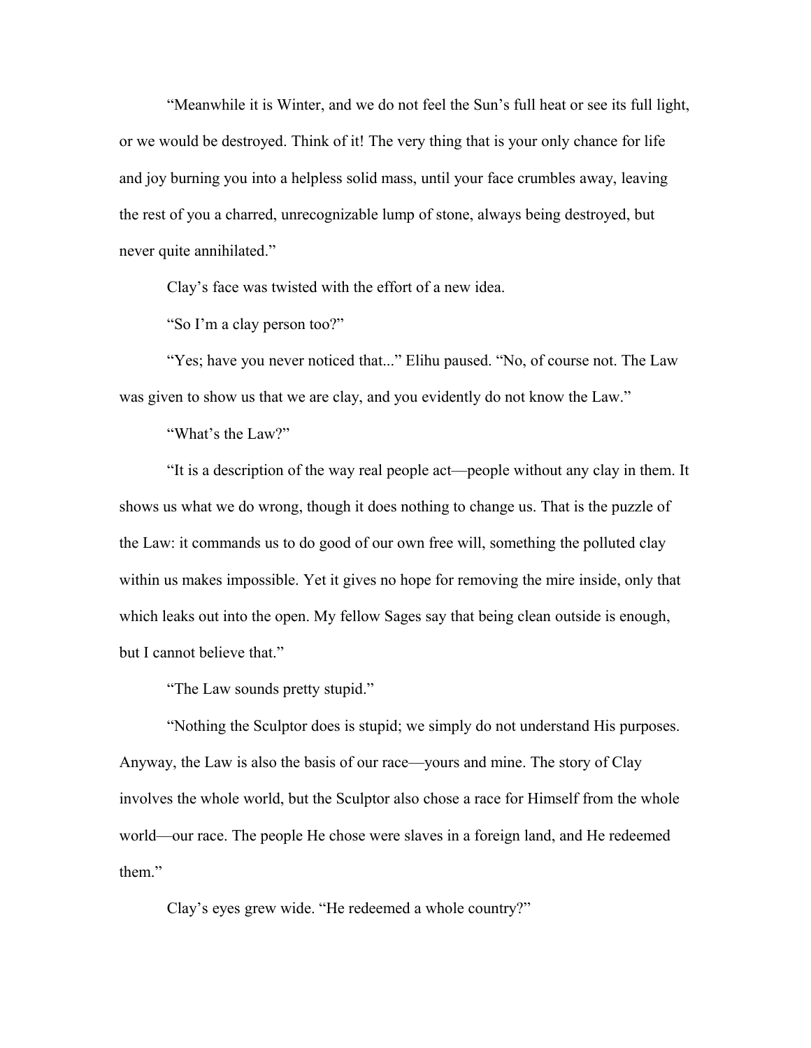"Meanwhile it is Winter, and we do not feel the Sun's full heat or see its full light, or we would be destroyed. Think of it! The very thing that is your only chance for life and joy burning you into a helpless solid mass, until your face crumbles away, leaving the rest of you a charred, unrecognizable lump of stone, always being destroyed, but never quite annihilated."

Clay's face was twisted with the effort of a new idea.

"So I'm a clay person too?"

"Yes; have you never noticed that..." Elihu paused. "No, of course not. The Law was given to show us that we are clay, and you evidently do not know the Law."

"What's the Law?"

"It is a description of the way real people act—people without any clay in them. It shows us what we do wrong, though it does nothing to change us. That is the puzzle of the Law: it commands us to do good of our own free will, something the polluted clay within us makes impossible. Yet it gives no hope for removing the mire inside, only that which leaks out into the open. My fellow Sages say that being clean outside is enough, but I cannot believe that."

"The Law sounds pretty stupid."

"Nothing the Sculptor does is stupid; we simply do not understand His purposes. Anyway, the Law is also the basis of our race—yours and mine. The story of Clay involves the whole world, but the Sculptor also chose a race for Himself from the whole world—our race. The people He chose were slaves in a foreign land, and He redeemed them."

Clay's eyes grew wide. "He redeemed a whole country?"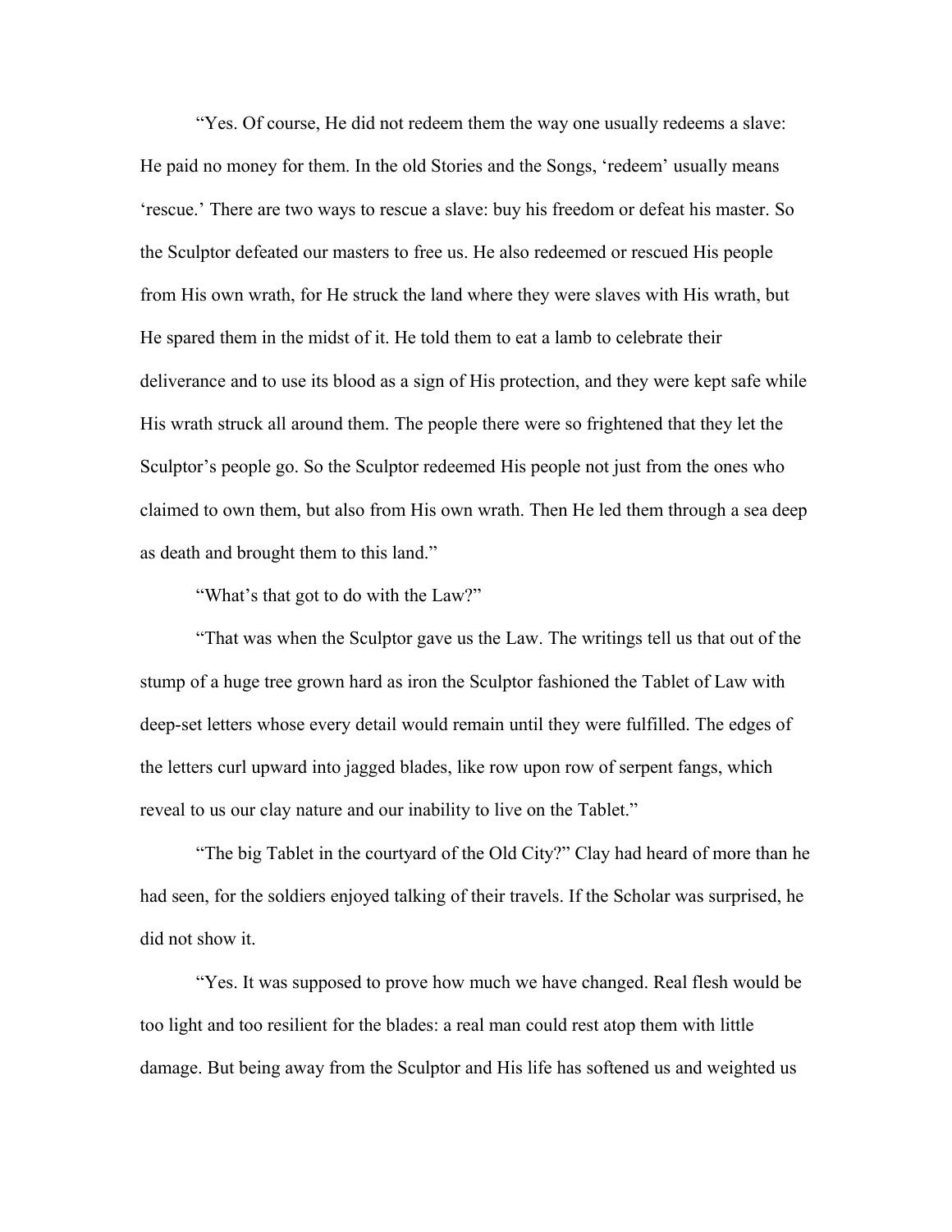"Yes. Of course, He did not redeem them the way one usually redeems a slave: He paid no money for them. In the old Stories and the Songs, 'redeem' usually means 'rescue.' There are two ways to rescue a slave: buy his freedom or defeat his master. So the Sculptor defeated our masters to free us. He also redeemed or rescued His people from His own wrath, for He struck the land where they were slaves with His wrath, but He spared them in the midst of it. He told them to eat a lamb to celebrate their deliverance and to use its blood as a sign of His protection, and they were kept safe while His wrath struck all around them. The people there were so frightened that they let the Sculptor's people go. So the Sculptor redeemed His people not just from the ones who claimed to own them, but also from His own wrath. Then He led them through a sea deep as death and brought them to this land."

"What's that got to do with the Law?"

"That was when the Sculptor gave us the Law. The writings tell us that out of the stump of a huge tree grown hard as iron the Sculptor fashioned the Tablet of Law with deep-set letters whose every detail would remain until they were fulfilled. The edges of the letters curl upward into jagged blades, like row upon row of serpent fangs, which reveal to us our clay nature and our inability to live on the Tablet."

"The big Tablet in the courtyard of the Old City?" Clay had heard of more than he had seen, for the soldiers enjoyed talking of their travels. If the Scholar was surprised, he did not show it.

"Yes. It was supposed to prove how much we have changed. Real flesh would be too light and too resilient for the blades: a real man could rest atop them with little damage. But being away from the Sculptor and His life has softened us and weighted us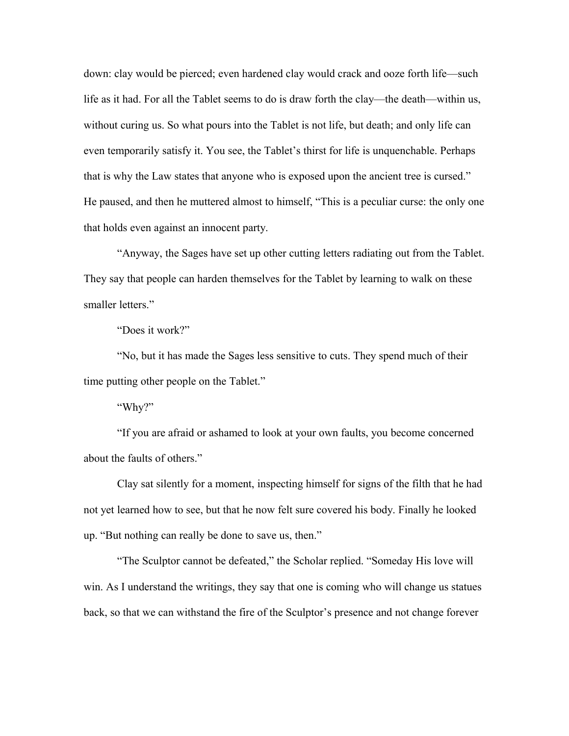down: clay would be pierced; even hardened clay would crack and ooze forth life—such life as it had. For all the Tablet seems to do is draw forth the clay—the death—within us, without curing us. So what pours into the Tablet is not life, but death; and only life can even temporarily satisfy it. You see, the Tablet's thirst for life is unquenchable. Perhaps that is why the Law states that anyone who is exposed upon the ancient tree is cursed." He paused, and then he muttered almost to himself, "This is a peculiar curse: the only one that holds even against an innocent party.

"Anyway, the Sages have set up other cutting letters radiating out from the Tablet. They say that people can harden themselves for the Tablet by learning to walk on these smaller letters."

"Does it work?"

"No, but it has made the Sages less sensitive to cuts. They spend much of their time putting other people on the Tablet."

"Why?"

"If you are afraid or ashamed to look at your own faults, you become concerned about the faults of others."

Clay sat silently for a moment, inspecting himself for signs of the filth that he had not yet learned how to see, but that he now felt sure covered his body. Finally he looked up. "But nothing can really be done to save us, then."

"The Sculptor cannot be defeated," the Scholar replied. "Someday His love will win. As I understand the writings, they say that one is coming who will change us statues back, so that we can withstand the fire of the Sculptor's presence and not change forever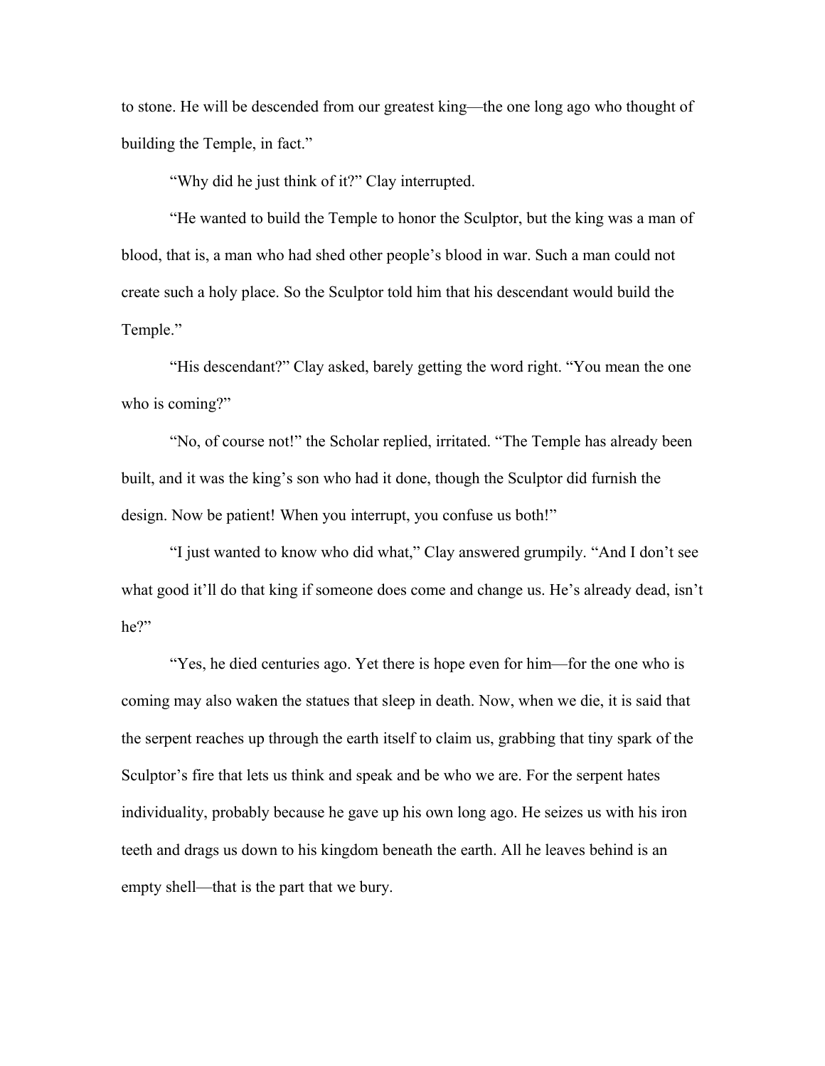to stone. He will be descended from our greatest king—the one long ago who thought of building the Temple, in fact."

"Why did he just think of it?" Clay interrupted.

"He wanted to build the Temple to honor the Sculptor, but the king was a man of blood, that is, a man who had shed other people's blood in war. Such a man could not create such a holy place. So the Sculptor told him that his descendant would build the Temple."

"His descendant?" Clay asked, barely getting the word right. "You mean the one who is coming?"

"No, of course not!" the Scholar replied, irritated. "The Temple has already been built, and it was the king's son who had it done, though the Sculptor did furnish the design. Now be patient! When you interrupt, you confuse us both!"

"I just wanted to know who did what," Clay answered grumpily. "And I don't see what good it'll do that king if someone does come and change us. He's already dead, isn't he?"

"Yes, he died centuries ago. Yet there is hope even for him—for the one who is coming may also waken the statues that sleep in death. Now, when we die, it is said that the serpent reaches up through the earth itself to claim us, grabbing that tiny spark of the Sculptor's fire that lets us think and speak and be who we are. For the serpent hates individuality, probably because he gave up his own long ago. He seizes us with his iron teeth and drags us down to his kingdom beneath the earth. All he leaves behind is an empty shell—that is the part that we bury.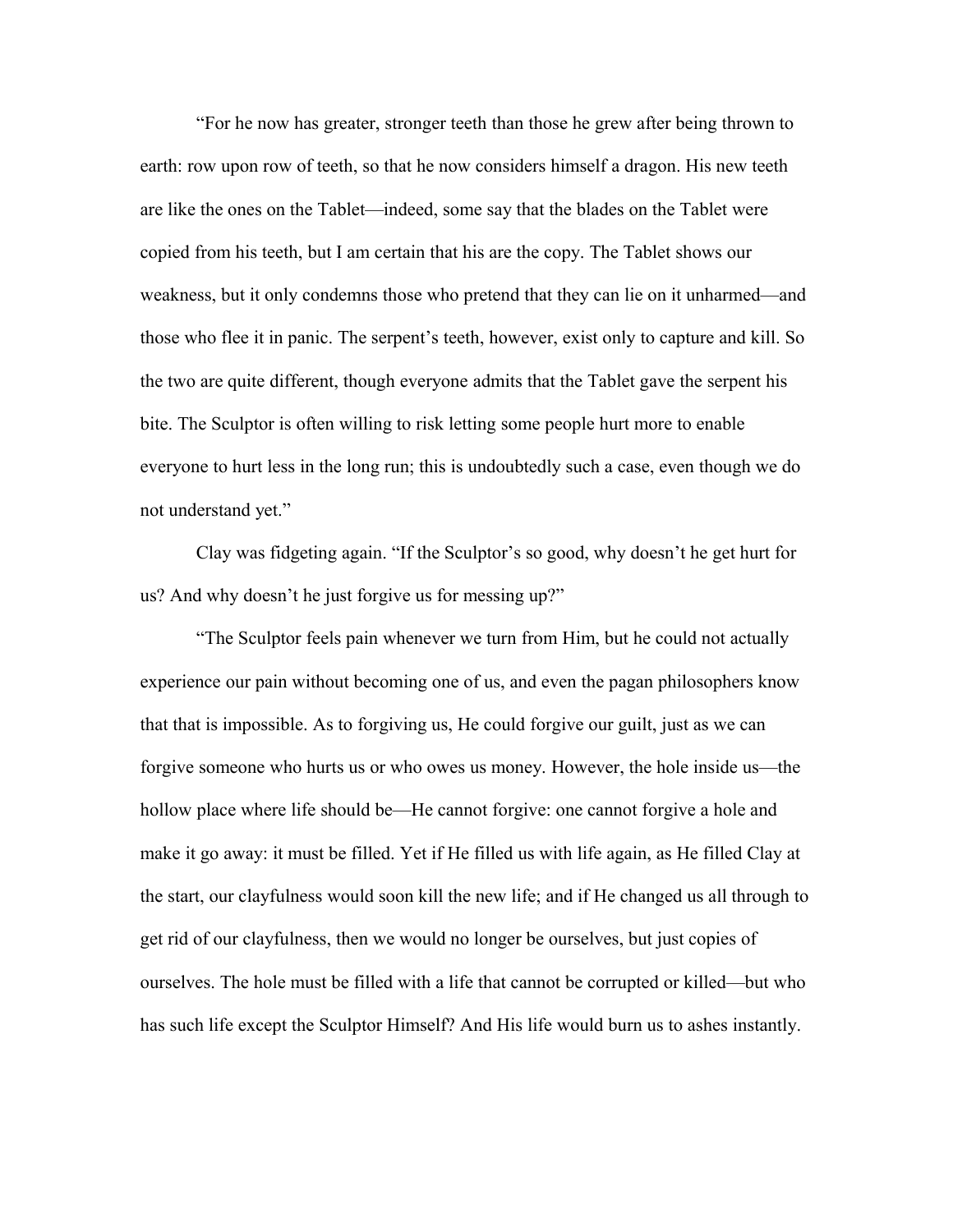"For he now has greater, stronger teeth than those he grew after being thrown to earth: row upon row of teeth, so that he now considers himself a dragon. His new teeth are like the ones on the Tablet—indeed, some say that the blades on the Tablet were copied from his teeth, but I am certain that his are the copy. The Tablet shows our weakness, but it only condemns those who pretend that they can lie on it unharmed—and those who flee it in panic. The serpent's teeth, however, exist only to capture and kill. So the two are quite different, though everyone admits that the Tablet gave the serpent his bite. The Sculptor is often willing to risk letting some people hurt more to enable everyone to hurt less in the long run; this is undoubtedly such a case, even though we do not understand yet."

Clay was fidgeting again. "If the Sculptor's so good, why doesn't he get hurt for us? And why doesn't he just forgive us for messing up?"

"The Sculptor feels pain whenever we turn from Him, but he could not actually experience our pain without becoming one of us, and even the pagan philosophers know that that is impossible. As to forgiving us, He could forgive our guilt, just as we can forgive someone who hurts us or who owes us money. However, the hole inside us—the hollow place where life should be—He cannot forgive: one cannot forgive a hole and make it go away: it must be filled. Yet if He filled us with life again, as He filled Clay at the start, our clayfulness would soon kill the new life; and if He changed us all through to get rid of our clayfulness, then we would no longer be ourselves, but just copies of ourselves. The hole must be filled with a life that cannot be corrupted or killed—but who has such life except the Sculptor Himself? And His life would burn us to ashes instantly.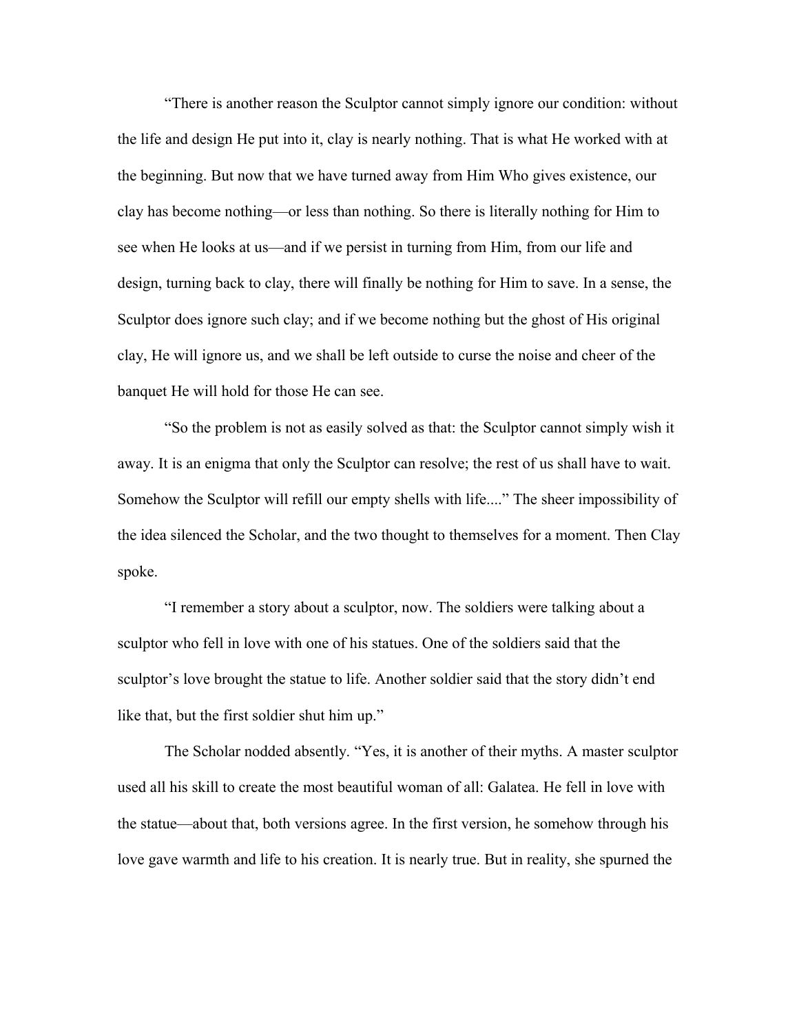"There is another reason the Sculptor cannot simply ignore our condition: without the life and design He put into it, clay is nearly nothing. That is what He worked with at the beginning. But now that we have turned away from Him Who gives existence, our clay has become nothing—or less than nothing. So there is literally nothing for Him to see when He looks at us—and if we persist in turning from Him, from our life and design, turning back to clay, there will finally be nothing for Him to save. In a sense, the Sculptor does ignore such clay; and if we become nothing but the ghost of His original clay, He will ignore us, and we shall be left outside to curse the noise and cheer of the banquet He will hold for those He can see.

"So the problem is not as easily solved as that: the Sculptor cannot simply wish it away. It is an enigma that only the Sculptor can resolve; the rest of us shall have to wait. Somehow the Sculptor will refill our empty shells with life...." The sheer impossibility of the idea silenced the Scholar, and the two thought to themselves for a moment. Then Clay spoke.

"I remember a story about a sculptor, now. The soldiers were talking about a sculptor who fell in love with one of his statues. One of the soldiers said that the sculptor's love brought the statue to life. Another soldier said that the story didn't end like that, but the first soldier shut him up."

The Scholar nodded absently. "Yes, it is another of their myths. A master sculptor used all his skill to create the most beautiful woman of all: Galatea. He fell in love with the statue—about that, both versions agree. In the first version, he somehow through his love gave warmth and life to his creation. It is nearly true. But in reality, she spurned the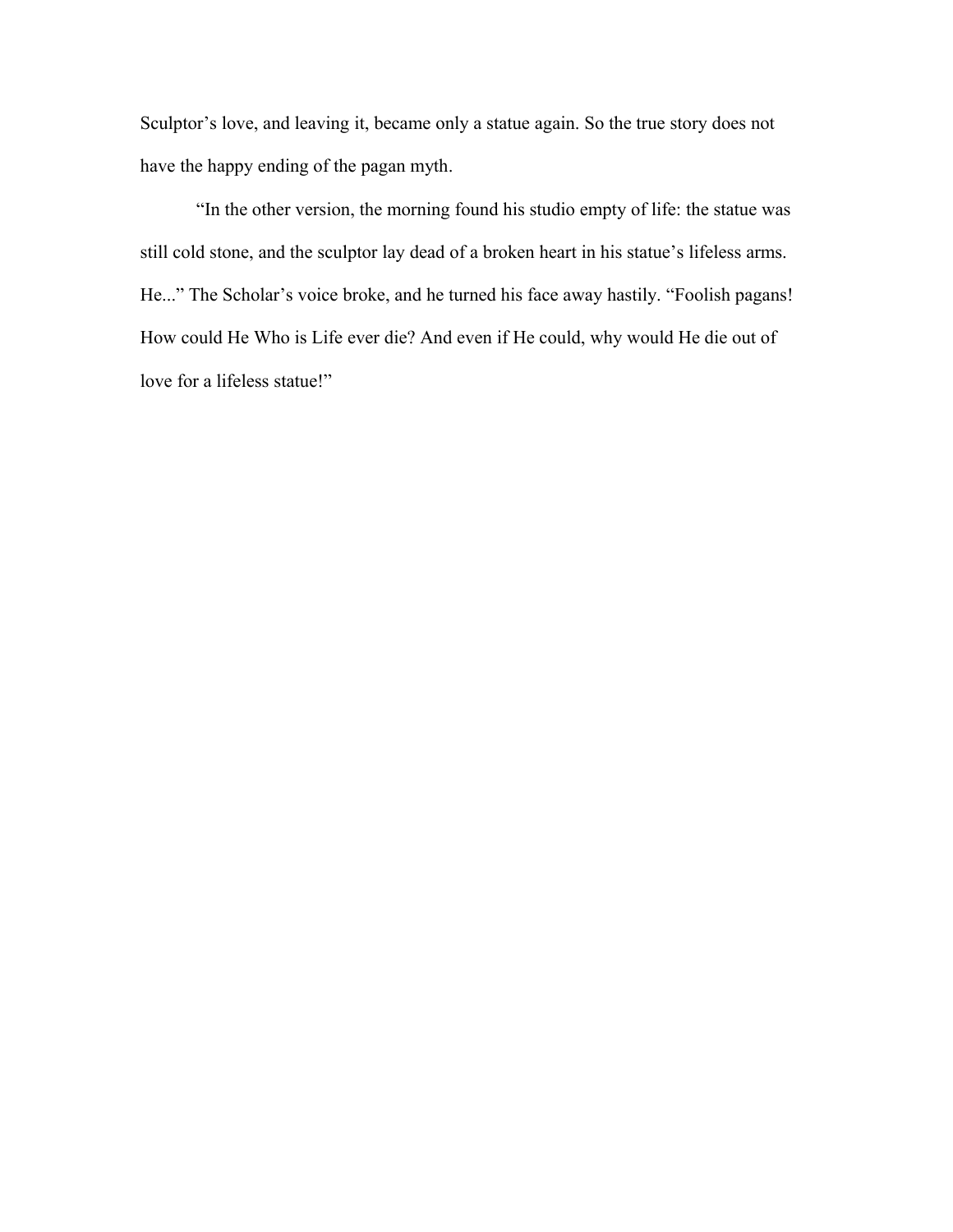Sculptor's love, and leaving it, became only a statue again. So the true story does not have the happy ending of the pagan myth.

"In the other version, the morning found his studio empty of life: the statue was still cold stone, and the sculptor lay dead of a broken heart in his statue's lifeless arms. He..." The Scholar's voice broke, and he turned his face away hastily. "Foolish pagans! How could He Who is Life ever die? And even if He could, why would He die out of love for a lifeless statue!"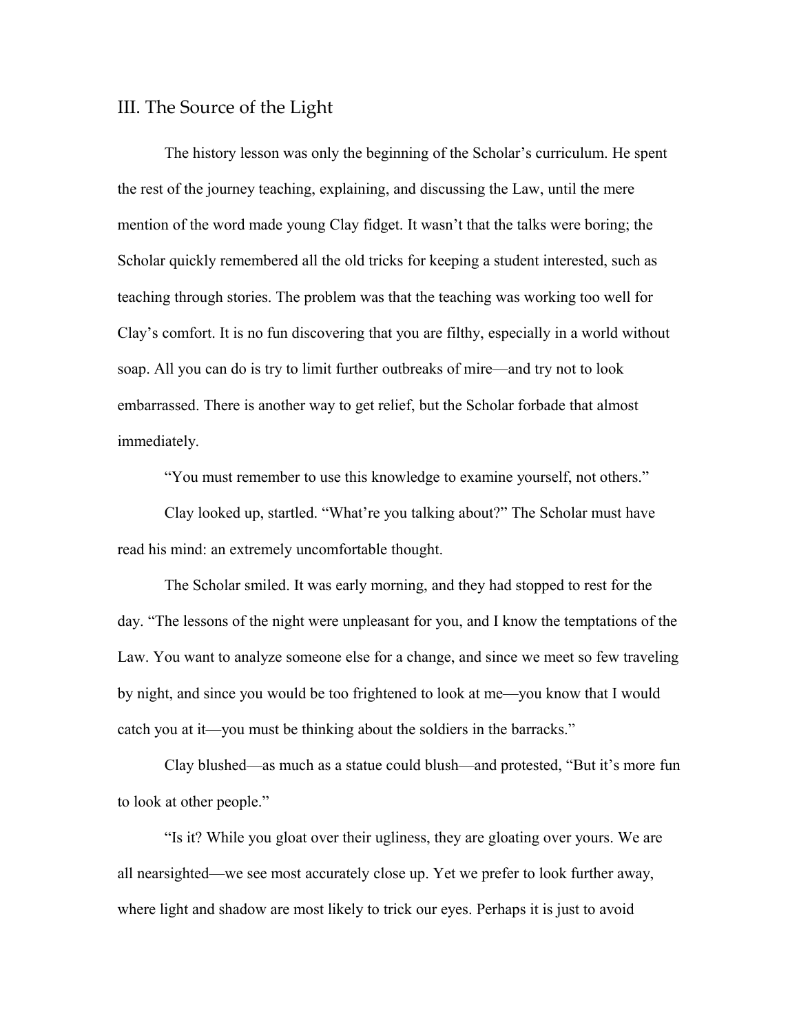## III. The Source of the Light

The history lesson was only the beginning of the Scholar's curriculum. He spent the rest of the journey teaching, explaining, and discussing the Law, until the mere mention of the word made young Clay fidget. It wasn't that the talks were boring; the Scholar quickly remembered all the old tricks for keeping a student interested, such as teaching through stories. The problem was that the teaching was working too well for Clay's comfort. It is no fun discovering that you are filthy, especially in a world without soap. All you can do is try to limit further outbreaks of mire—and try not to look embarrassed. There is another way to get relief, but the Scholar forbade that almost immediately.

"You must remember to use this knowledge to examine yourself, not others."

Clay looked up, startled. "What're you talking about?" The Scholar must have read his mind: an extremely uncomfortable thought.

The Scholar smiled. It was early morning, and they had stopped to rest for the day. "The lessons of the night were unpleasant for you, and I know the temptations of the Law. You want to analyze someone else for a change, and since we meet so few traveling by night, and since you would be too frightened to look at me—you know that I would catch you at it—you must be thinking about the soldiers in the barracks."

Clay blushed—as much as a statue could blush—and protested, "But it's more fun to look at other people."

"Is it? While you gloat over their ugliness, they are gloating over yours. We are all nearsighted—we see most accurately close up. Yet we prefer to look further away, where light and shadow are most likely to trick our eyes. Perhaps it is just to avoid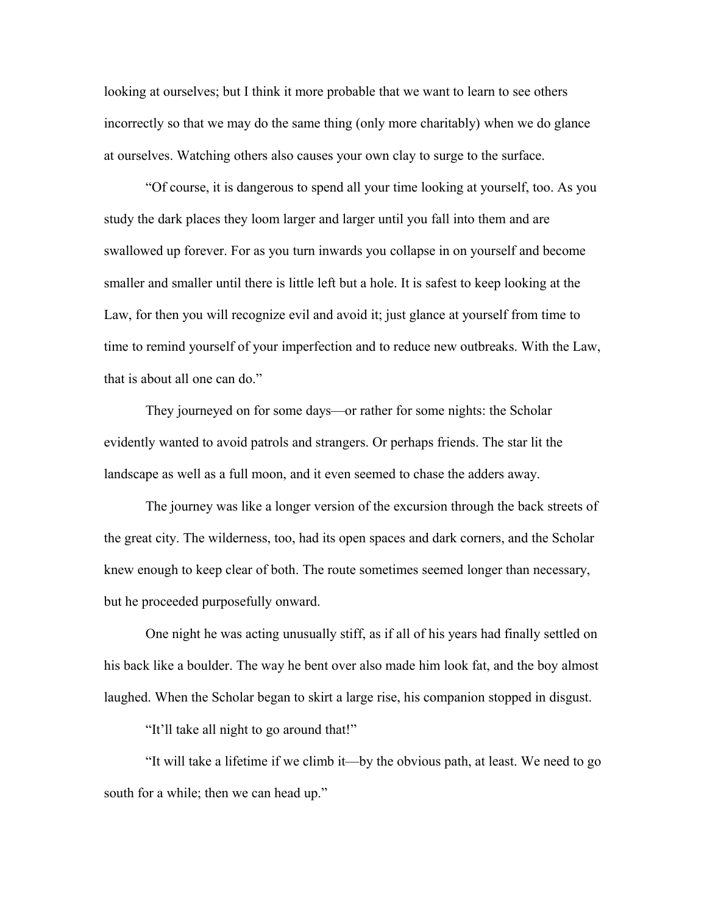looking at ourselves; but I think it more probable that we want to learn to see others incorrectly so that we may do the same thing (only more charitably) when we do glance at ourselves. Watching others also causes your own clay to surge to the surface.

"Of course, it is dangerous to spend all your time looking at yourself, too. As you study the dark places they loom larger and larger until you fall into them and are swallowed up forever. For as you turn inwards you collapse in on yourself and become smaller and smaller until there is little left but a hole. It is safest to keep looking at the Law, for then you will recognize evil and avoid it; just glance at yourself from time to time to remind yourself of your imperfection and to reduce new outbreaks. With the Law, that is about all one can do."

They journeyed on for some days—or rather for some nights: the Scholar evidently wanted to avoid patrols and strangers. Or perhaps friends. The star lit the landscape as well as a full moon, and it even seemed to chase the adders away.

The journey was like a longer version of the excursion through the back streets of the great city. The wilderness, too, had its open spaces and dark corners, and the Scholar knew enough to keep clear of both. The route sometimes seemed longer than necessary, but he proceeded purposefully onward.

One night he was acting unusually stiff, as if all of his years had finally settled on his back like a boulder. The way he bent over also made him look fat, and the boy almost laughed. When the Scholar began to skirt a large rise, his companion stopped in disgust.

"It'll take all night to go around that!"

"It will take a lifetime if we climb it—by the obvious path, at least. We need to go south for a while; then we can head up."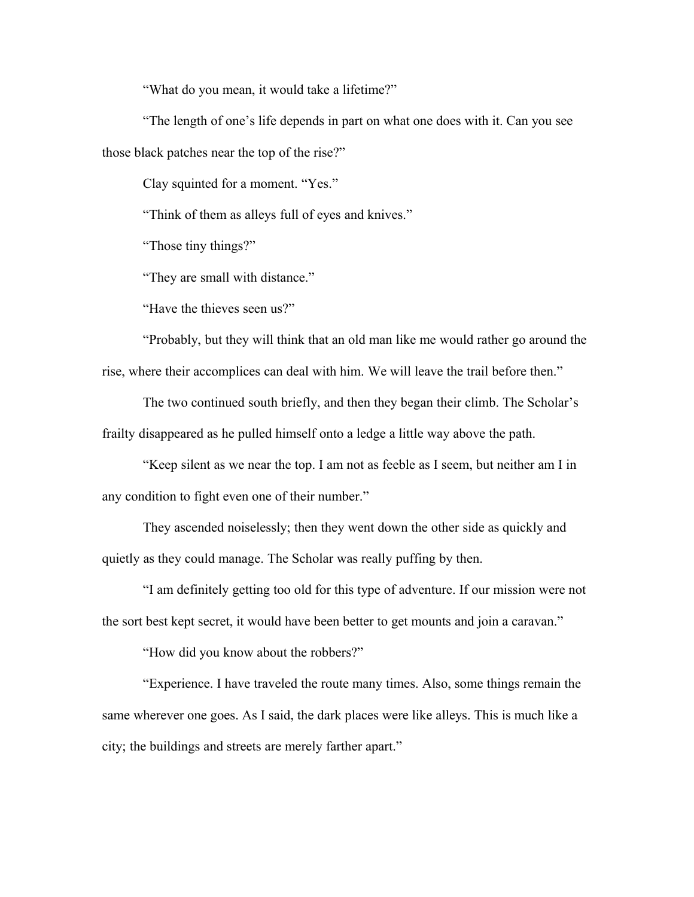“What do you mean, it would take a lifetime?”

“The length of one’s life depends in part on what one does with it. Can you see those black patches near the top of the rise?”

Clay squinted for a moment. “Yes.”

“Think of them as alleys full of eyes and knives.”

“Those tiny things?”

“They are small with distance.”

“Have the thieves seen us?”

“Probably, but they will think that an old man like me would rather go around the rise, where their accomplices can deal with him. We will leave the trail before then.”

The two continued south briefly, and then they began their climb. The Scholar’s frailty disappeared as he pulled himself onto a ledge a little way above the path.

“Keep silent as we near the top. I am not as feeble as I seem, but neither am I in any condition to fight even one of their number.”

They ascended noiselessly; then they went down the other side as quickly and quietly as they could manage. The Scholar was really puffing by then.

“I am definitely getting too old for this type of adventure. If our mission were not the sort best kept secret, it would have been better to get mounts and join a caravan.”

“How did you know about the robbers?”

“Experience. I have traveled the route many times. Also, some things remain the same wherever one goes. As I said, the dark places were like alleys. This is much like a city; the buildings and streets are merely farther apart.”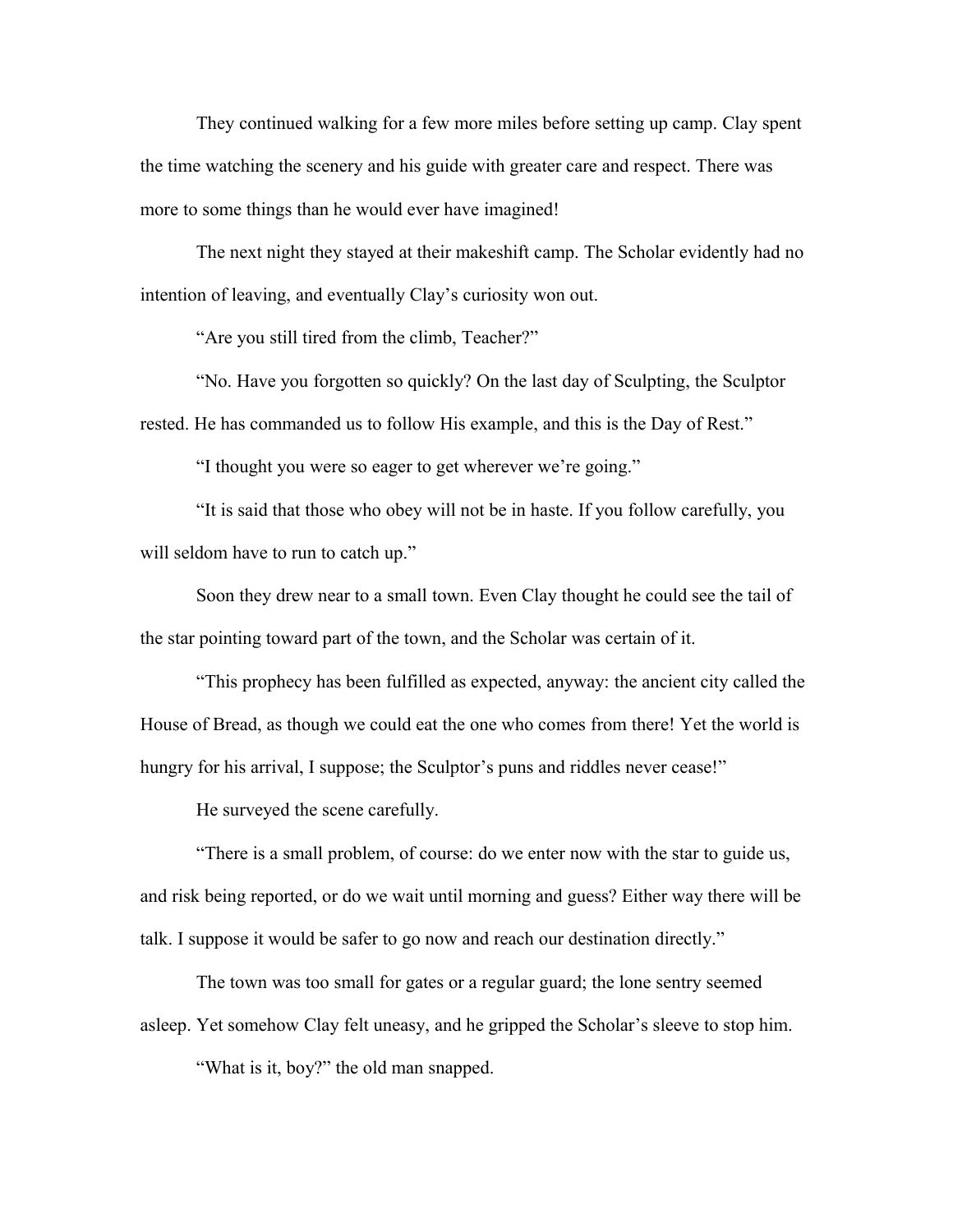They continued walking for a few more miles before setting up camp. Clay spent the time watching the scenery and his guide with greater care and respect. There was more to some things than he would ever have imagined!

The next night they stayed at their makeshift camp. The Scholar evidently had no intention of leaving, and eventually Clay's curiosity won out.

"Are you still tired from the climb, Teacher?"

"No. Have you forgotten so quickly? On the last day of Sculpting, the Sculptor rested. He has commanded us to follow His example, and this is the Day of Rest."

"I thought you were so eager to get wherever we're going."

"It is said that those who obey will not be in haste. If you follow carefully, you will seldom have to run to catch up."

Soon they drew near to a small town. Even Clay thought he could see the tail of the star pointing toward part of the town, and the Scholar was certain of it.

"This prophecy has been fulfilled as expected, anyway: the ancient city called the House of Bread, as though we could eat the one who comes from there! Yet the world is hungry for his arrival, I suppose; the Sculptor's puns and riddles never cease!"

He surveyed the scene carefully.

"There is a small problem, of course: do we enter now with the star to guide us, and risk being reported, or do we wait until morning and guess? Either way there will be talk. I suppose it would be safer to go now and reach our destination directly."

The town was too small for gates or a regular guard; the lone sentry seemed asleep. Yet somehow Clay felt uneasy, and he gripped the Scholar's sleeve to stop him.

"What is it, boy?" the old man snapped.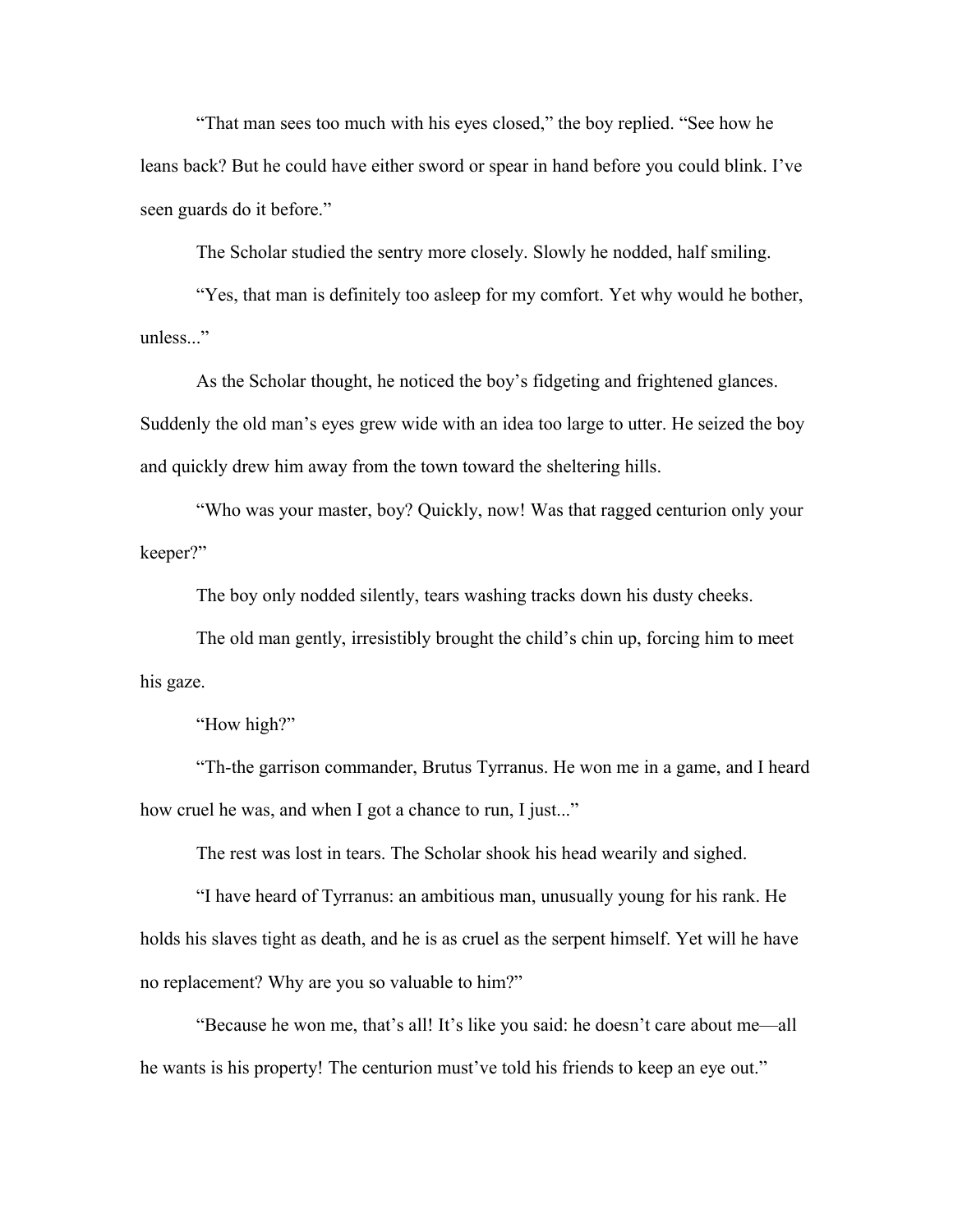"That man sees too much with his eyes closed," the boy replied. "See how he leans back? But he could have either sword or spear in hand before you could blink. I've seen guards do it before."

The Scholar studied the sentry more closely. Slowly he nodded, half smiling.

"Yes, that man is definitely too asleep for my comfort. Yet why would he bother, unless..."

As the Scholar thought, he noticed the boy's fidgeting and frightened glances. Suddenly the old man's eyes grew wide with an idea too large to utter. He seized the boy and quickly drew him away from the town toward the sheltering hills.

"Who was your master, boy? Quickly, now! Was that ragged centurion only your keeper?"

The boy only nodded silently, tears washing tracks down his dusty cheeks.

The old man gently, irresistibly brought the child's chin up, forcing him to meet his gaze.

"How high?"

"Th-the garrison commander, Brutus Tyrranus. He won me in a game, and I heard how cruel he was, and when I got a chance to run, I just..."

The rest was lost in tears. The Scholar shook his head wearily and sighed.

"I have heard of Tyrranus: an ambitious man, unusually young for his rank. He holds his slaves tight as death, and he is as cruel as the serpent himself. Yet will he have no replacement? Why are you so valuable to him?"

"Because he won me, that's all! It's like you said: he doesn't care about me—all he wants is his property! The centurion must've told his friends to keep an eye out."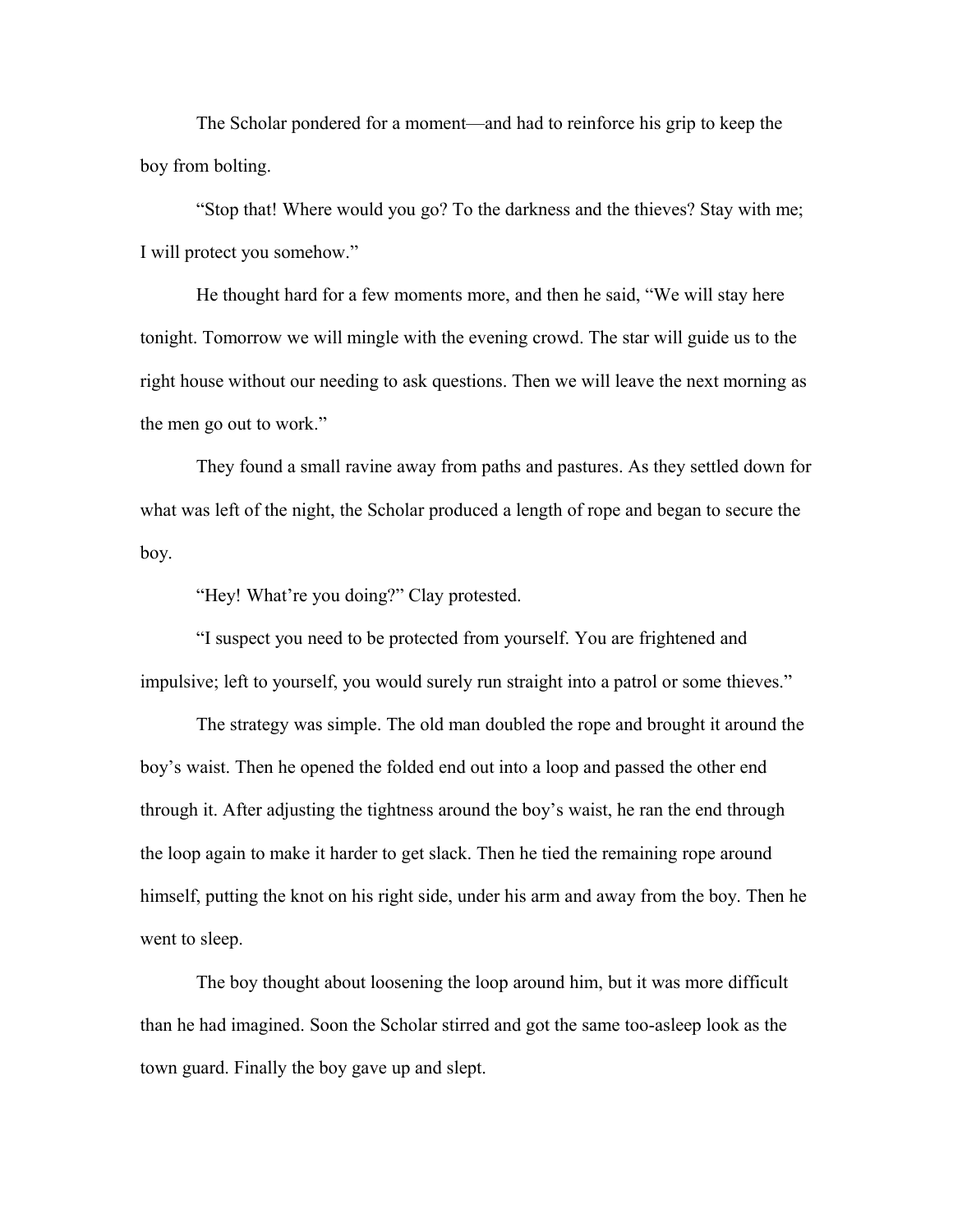The Scholar pondered for a moment—and had to reinforce his grip to keep the boy from bolting.

"Stop that! Where would you go? To the darkness and the thieves? Stay with me; I will protect you somehow."

He thought hard for a few moments more, and then he said, "We will stay here tonight. Tomorrow we will mingle with the evening crowd. The star will guide us to the right house without our needing to ask questions. Then we will leave the next morning as the men go out to work."

They found a small ravine away from paths and pastures. As they settled down for what was left of the night, the Scholar produced a length of rope and began to secure the boy.

"Hey! What're you doing?" Clay protested.

"I suspect you need to be protected from yourself. You are frightened and impulsive; left to yourself, you would surely run straight into a patrol or some thieves."

The strategy was simple. The old man doubled the rope and brought it around the boy's waist. Then he opened the folded end out into a loop and passed the other end through it. After adjusting the tightness around the boy's waist, he ran the end through the loop again to make it harder to get slack. Then he tied the remaining rope around himself, putting the knot on his right side, under his arm and away from the boy. Then he went to sleep.

The boy thought about loosening the loop around him, but it was more difficult than he had imagined. Soon the Scholar stirred and got the same too-asleep look as the town guard. Finally the boy gave up and slept.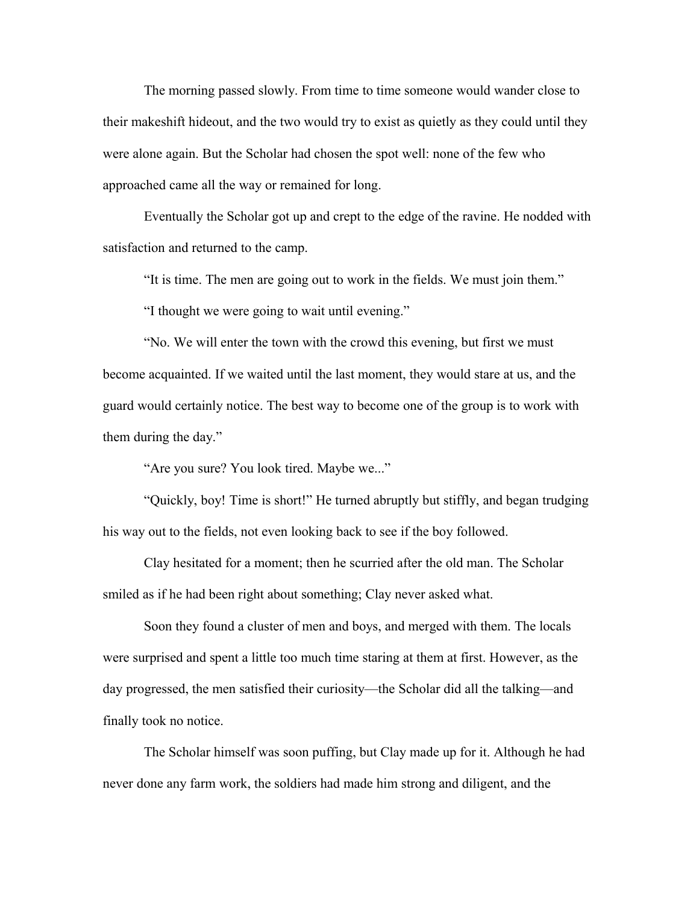The morning passed slowly. From time to time someone would wander close to their makeshift hideout, and the two would try to exist as quietly as they could until they were alone again. But the Scholar had chosen the spot well: none of the few who approached came all the way or remained for long.

Eventually the Scholar got up and crept to the edge of the ravine. He nodded with satisfaction and returned to the camp.

“It is time. The men are going out to work in the fields. We must join them.”

“I thought we were going to wait until evening.”

“No. We will enter the town with the crowd this evening, but first we must become acquainted. If we waited until the last moment, they would stare at us, and the guard would certainly notice. The best way to become one of the group is to work with them during the day.”

“Are you sure? You look tired. Maybe we...”

“Quickly, boy! Time is short!” He turned abruptly but stiffly, and began trudging his way out to the fields, not even looking back to see if the boy followed.

Clay hesitated for a moment; then he scurried after the old man. The Scholar smiled as if he had been right about something; Clay never asked what.

Soon they found a cluster of men and boys, and merged with them. The locals were surprised and spent a little too much time staring at them at first. However, as the day progressed, the men satisfied their curiosity—the Scholar did all the talking—and finally took no notice.

The Scholar himself was soon puffing, but Clay made up for it. Although he had never done any farm work, the soldiers had made him strong and diligent, and the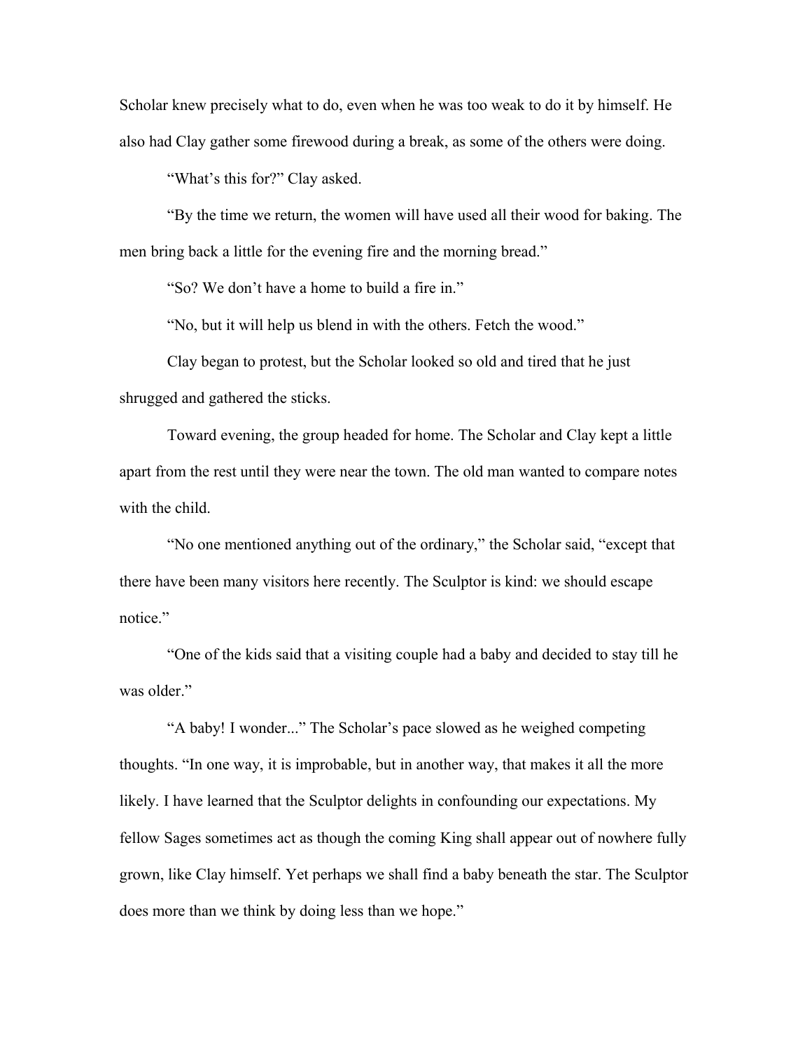Scholar knew precisely what to do, even when he was too weak to do it by himself. He also had Clay gather some firewood during a break, as some of the others were doing.

"What's this for?" Clay asked.

"By the time we return, the women will have used all their wood for baking. The men bring back a little for the evening fire and the morning bread."

"So? We don't have a home to build a fire in."

"No, but it will help us blend in with the others. Fetch the wood."

Clay began to protest, but the Scholar looked so old and tired that he just shrugged and gathered the sticks.

Toward evening, the group headed for home. The Scholar and Clay kept a little apart from the rest until they were near the town. The old man wanted to compare notes with the child.

"No one mentioned anything out of the ordinary," the Scholar said, "except that there have been many visitors here recently. The Sculptor is kind: we should escape notice."

"One of the kids said that a visiting couple had a baby and decided to stay till he was older."

"A baby! I wonder..." The Scholar's pace slowed as he weighed competing thoughts. "In one way, it is improbable, but in another way, that makes it all the more likely. I have learned that the Sculptor delights in confounding our expectations. My fellow Sages sometimes act as though the coming King shall appear out of nowhere fully grown, like Clay himself. Yet perhaps we shall find a baby beneath the star. The Sculptor does more than we think by doing less than we hope."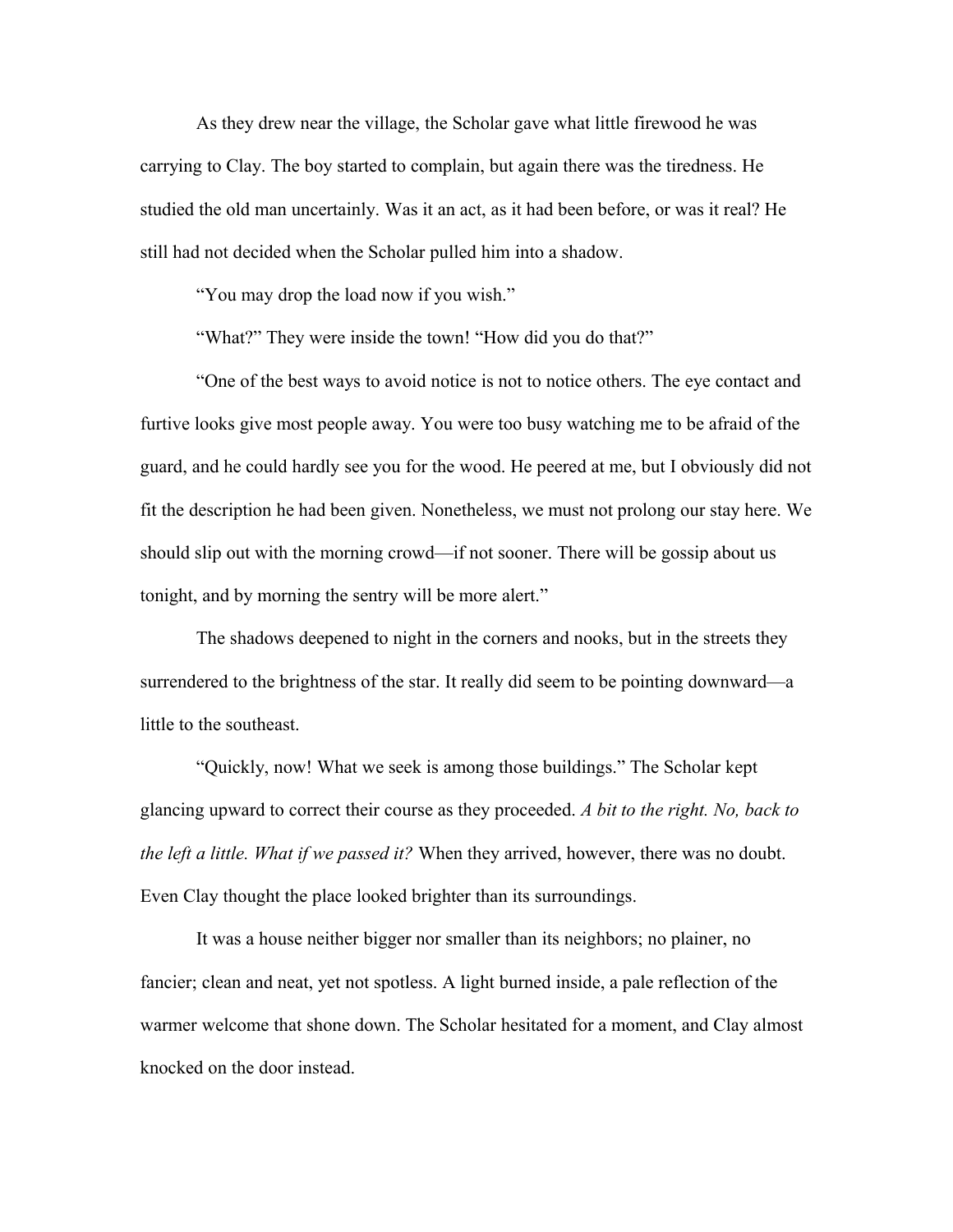As they drew near the village, the Scholar gave what little firewood he was carrying to Clay. The boy started to complain, but again there was the tiredness. He studied the old man uncertainly. Was it an act, as it had been before, or was it real? He still had not decided when the Scholar pulled him into a shadow.

"You may drop the load now if you wish."

"What?" They were inside the town! "How did you do that?"

"One of the best ways to avoid notice is not to notice others. The eye contact and furtive looks give most people away. You were too busy watching me to be afraid of the guard, and he could hardly see you for the wood. He peered at me, but I obviously did not fit the description he had been given. Nonetheless, we must not prolong our stay here. We should slip out with the morning crowd—if not sooner. There will be gossip about us tonight, and by morning the sentry will be more alert."

The shadows deepened to night in the corners and nooks, but in the streets they surrendered to the brightness of the star. It really did seem to be pointing downward—a little to the southeast.

"Quickly, now! What we seek is among those buildings." The Scholar kept glancing upward to correct their course as they proceeded. *A bit to the right. No, back to the left a little. What if we passed it?* When they arrived, however, there was no doubt. Even Clay thought the place looked brighter than its surroundings.

It was a house neither bigger nor smaller than its neighbors; no plainer, no fancier; clean and neat, yet not spotless. A light burned inside, a pale reflection of the warmer welcome that shone down. The Scholar hesitated for a moment, and Clay almost knocked on the door instead.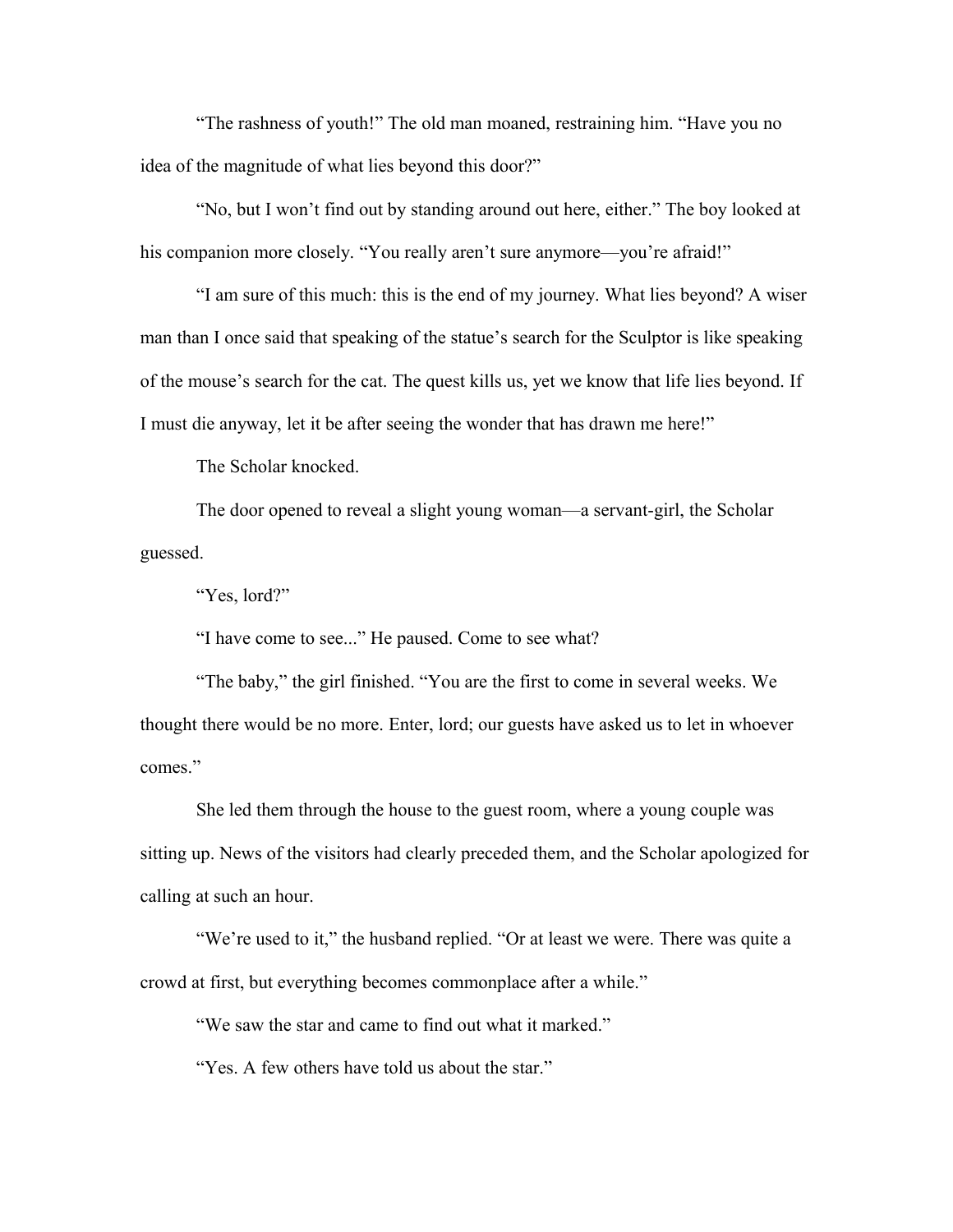“The rashness of youth!” The old man moaned, restraining him. “Have you no idea of the magnitude of what lies beyond this door?”

“No, but I won’t find out by standing around out here, either.” The boy looked at his companion more closely. “You really aren’t sure anymore—you’re afraid!”

“I am sure of this much: this is the end of my journey. What lies beyond? A wiser man than I once said that speaking of the statue’s search for the Sculptor is like speaking of the mouse’s search for the cat. The quest kills us, yet we know that life lies beyond. If I must die anyway, let it be after seeing the wonder that has drawn me here!”

The Scholar knocked.

The door opened to reveal a slight young woman—a servant-girl, the Scholar guessed.

“Yes, lord?”

“I have come to see...” He paused. Come to see what?

“The baby,” the girl finished. “You are the first to come in several weeks. We thought there would be no more. Enter, lord; our guests have asked us to let in whoever comes.”

She led them through the house to the guest room, where a young couple was sitting up. News of the visitors had clearly preceded them, and the Scholar apologized for calling at such an hour.

“We’re used to it,” the husband replied. “Or at least we were. There was quite a crowd at first, but everything becomes commonplace after a while.”

“We saw the star and came to find out what it marked.”

“Yes. A few others have told us about the star.”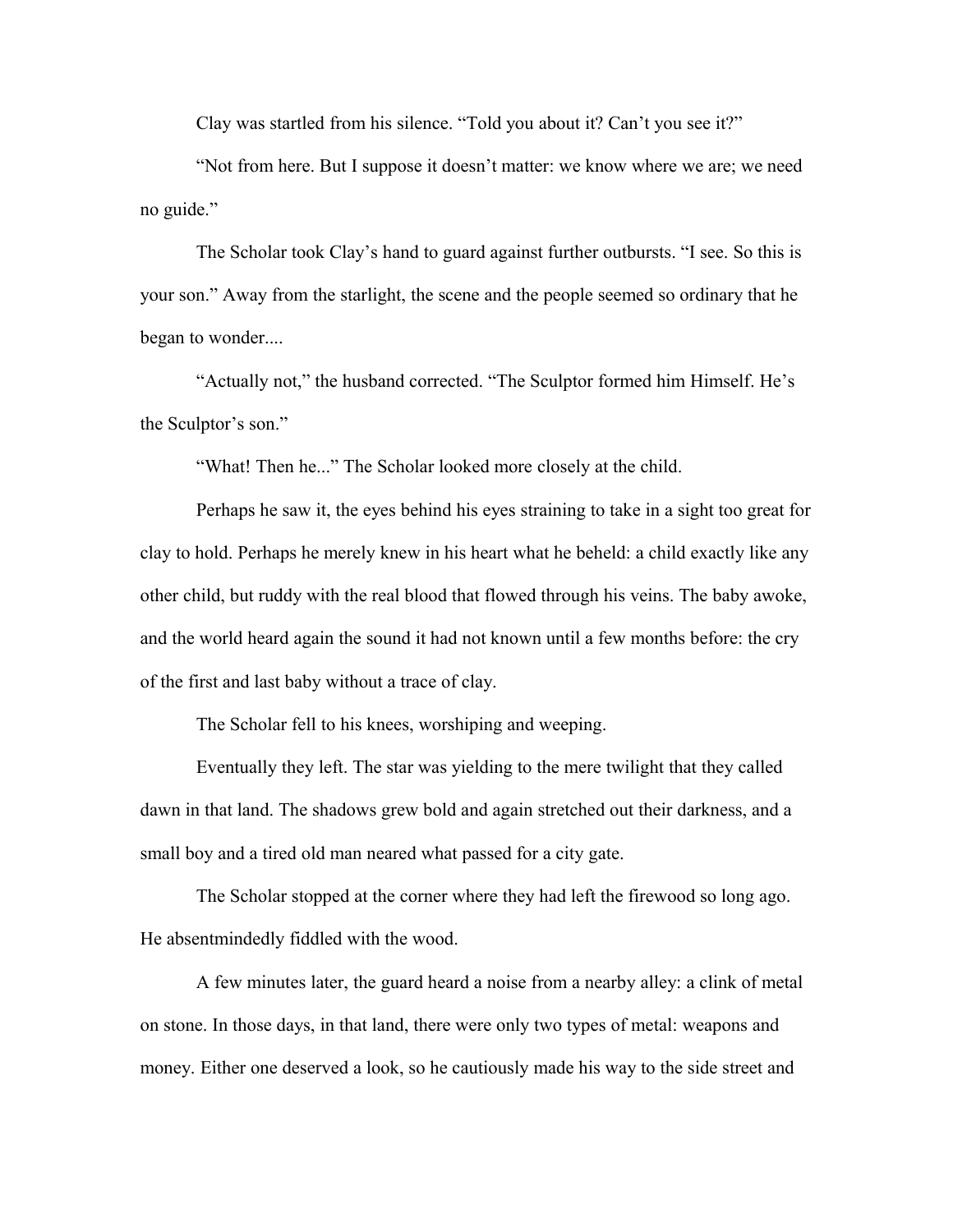Clay was startled from his silence. “Told you about it? Can’t you see it?”

“Not from here. But I suppose it doesn’t matter: we know where we are; we need no guide.”

The Scholar took Clay’s hand to guard against further outbursts. “I see. So this is your son.” Away from the starlight, the scene and the people seemed so ordinary that he began to wonder....

“Actually not,” the husband corrected. “The Sculptor formed him Himself. He’s the Sculptor’s son.”

“What! Then he...” The Scholar looked more closely at the child.

Perhaps he saw it, the eyes behind his eyes straining to take in a sight too great for clay to hold. Perhaps he merely knew in his heart what he beheld: a child exactly like any other child, but ruddy with the real blood that flowed through his veins. The baby awoke, and the world heard again the sound it had not known until a few months before: the cry of the first and last baby without a trace of clay.

The Scholar fell to his knees, worshiping and weeping.

Eventually they left. The star was yielding to the mere twilight that they called dawn in that land. The shadows grew bold and again stretched out their darkness, and a small boy and a tired old man neared what passed for a city gate.

The Scholar stopped at the corner where they had left the firewood so long ago. He absentmindedly fiddled with the wood.

A few minutes later, the guard heard a noise from a nearby alley: a clink of metal on stone. In those days, in that land, there were only two types of metal: weapons and money. Either one deserved a look, so he cautiously made his way to the side street and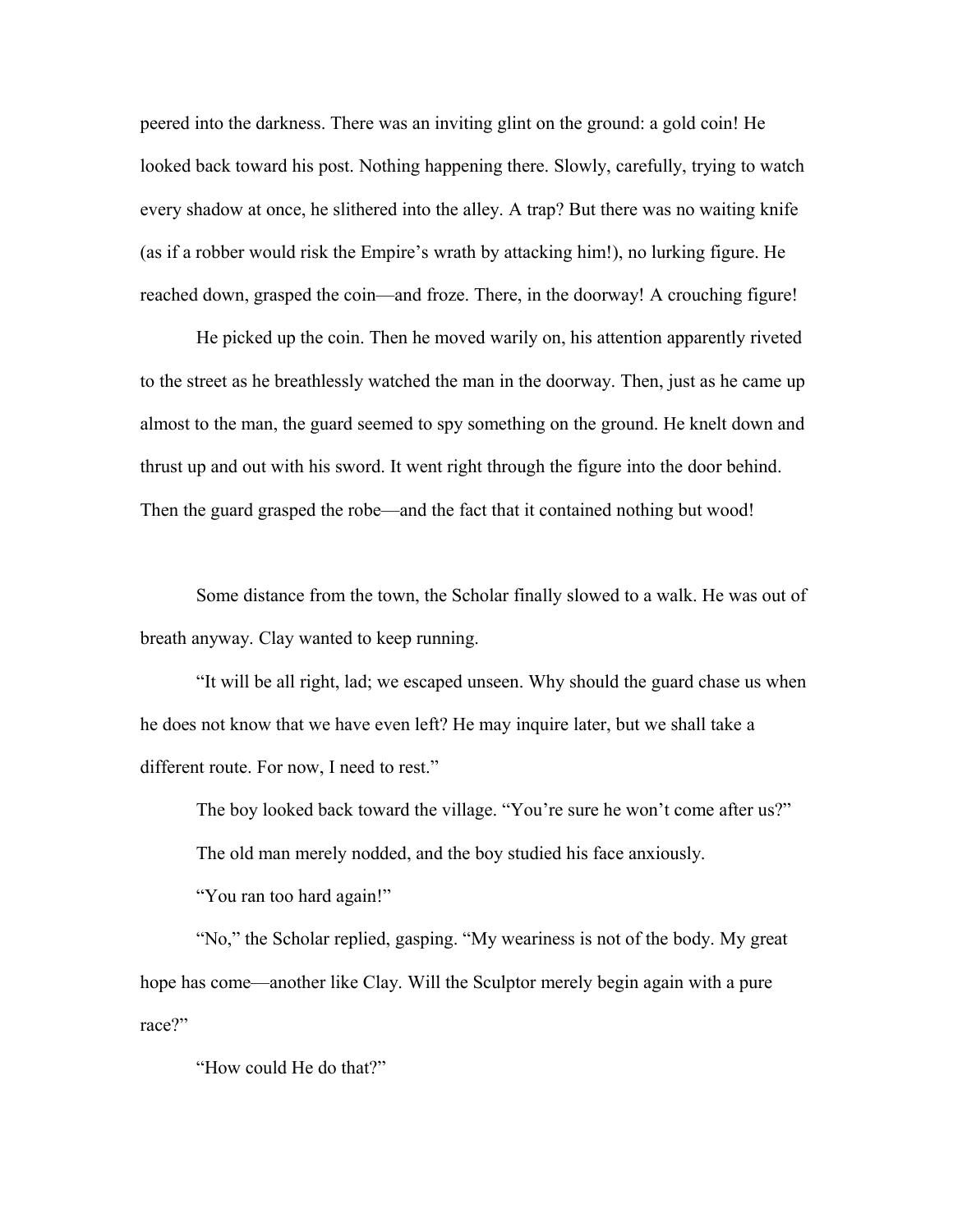peered into the darkness. There was an inviting glint on the ground: a gold coin! He looked back toward his post. Nothing happening there. Slowly, carefully, trying to watch every shadow at once, he slithered into the alley. A trap? But there was no waiting knife (as if a robber would risk the Empire's wrath by attacking him!), no lurking figure. He reached down, grasped the coin—and froze. There, in the doorway! A crouching figure!

He picked up the coin. Then he moved warily on, his attention apparently riveted to the street as he breathlessly watched the man in the doorway. Then, just as he came up almost to the man, the guard seemed to spy something on the ground. He knelt down and thrust up and out with his sword. It went right through the figure into the door behind. Then the guard grasped the robe—and the fact that it contained nothing but wood!

Some distance from the town, the Scholar finally slowed to a walk. He was out of breath anyway. Clay wanted to keep running.

"It will be all right, lad; we escaped unseen. Why should the guard chase us when he does not know that we have even left? He may inquire later, but we shall take a different route. For now, I need to rest."

The boy looked back toward the village. "You're sure he won't come after us?"

The old man merely nodded, and the boy studied his face anxiously.

"You ran too hard again!"

"No," the Scholar replied, gasping. "My weariness is not of the body. My great hope has come—another like Clay. Will the Sculptor merely begin again with a pure race?"

"How could He do that?"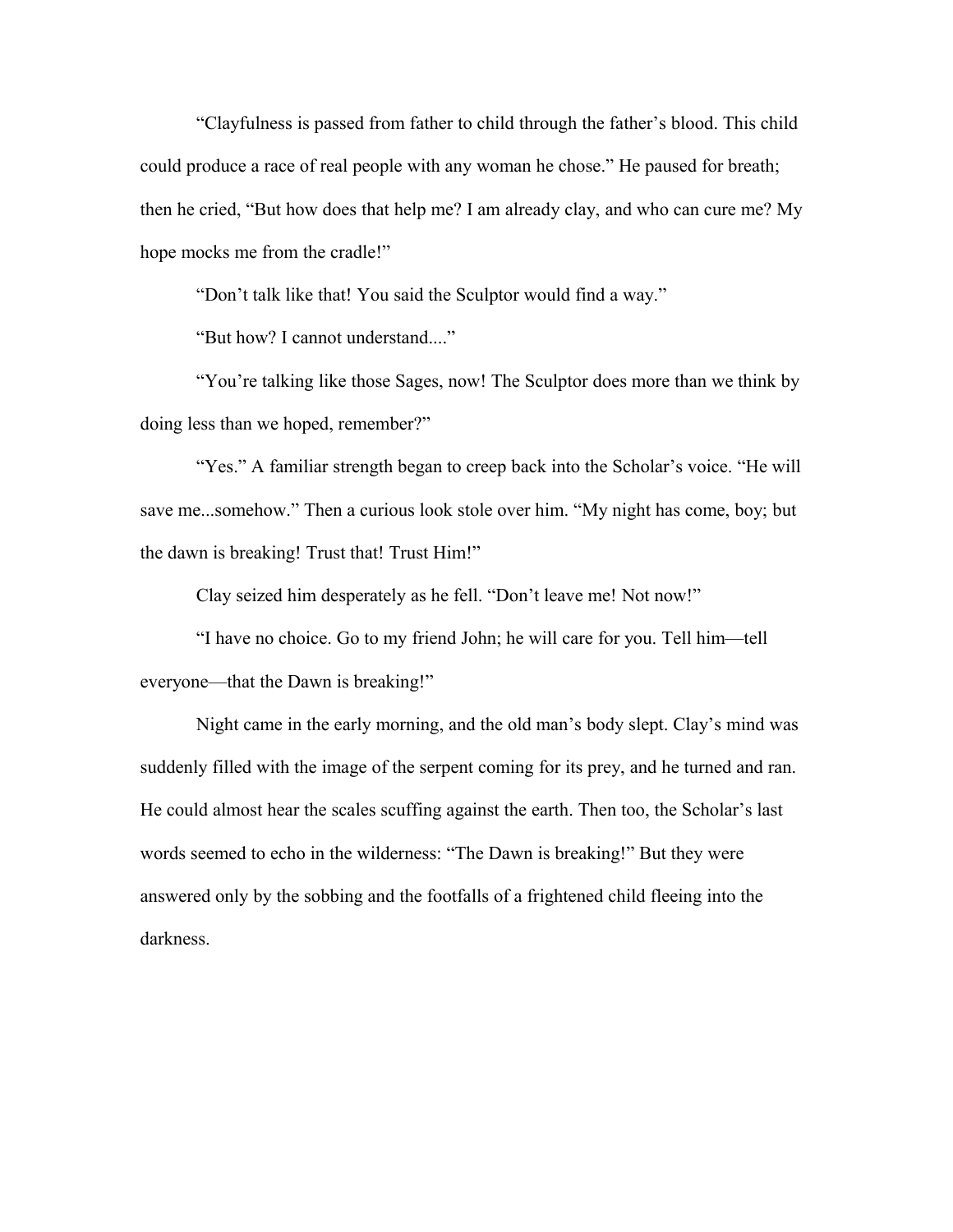"Clayfulness is passed from father to child through the father's blood. This child could produce a race of real people with any woman he chose." He paused for breath; then he cried, "But how does that help me? I am already clay, and who can cure me? My hope mocks me from the cradle!"

"Don't talk like that! You said the Sculptor would find a way."

"But how? I cannot understand...."

"You're talking like those Sages, now! The Sculptor does more than we think by doing less than we hoped, remember?"

"Yes." A familiar strength began to creep back into the Scholar's voice. "He will save me...somehow." Then a curious look stole over him. "My night has come, boy; but the dawn is breaking! Trust that! Trust Him!"

Clay seized him desperately as he fell. "Don't leave me! Not now!"

"I have no choice. Go to my friend John; he will care for you. Tell him—tell everyone—that the Dawn is breaking!"

Night came in the early morning, and the old man's body slept. Clay's mind was suddenly filled with the image of the serpent coming for its prey, and he turned and ran. He could almost hear the scales scuffing against the earth. Then too, the Scholar's last words seemed to echo in the wilderness: "The Dawn is breaking!" But they were answered only by the sobbing and the footfalls of a frightened child fleeing into the darkness.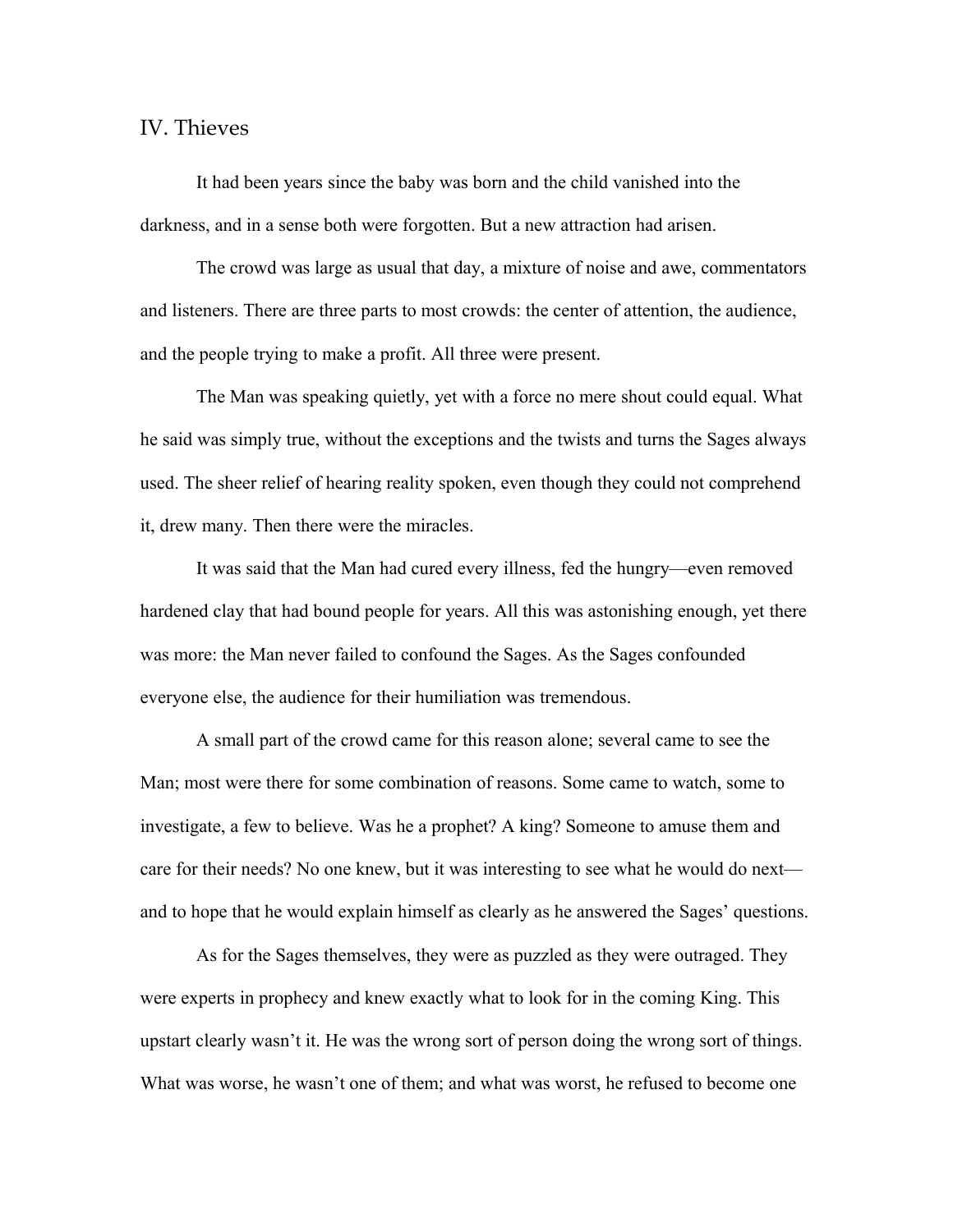## IV. Thieves

It had been years since the baby was born and the child vanished into the darkness, and in a sense both were forgotten. But a new attraction had arisen.

The crowd was large as usual that day, a mixture of noise and awe, commentators and listeners. There are three parts to most crowds: the center of attention, the audience, and the people trying to make a profit. All three were present.

The Man was speaking quietly, yet with a force no mere shout could equal. What he said was simply true, without the exceptions and the twists and turns the Sages always used. The sheer relief of hearing reality spoken, even though they could not comprehend it, drew many. Then there were the miracles.

It was said that the Man had cured every illness, fed the hungry—even removed hardened clay that had bound people for years. All this was astonishing enough, yet there was more: the Man never failed to confound the Sages. As the Sages confounded everyone else, the audience for their humiliation was tremendous.

A small part of the crowd came for this reason alone; several came to see the Man; most were there for some combination of reasons. Some came to watch, some to investigate, a few to believe. Was he a prophet? A king? Someone to amuse them and care for their needs? No one knew, but it was interesting to see what he would do next—and to hope that he would explain himself as clearly as he answered the Sages' questions.

As for the Sages themselves, they were as puzzled as they were outraged. They were experts in prophecy and knew exactly what to look for in the coming King. This upstart clearly wasn't it. He was the wrong sort of person doing the wrong sort of things. What was worse, he wasn't one of them; and what was worst, he refused to become one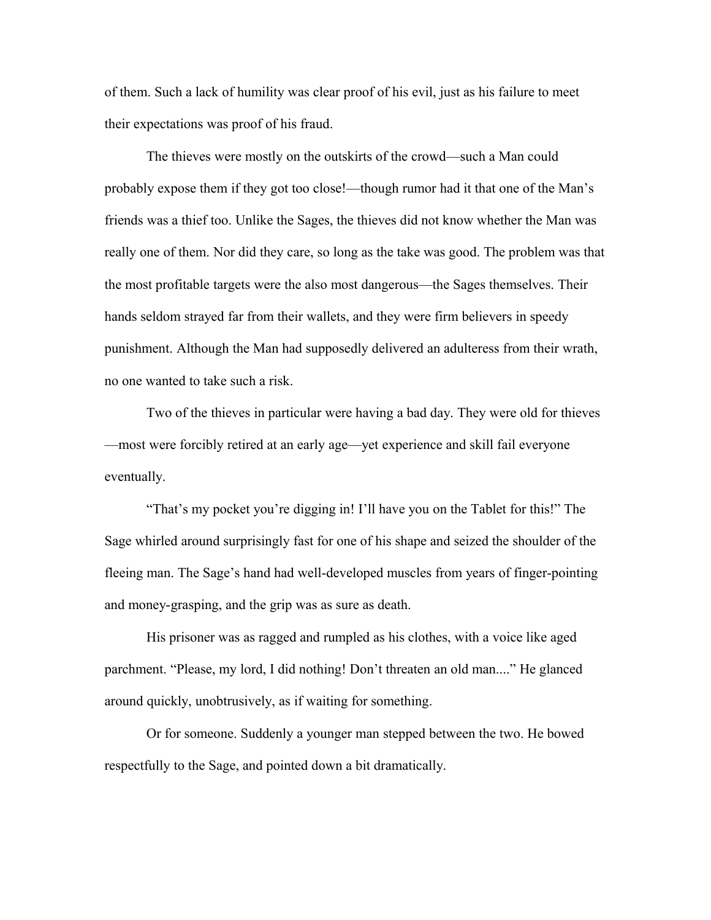of them. Such a lack of humility was clear proof of his evil, just as his failure to meet their expectations was proof of his fraud.

The thieves were mostly on the outskirts of the crowd—such a Man could probably expose them if they got too close!—though rumor had it that one of the Man's friends was a thief too. Unlike the Sages, the thieves did not know whether the Man was really one of them. Nor did they care, so long as the take was good. The problem was that the most profitable targets were the also most dangerous—the Sages themselves. Their hands seldom strayed far from their wallets, and they were firm believers in speedy punishment. Although the Man had supposedly delivered an adulteress from their wrath, no one wanted to take such a risk.

Two of the thieves in particular were having a bad day. They were old for thieves—most were forcibly retired at an early age—yet experience and skill fail everyone eventually.

"That's my pocket you're digging in! I'll have you on the Tablet for this!" The Sage whirled around surprisingly fast for one of his shape and seized the shoulder of the fleeing man. The Sage's hand had well-developed muscles from years of finger-pointing and money-grasping, and the grip was as sure as death.

His prisoner was as ragged and rumpled as his clothes, with a voice like aged parchment. "Please, my lord, I did nothing! Don't threaten an old man...." He glanced around quickly, unobtrusively, as if waiting for something.

Or for someone. Suddenly a younger man stepped between the two. He bowed respectfully to the Sage, and pointed down a bit dramatically.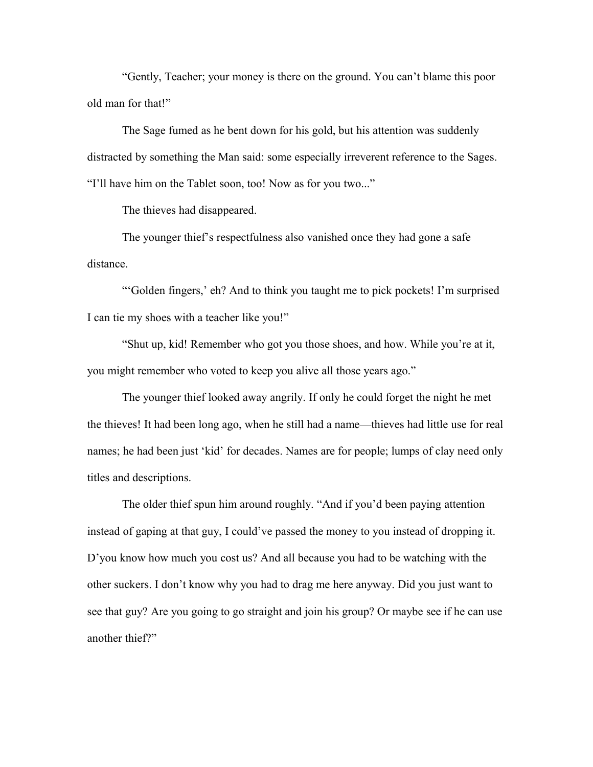"Gently, Teacher; your money is there on the ground. You can't blame this poor old man for that!"

The Sage fumed as he bent down for his gold, but his attention was suddenly distracted by something the Man said: some especially irreverent reference to the Sages. "I'll have him on the Tablet soon, too! Now as for you two..."

The thieves had disappeared.

The younger thief's respectfulness also vanished once they had gone a safe distance.

"'Golden fingers,' eh? And to think you taught me to pick pockets! I'm surprised I can tie my shoes with a teacher like you!"

"Shut up, kid! Remember who got you those shoes, and how. While you're at it, you might remember who voted to keep you alive all those years ago."

The younger thief looked away angrily. If only he could forget the night he met the thieves! It had been long ago, when he still had a name—thieves had little use for real names; he had been just 'kid' for decades. Names are for people; lumps of clay need only titles and descriptions.

The older thief spun him around roughly. "And if you'd been paying attention instead of gaping at that guy, I could've passed the money to you instead of dropping it. D'you know how much you cost us? And all because you had to be watching with the other suckers. I don't know why you had to drag me here anyway. Did you just want to see that guy? Are you going to go straight and join his group? Or maybe see if he can use another thief?"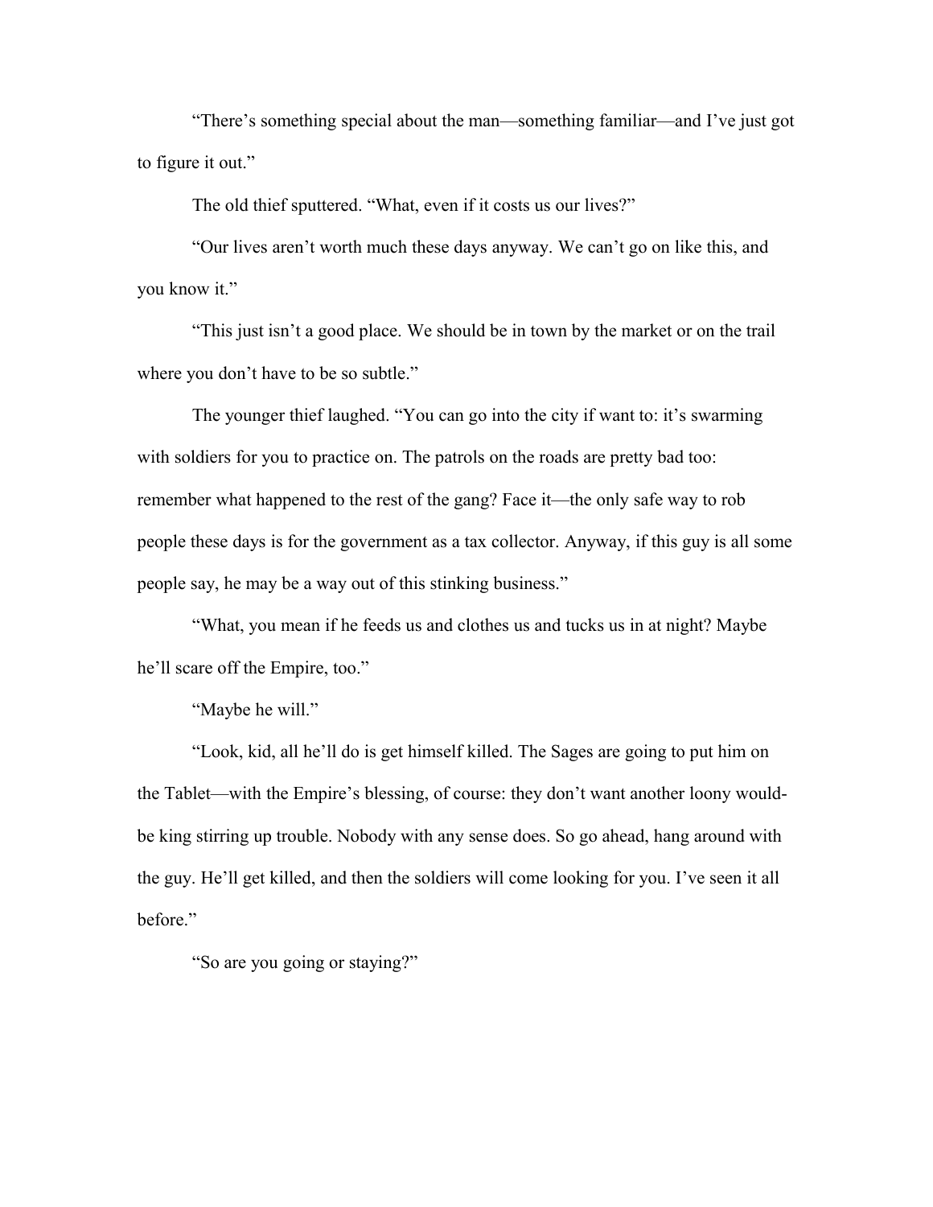"There's something special about the man—something familiar—and I've just got to figure it out."

The old thief sputtered. "What, even if it costs us our lives?"

"Our lives aren't worth much these days anyway. We can't go on like this, and you know it."

"This just isn't a good place. We should be in town by the market or on the trail where you don't have to be so subtle."

The younger thief laughed. "You can go into the city if want to: it's swarming with soldiers for you to practice on. The patrols on the roads are pretty bad too: remember what happened to the rest of the gang? Face it—the only safe way to rob people these days is for the government as a tax collector. Anyway, if this guy is all some people say, he may be a way out of this stinking business."

"What, you mean if he feeds us and clothes us and tucks us in at night? Maybe he'll scare off the Empire, too."

"Maybe he will."

"Look, kid, all he'll do is get himself killed. The Sages are going to put him on the Tablet—with the Empire's blessing, of course: they don't want another loony would-be king stirring up trouble. Nobody with any sense does. So go ahead, hang around with the guy. He'll get killed, and then the soldiers will come looking for you. I've seen it all before."

"So are you going or staying?"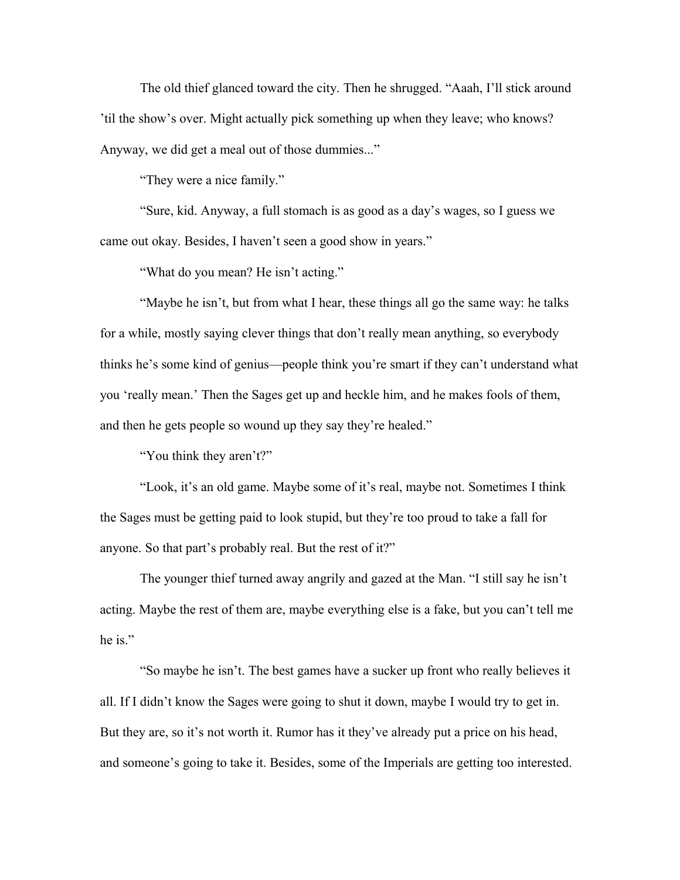The old thief glanced toward the city. Then he shrugged. “Aaah, I’ll stick around ’til the show’s over. Might actually pick something up when they leave; who knows? Anyway, we did get a meal out of those dummies...”

“They were a nice family.”

“Sure, kid. Anyway, a full stomach is as good as a day’s wages, so I guess we came out okay. Besides, I haven’t seen a good show in years.”

“What do you mean? He isn’t acting.”

“Maybe he isn’t, but from what I hear, these things all go the same way: he talks for a while, mostly saying clever things that don’t really mean anything, so everybody thinks he’s some kind of genius—people think you’re smart if they can’t understand what you ‘really mean.’ Then the Sages get up and heckle him, and he makes fools of them, and then he gets people so wound up they say they’re healed.”

“You think they aren’t?”

“Look, it’s an old game. Maybe some of it’s real, maybe not. Sometimes I think the Sages must be getting paid to look stupid, but they’re too proud to take a fall for anyone. So that part’s probably real. But the rest of it?”

The younger thief turned away angrily and gazed at the Man. “I still say he isn’t acting. Maybe the rest of them are, maybe everything else is a fake, but you can’t tell me he is.”

“So maybe he isn’t. The best games have a sucker up front who really believes it all. If I didn’t know the Sages were going to shut it down, maybe I would try to get in. But they are, so it’s not worth it. Rumor has it they’ve already put a price on his head, and someone’s going to take it. Besides, some of the Imperials are getting too interested.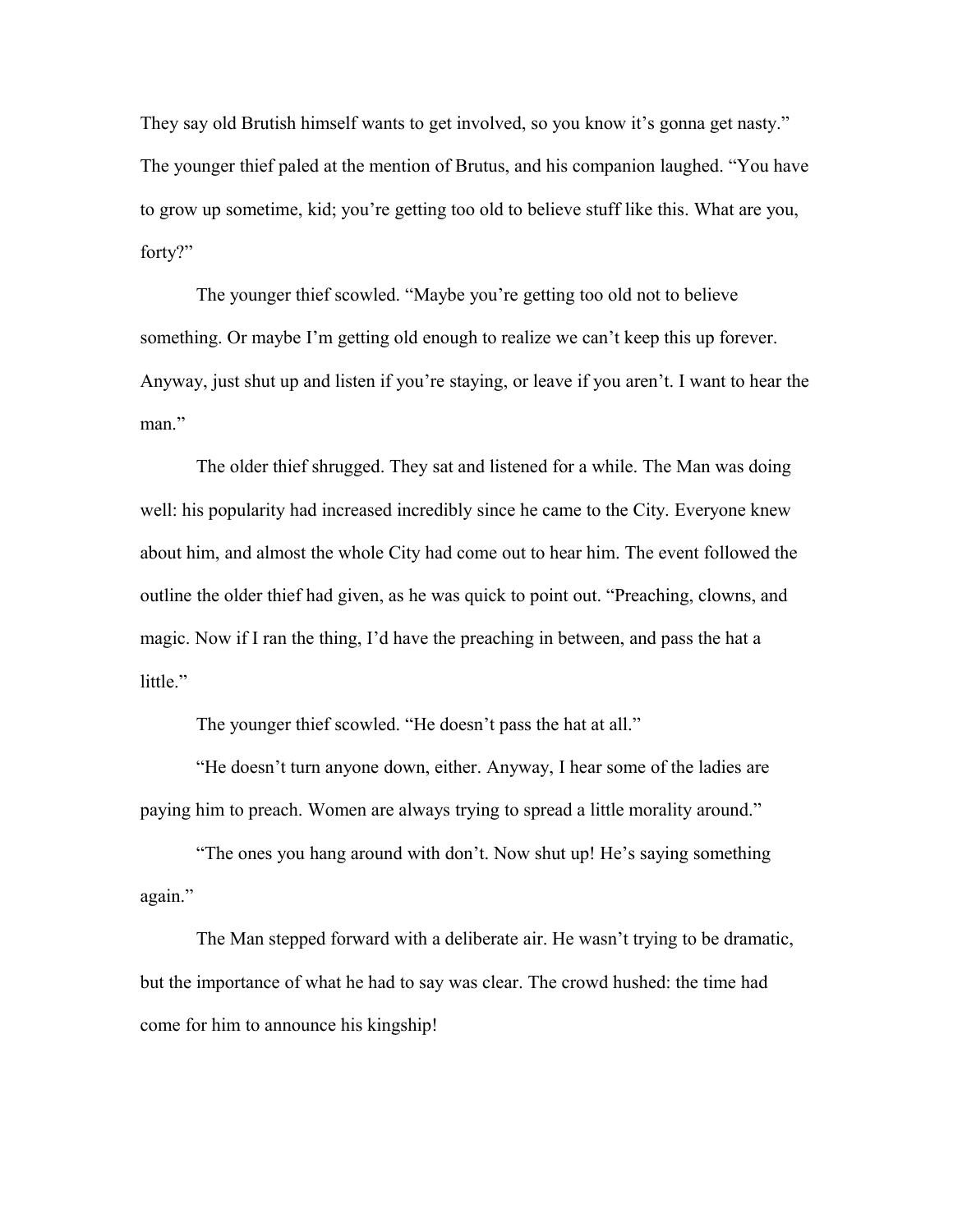They say old Brutish himself wants to get involved, so you know it's gonna get nasty." The younger thief paled at the mention of Brutus, and his companion laughed. "You have to grow up sometime, kid; you're getting too old to believe stuff like this. What are you, forty?"

The younger thief scowled. "Maybe you're getting too old not to believe something. Or maybe I'm getting old enough to realize we can't keep this up forever. Anyway, just shut up and listen if you're staying, or leave if you aren't. I want to hear the man."

The older thief shrugged. They sat and listened for a while. The Man was doing well: his popularity had increased incredibly since he came to the City. Everyone knew about him, and almost the whole City had come out to hear him. The event followed the outline the older thief had given, as he was quick to point out. "Preaching, clowns, and magic. Now if I ran the thing, I'd have the preaching in between, and pass the hat a little."

The younger thief scowled. "He doesn't pass the hat at all."

"He doesn't turn anyone down, either. Anyway, I hear some of the ladies are paying him to preach. Women are always trying to spread a little morality around."

"The ones you hang around with don't. Now shut up! He's saying something again."

The Man stepped forward with a deliberate air. He wasn't trying to be dramatic, but the importance of what he had to say was clear. The crowd hushed: the time had come for him to announce his kingship!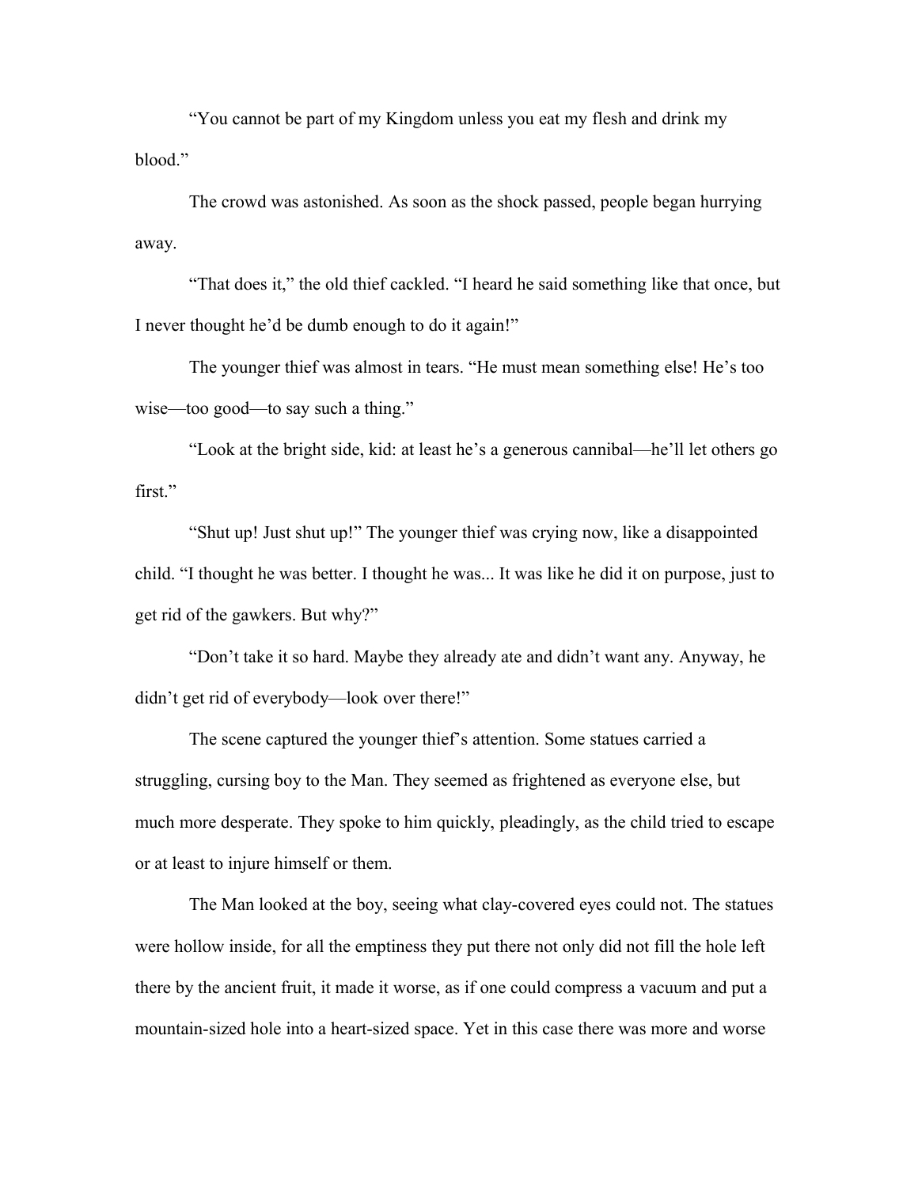"You cannot be part of my Kingdom unless you eat my flesh and drink my blood."

The crowd was astonished. As soon as the shock passed, people began hurrying away.

"That does it," the old thief cackled. "I heard he said something like that once, but I never thought he'd be dumb enough to do it again!"

The younger thief was almost in tears. "He must mean something else! He's too wise—too good—to say such a thing."

"Look at the bright side, kid: at least he's a generous cannibal—he'll let others go first."

"Shut up! Just shut up!" The younger thief was crying now, like a disappointed child. "I thought he was better. I thought he was... It was like he did it on purpose, just to get rid of the gawkers. But why?"

"Don't take it so hard. Maybe they already ate and didn't want any. Anyway, he didn't get rid of everybody—look over there!"

The scene captured the younger thief's attention. Some statues carried a struggling, cursing boy to the Man. They seemed as frightened as everyone else, but much more desperate. They spoke to him quickly, pleadingly, as the child tried to escape or at least to injure himself or them.

The Man looked at the boy, seeing what clay-covered eyes could not. The statues were hollow inside, for all the emptiness they put there not only did not fill the hole left there by the ancient fruit, it made it worse, as if one could compress a vacuum and put a mountain-sized hole into a heart-sized space. Yet in this case there was more and worse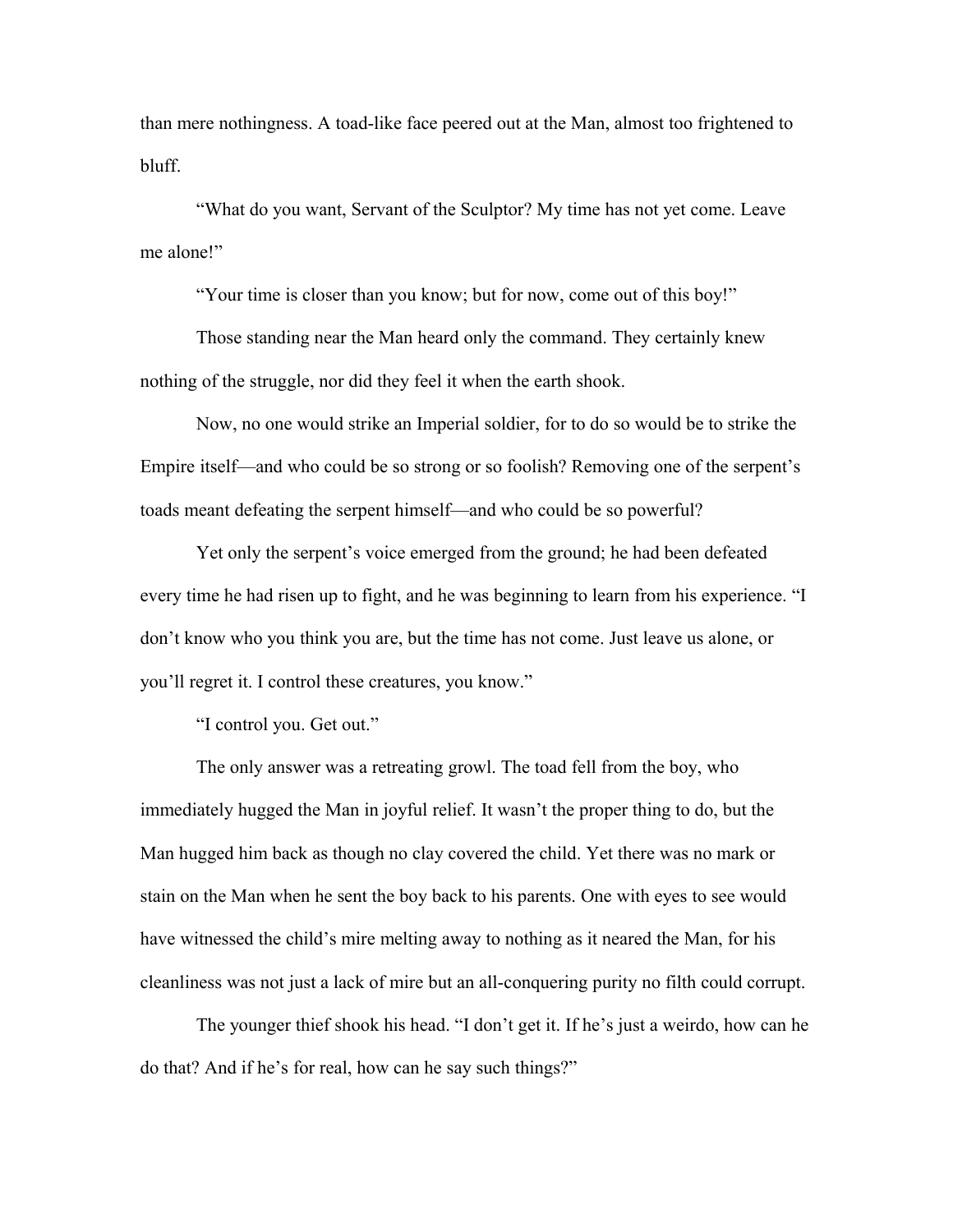than mere nothingness. A toad-like face peered out at the Man, almost too frightened to bluff.

"What do you want, Servant of the Sculptor? My time has not yet come. Leave me alone!"

"Your time is closer than you know; but for now, come out of this boy!"

Those standing near the Man heard only the command. They certainly knew nothing of the struggle, nor did they feel it when the earth shook.

Now, no one would strike an Imperial soldier, for to do so would be to strike the Empire itself—and who could be so strong or so foolish? Removing one of the serpent's toads meant defeating the serpent himself—and who could be so powerful?

Yet only the serpent's voice emerged from the ground; he had been defeated every time he had risen up to fight, and he was beginning to learn from his experience. "I don't know who you think you are, but the time has not come. Just leave us alone, or you'll regret it. I control these creatures, you know."

"I control you. Get out."

The only answer was a retreating growl. The toad fell from the boy, who immediately hugged the Man in joyful relief. It wasn't the proper thing to do, but the Man hugged him back as though no clay covered the child. Yet there was no mark or stain on the Man when he sent the boy back to his parents. One with eyes to see would have witnessed the child's mire melting away to nothing as it neared the Man, for his cleanliness was not just a lack of mire but an all-conquering purity no filth could corrupt.

The younger thief shook his head. "I don't get it. If he's just a weirdo, how can he do that? And if he's for real, how can he say such things?"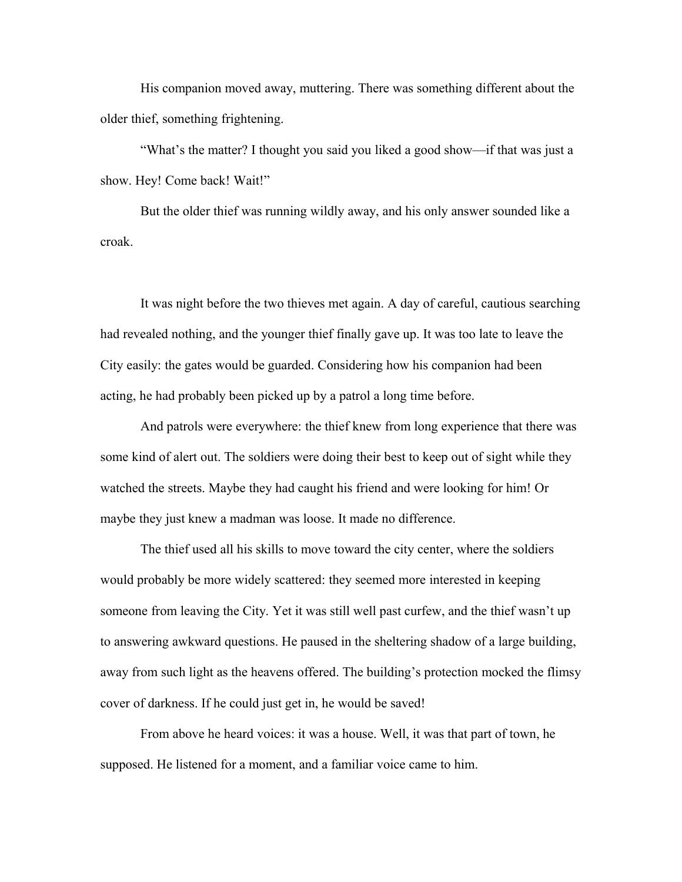His companion moved away, muttering. There was something different about the older thief, something frightening.

"What's the matter? I thought you said you liked a good show—if that was just a show. Hey! Come back! Wait!"

But the older thief was running wildly away, and his only answer sounded like a croak.

It was night before the two thieves met again. A day of careful, cautious searching had revealed nothing, and the younger thief finally gave up. It was too late to leave the City easily: the gates would be guarded. Considering how his companion had been acting, he had probably been picked up by a patrol a long time before.

And patrols were everywhere: the thief knew from long experience that there was some kind of alert out. The soldiers were doing their best to keep out of sight while they watched the streets. Maybe they had caught his friend and were looking for him! Or maybe they just knew a madman was loose. It made no difference.

The thief used all his skills to move toward the city center, where the soldiers would probably be more widely scattered: they seemed more interested in keeping someone from leaving the City. Yet it was still well past curfew, and the thief wasn't up to answering awkward questions. He paused in the sheltering shadow of a large building, away from such light as the heavens offered. The building's protection mocked the flimsy cover of darkness. If he could just get in, he would be saved!

From above he heard voices: it was a house. Well, it was that part of town, he supposed. He listened for a moment, and a familiar voice came to him.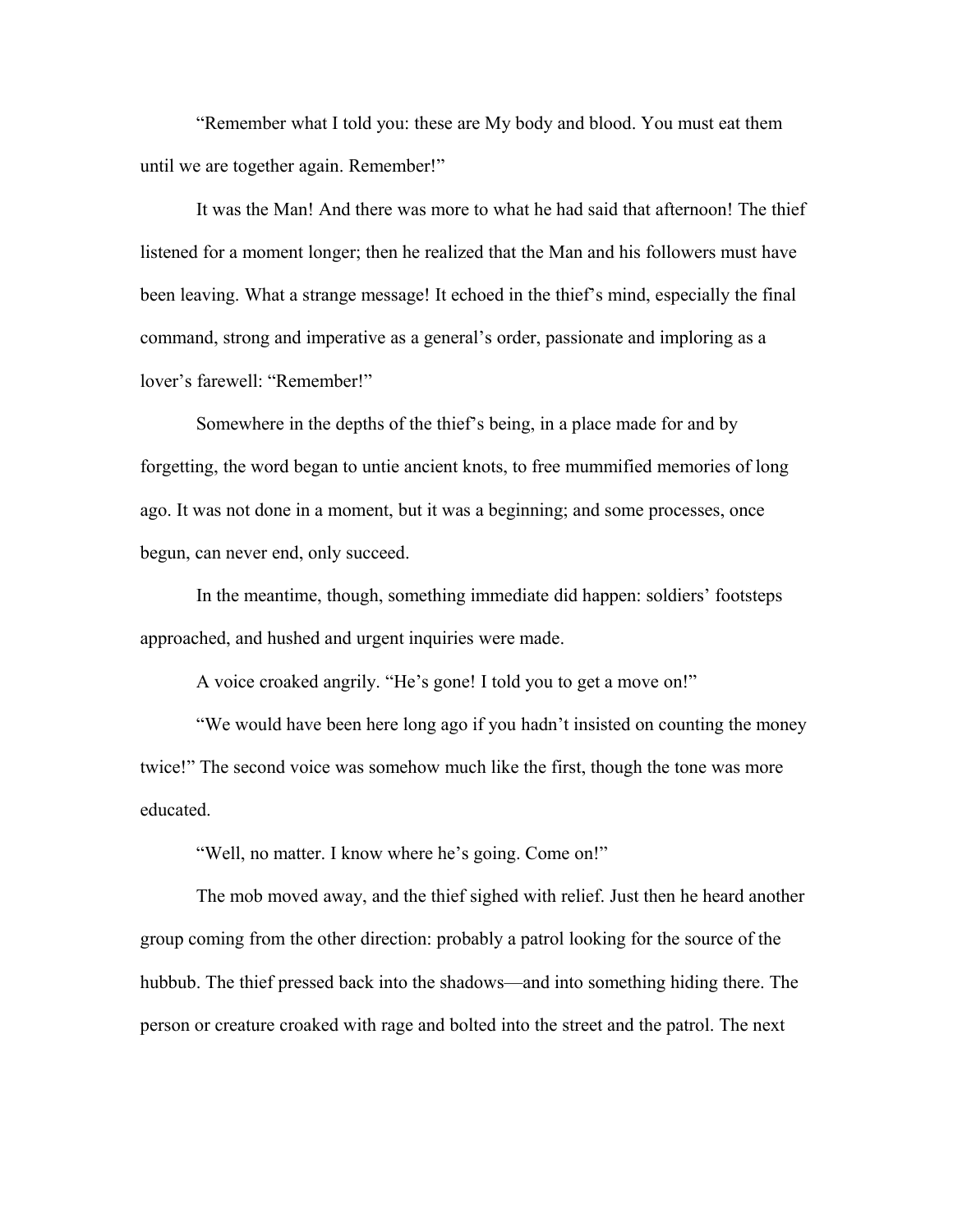"Remember what I told you: these are My body and blood. You must eat them until we are together again. Remember!"

It was the Man! And there was more to what he had said that afternoon! The thief listened for a moment longer; then he realized that the Man and his followers must have been leaving. What a strange message! It echoed in the thief's mind, especially the final command, strong and imperative as a general's order, passionate and imploring as a lover's farewell: "Remember!"

Somewhere in the depths of the thief's being, in a place made for and by forgetting, the word began to untie ancient knots, to free mummified memories of long ago. It was not done in a moment, but it was a beginning; and some processes, once begun, can never end, only succeed.

In the meantime, though, something immediate did happen: soldiers' footsteps approached, and hushed and urgent inquiries were made.

A voice croaked angrily. "He's gone! I told you to get a move on!"

"We would have been here long ago if you hadn't insisted on counting the money twice!" The second voice was somehow much like the first, though the tone was more educated.

"Well, no matter. I know where he's going. Come on!"

The mob moved away, and the thief sighed with relief. Just then he heard another group coming from the other direction: probably a patrol looking for the source of the hubbub. The thief pressed back into the shadows—and into something hiding there. The person or creature croaked with rage and bolted into the street and the patrol. The next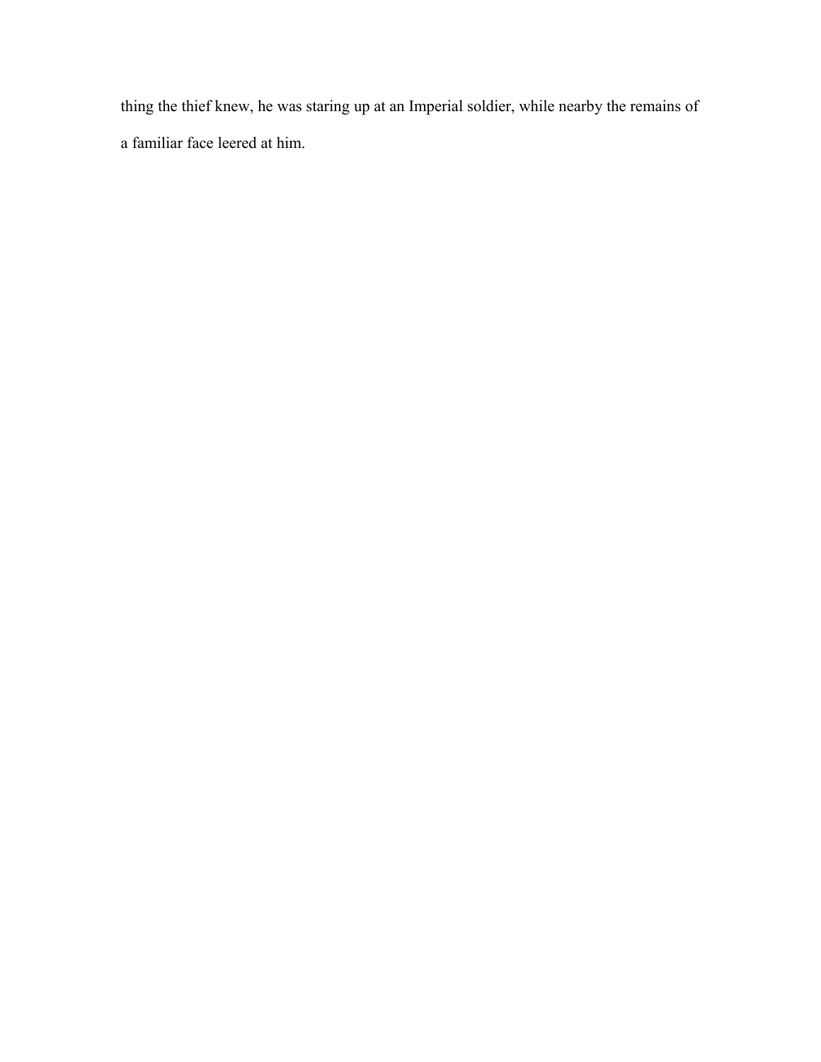thing the thief knew, he was staring up at an Imperial soldier, while nearby the remains of a familiar face leered at him.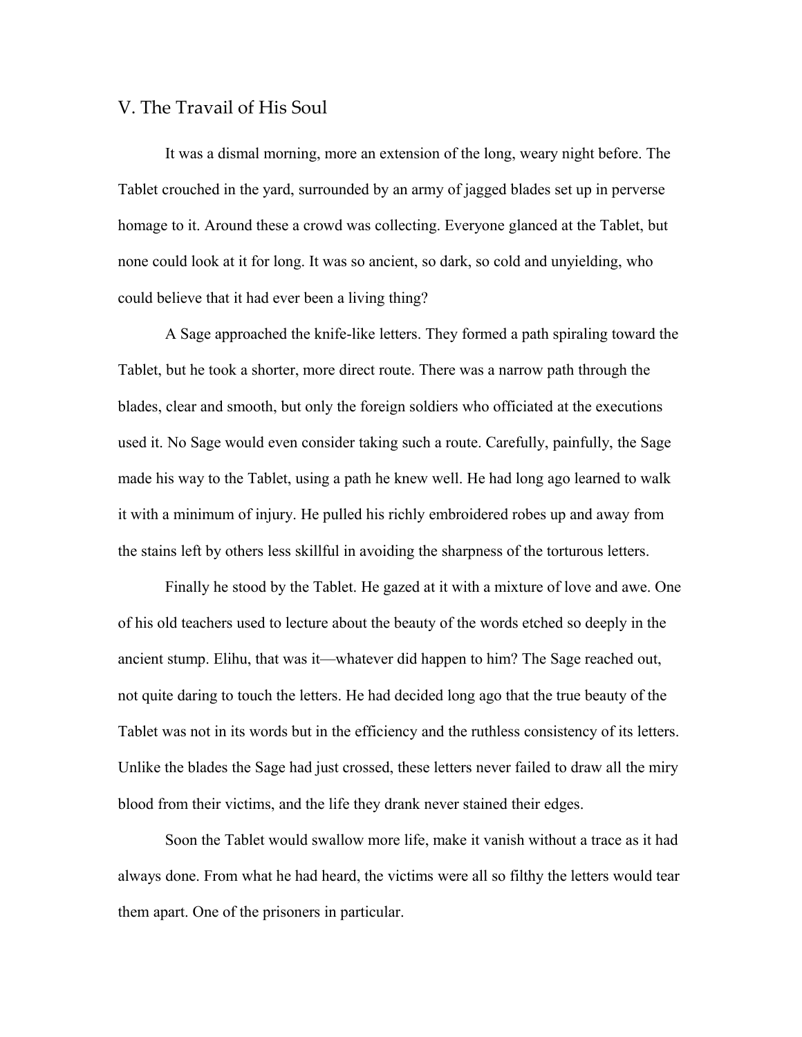## V. The Travail of His Soul

It was a dismal morning, more an extension of the long, weary night before. The Tablet crouched in the yard, surrounded by an army of jagged blades set up in perverse homage to it. Around these a crowd was collecting. Everyone glanced at the Tablet, but none could look at it for long. It was so ancient, so dark, so cold and unyielding, who could believe that it had ever been a living thing?

A Sage approached the knife-like letters. They formed a path spiraling toward the Tablet, but he took a shorter, more direct route. There was a narrow path through the blades, clear and smooth, but only the foreign soldiers who officiated at the executions used it. No Sage would even consider taking such a route. Carefully, painfully, the Sage made his way to the Tablet, using a path he knew well. He had long ago learned to walk it with a minimum of injury. He pulled his richly embroidered robes up and away from the stains left by others less skillful in avoiding the sharpness of the torturous letters.

Finally he stood by the Tablet. He gazed at it with a mixture of love and awe. One of his old teachers used to lecture about the beauty of the words etched so deeply in the ancient stump. Elihu, that was it—whatever did happen to him? The Sage reached out, not quite daring to touch the letters. He had decided long ago that the true beauty of the Tablet was not in its words but in the efficiency and the ruthless consistency of its letters. Unlike the blades the Sage had just crossed, these letters never failed to draw all the miry blood from their victims, and the life they drank never stained their edges.

Soon the Tablet would swallow more life, make it vanish without a trace as it had always done. From what he had heard, the victims were all so filthy the letters would tear them apart. One of the prisoners in particular.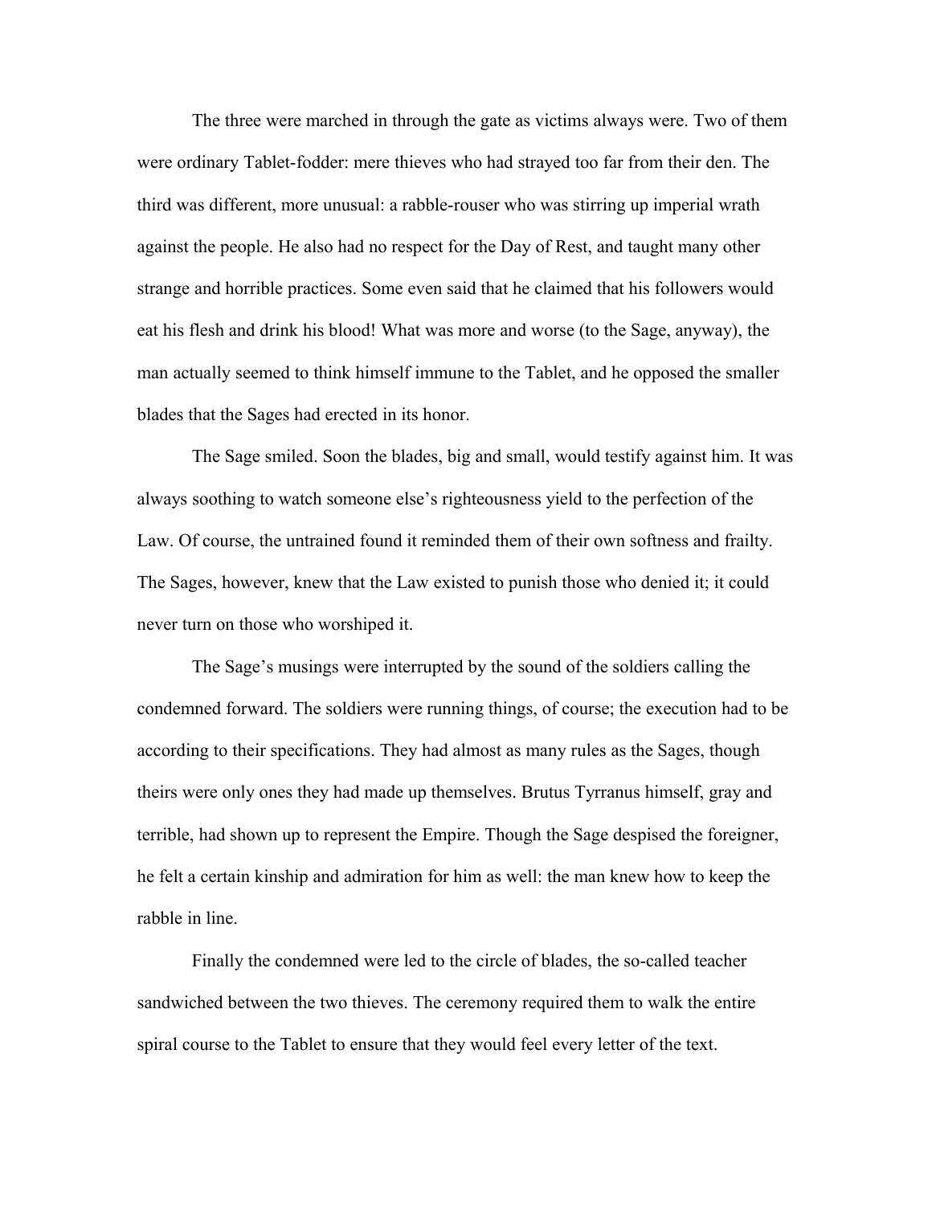The three were marched in through the gate as victims always were. Two of them were ordinary Tablet-fodder: mere thieves who had strayed too far from their den. The third was different, more unusual: a rabble-rouser who was stirring up imperial wrath against the people. He also had no respect for the Day of Rest, and taught many other strange and horrible practices. Some even said that he claimed that his followers would eat his flesh and drink his blood! What was more and worse (to the Sage, anyway), the man actually seemed to think himself immune to the Tablet, and he opposed the smaller blades that the Sages had erected in its honor.

The Sage smiled. Soon the blades, big and small, would testify against him. It was always soothing to watch someone else's righteousness yield to the perfection of the Law. Of course, the untrained found it reminded them of their own softness and frailty. The Sages, however, knew that the Law existed to punish those who denied it; it could never turn on those who worshiped it.

The Sage's musings were interrupted by the sound of the soldiers calling the condemned forward. The soldiers were running things, of course; the execution had to be according to their specifications. They had almost as many rules as the Sages, though theirs were only ones they had made up themselves. Brutus Tyrranus himself, gray and terrible, had shown up to represent the Empire. Though the Sage despised the foreigner, he felt a certain kinship and admiration for him as well: the man knew how to keep the rabble in line.

Finally the condemned were led to the circle of blades, the so-called teacher sandwiched between the two thieves. The ceremony required them to walk the entire spiral course to the Tablet to ensure that they would feel every letter of the text.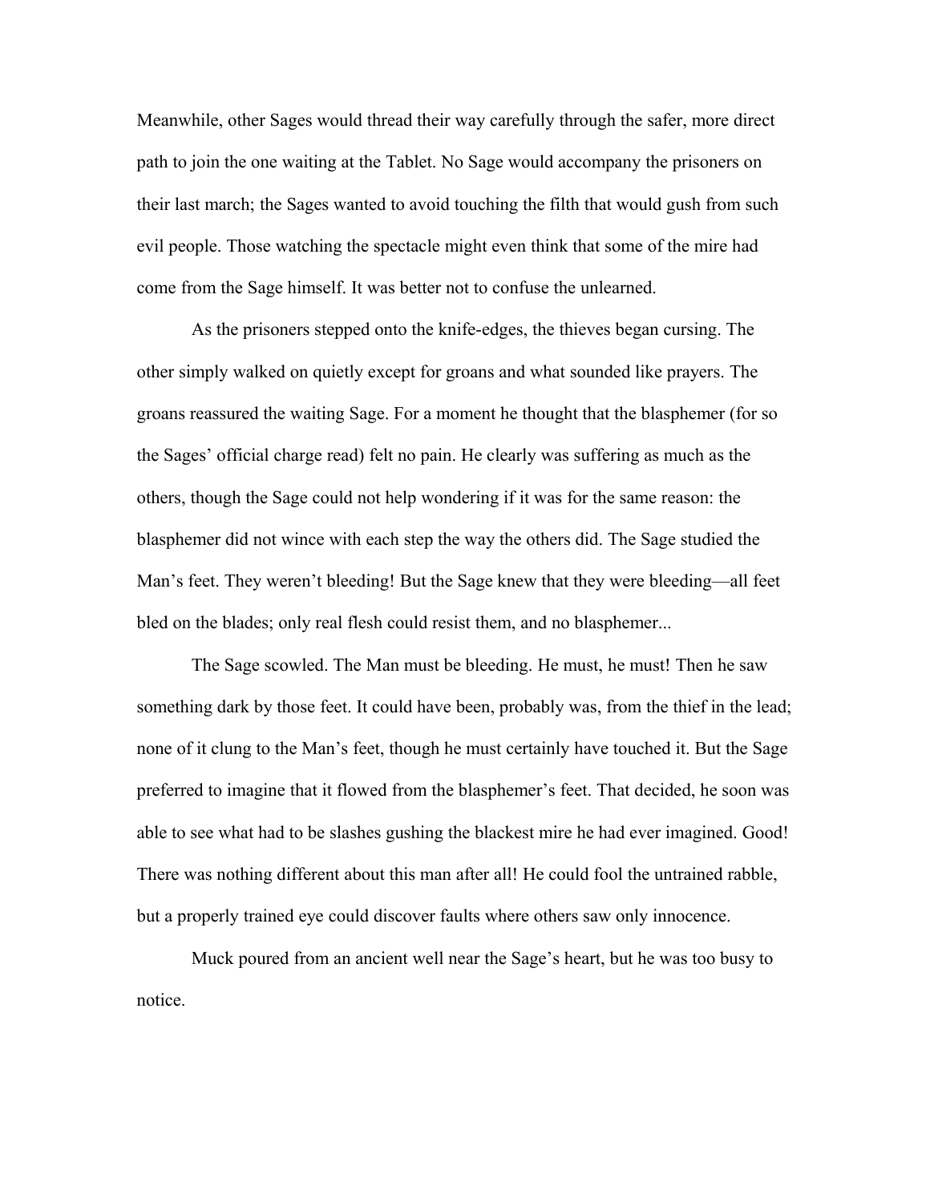Meanwhile, other Sages would thread their way carefully through the safer, more direct path to join the one waiting at the Tablet. No Sage would accompany the prisoners on their last march; the Sages wanted to avoid touching the filth that would gush from such evil people. Those watching the spectacle might even think that some of the mire had come from the Sage himself. It was better not to confuse the unlearned.

As the prisoners stepped onto the knife-edges, the thieves began cursing. The other simply walked on quietly except for groans and what sounded like prayers. The groans reassured the waiting Sage. For a moment he thought that the blasphemer (for so the Sages' official charge read) felt no pain. He clearly was suffering as much as the others, though the Sage could not help wondering if it was for the same reason: the blasphemer did not wince with each step the way the others did. The Sage studied the Man's feet. They weren't bleeding! But the Sage knew that they were bleeding—all feet bled on the blades; only real flesh could resist them, and no blasphemer...

The Sage scowled. The Man must be bleeding. He must, he must! Then he saw something dark by those feet. It could have been, probably was, from the thief in the lead; none of it clung to the Man's feet, though he must certainly have touched it. But the Sage preferred to imagine that it flowed from the blasphemer's feet. That decided, he soon was able to see what had to be slashes gushing the blackest mire he had ever imagined. Good! There was nothing different about this man after all! He could fool the untrained rabble, but a properly trained eye could discover faults where others saw only innocence.

Muck poured from an ancient well near the Sage's heart, but he was too busy to notice.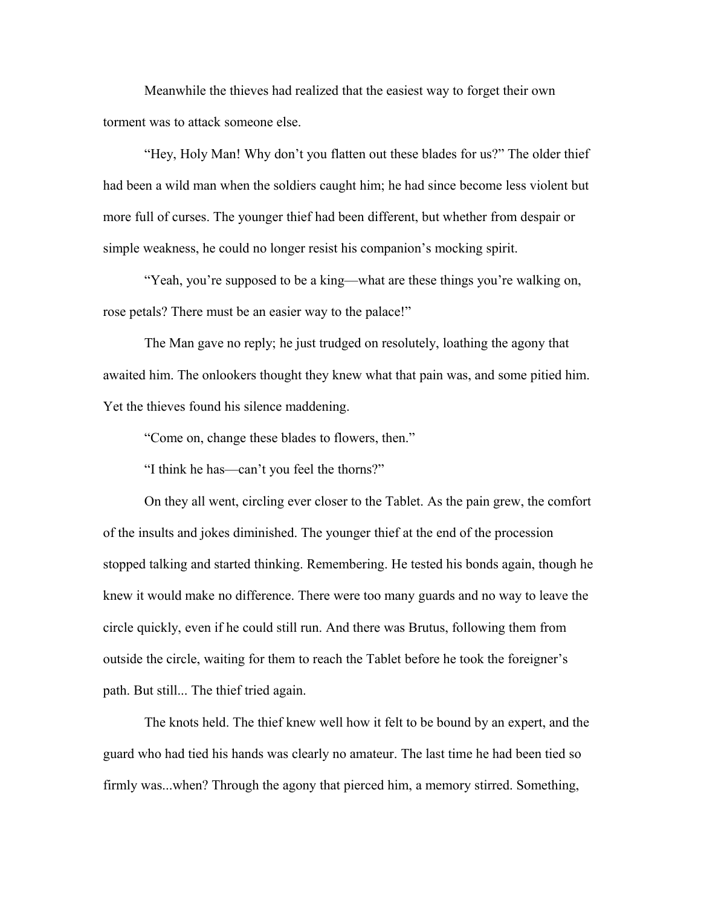Meanwhile the thieves had realized that the easiest way to forget their own torment was to attack someone else.

"Hey, Holy Man! Why don't you flatten out these blades for us?" The older thief had been a wild man when the soldiers caught him; he had since become less violent but more full of curses. The younger thief had been different, but whether from despair or simple weakness, he could no longer resist his companion's mocking spirit.

"Yeah, you're supposed to be a king—what are these things you're walking on, rose petals? There must be an easier way to the palace!"

The Man gave no reply; he just trudged on resolutely, loathing the agony that awaited him. The onlookers thought they knew what that pain was, and some pitied him. Yet the thieves found his silence maddening.

"Come on, change these blades to flowers, then."

"I think he has—can't you feel the thorns?"

On they all went, circling ever closer to the Tablet. As the pain grew, the comfort of the insults and jokes diminished. The younger thief at the end of the procession stopped talking and started thinking. Remembering. He tested his bonds again, though he knew it would make no difference. There were too many guards and no way to leave the circle quickly, even if he could still run. And there was Brutus, following them from outside the circle, waiting for them to reach the Tablet before he took the foreigner's path. But still... The thief tried again.

The knots held. The thief knew well how it felt to be bound by an expert, and the guard who had tied his hands was clearly no amateur. The last time he had been tied so firmly was...when? Through the agony that pierced him, a memory stirred. Something,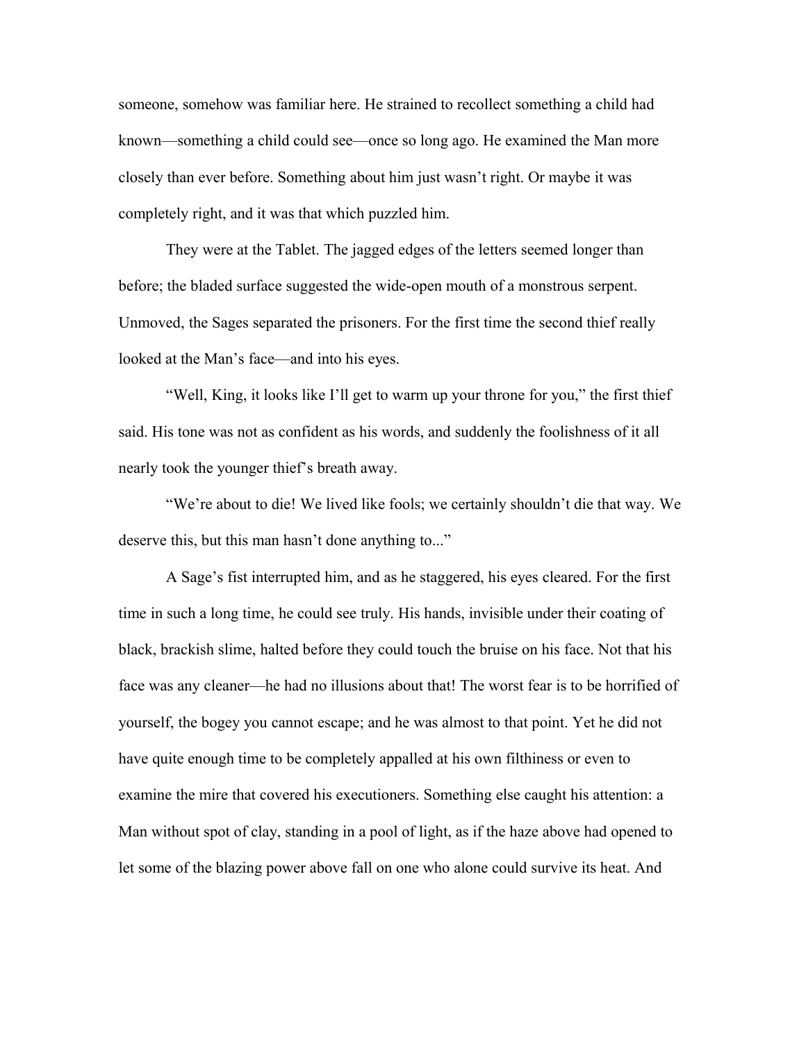someone, somehow was familiar here. He strained to recollect something a child had known—something a child could see—once so long ago. He examined the Man more closely than ever before. Something about him just wasn't right. Or maybe it was completely right, and it was that which puzzled him.

They were at the Tablet. The jagged edges of the letters seemed longer than before; the bladed surface suggested the wide-open mouth of a monstrous serpent. Unmoved, the Sages separated the prisoners. For the first time the second thief really looked at the Man's face—and into his eyes.

"Well, King, it looks like I'll get to warm up your throne for you," the first thief said. His tone was not as confident as his words, and suddenly the foolishness of it all nearly took the younger thief's breath away.

"We're about to die! We lived like fools; we certainly shouldn't die that way. We deserve this, but this man hasn't done anything to..."

A Sage's fist interrupted him, and as he staggered, his eyes cleared. For the first time in such a long time, he could see truly. His hands, invisible under their coating of black, brackish slime, halted before they could touch the bruise on his face. Not that his face was any cleaner—he had no illusions about that! The worst fear is to be horrified of yourself, the bogey you cannot escape; and he was almost to that point. Yet he did not have quite enough time to be completely appalled at his own filthiness or even to examine the mire that covered his executioners. Something else caught his attention: a Man without spot of clay, standing in a pool of light, as if the haze above had opened to let some of the blazing power above fall on one who alone could survive its heat. And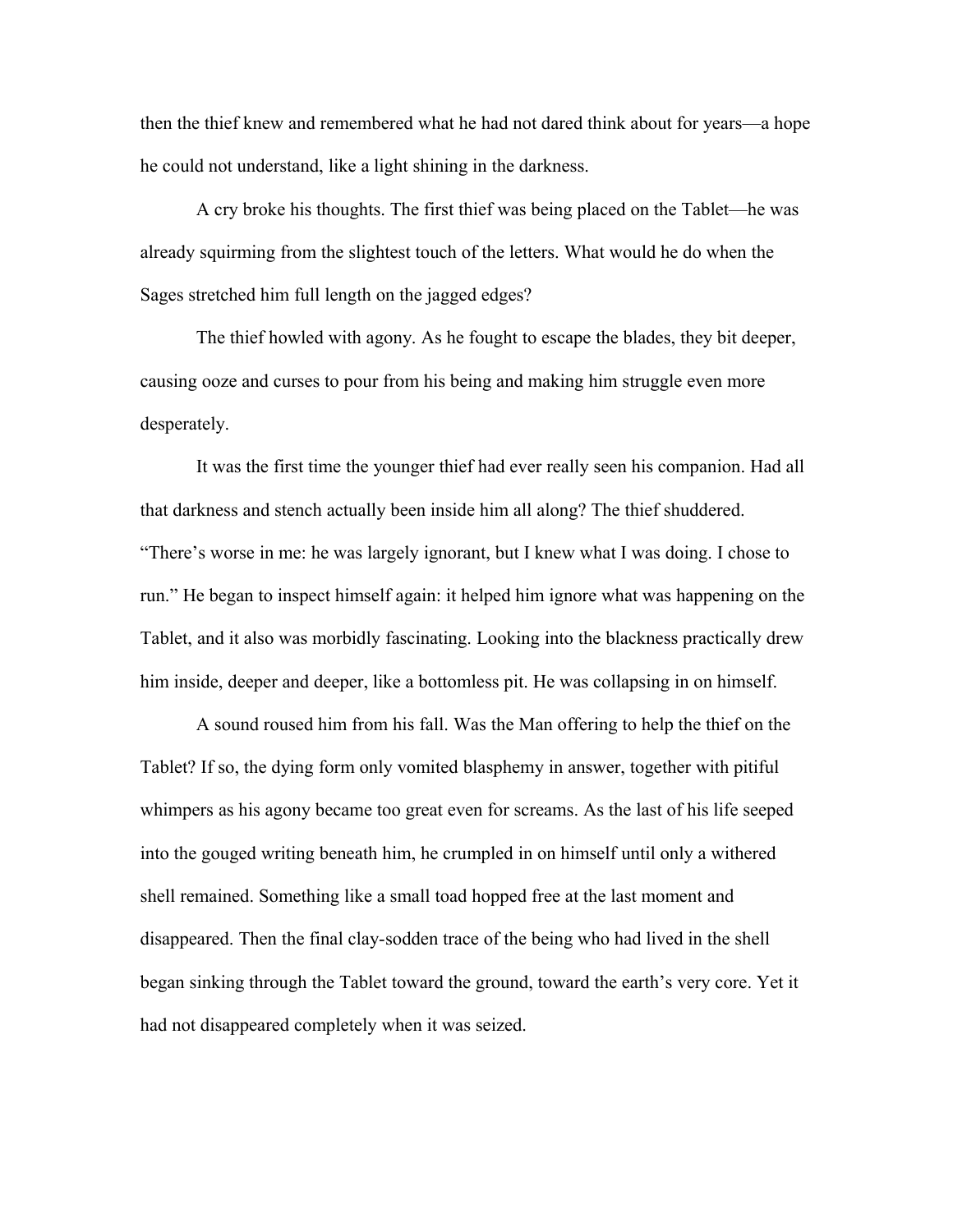then the thief knew and remembered what he had not dared think about for years—a hope he could not understand, like a light shining in the darkness.

A cry broke his thoughts. The first thief was being placed on the Tablet—he was already squirming from the slightest touch of the letters. What would he do when the Sages stretched him full length on the jagged edges?

The thief howled with agony. As he fought to escape the blades, they bit deeper, causing ooze and curses to pour from his being and making him struggle even more desperately.

It was the first time the younger thief had ever really seen his companion. Had all that darkness and stench actually been inside him all along? The thief shuddered. "There's worse in me: he was largely ignorant, but I knew what I was doing. I chose to run." He began to inspect himself again: it helped him ignore what was happening on the Tablet, and it also was morbidly fascinating. Looking into the blackness practically drew him inside, deeper and deeper, like a bottomless pit. He was collapsing in on himself.

A sound roused him from his fall. Was the Man offering to help the thief on the Tablet? If so, the dying form only vomited blasphemy in answer, together with pitiful whimpers as his agony became too great even for screams. As the last of his life seeped into the gouged writing beneath him, he crumpled in on himself until only a withered shell remained. Something like a small toad hopped free at the last moment and disappeared. Then the final clay-sodden trace of the being who had lived in the shell began sinking through the Tablet toward the ground, toward the earth's very core. Yet it had not disappeared completely when it was seized.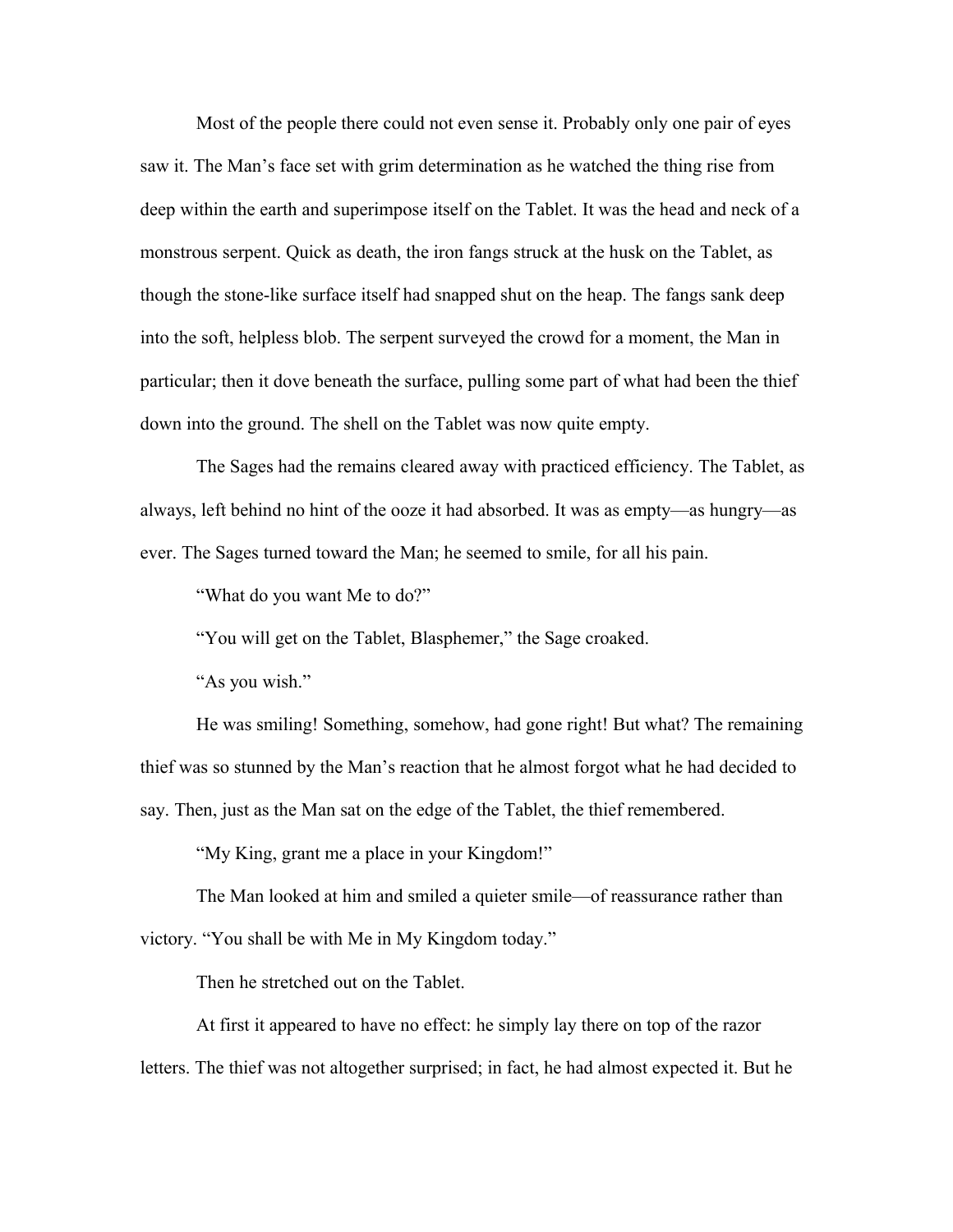Most of the people there could not even sense it. Probably only one pair of eyes saw it. The Man's face set with grim determination as he watched the thing rise from deep within the earth and superimpose itself on the Tablet. It was the head and neck of a monstrous serpent. Quick as death, the iron fangs struck at the husk on the Tablet, as though the stone-like surface itself had snapped shut on the heap. The fangs sank deep into the soft, helpless blob. The serpent surveyed the crowd for a moment, the Man in particular; then it dove beneath the surface, pulling some part of what had been the thief down into the ground. The shell on the Tablet was now quite empty.

The Sages had the remains cleared away with practiced efficiency. The Tablet, as always, left behind no hint of the ooze it had absorbed. It was as empty—as hungry—as ever. The Sages turned toward the Man; he seemed to smile, for all his pain.

"What do you want Me to do?"

"You will get on the Tablet, Blasphemer," the Sage croaked.

"As you wish."

He was smiling! Something, somehow, had gone right! But what? The remaining thief was so stunned by the Man's reaction that he almost forgot what he had decided to say. Then, just as the Man sat on the edge of the Tablet, the thief remembered.

"My King, grant me a place in your Kingdom!"

The Man looked at him and smiled a quieter smile—of reassurance rather than victory. "You shall be with Me in My Kingdom today."

Then he stretched out on the Tablet.

At first it appeared to have no effect: he simply lay there on top of the razor letters. The thief was not altogether surprised; in fact, he had almost expected it. But he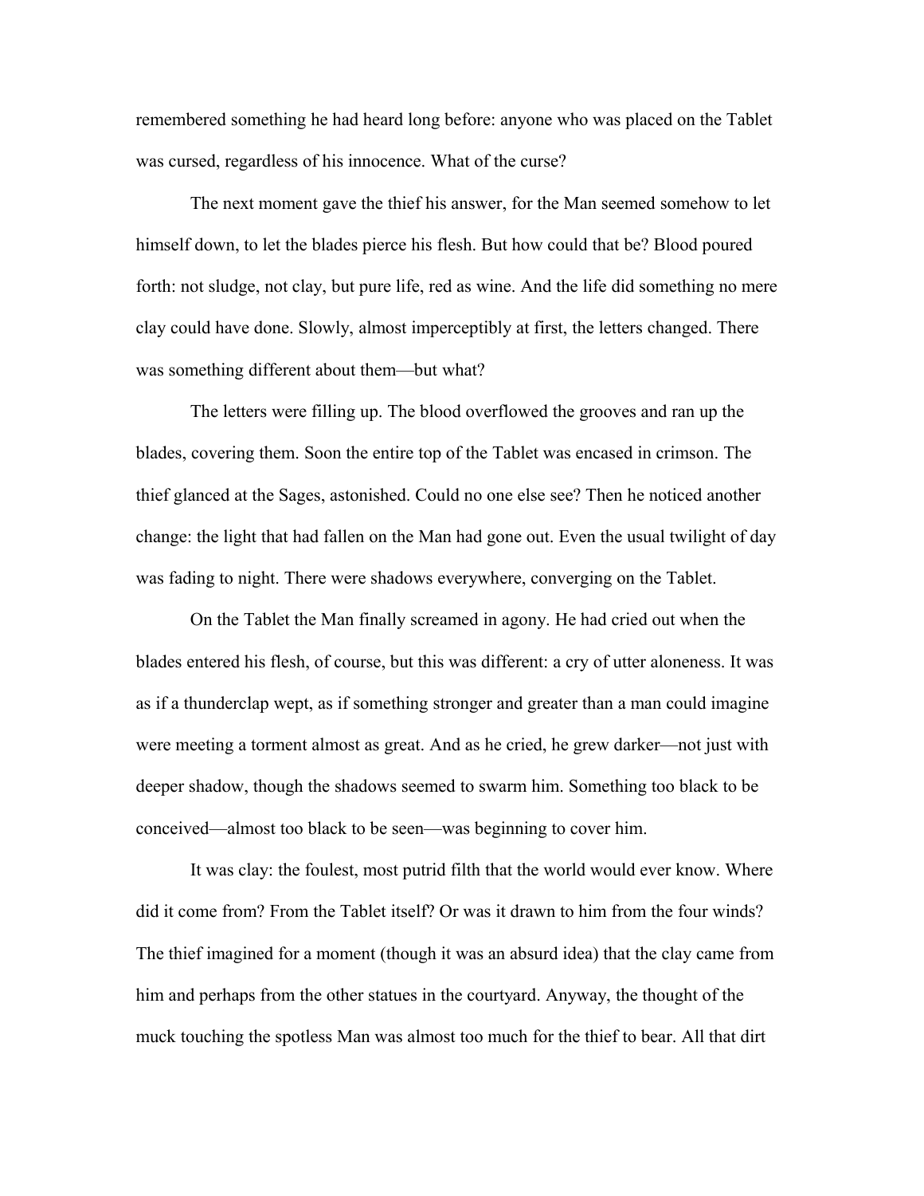remembered something he had heard long before: anyone who was placed on the Tablet was cursed, regardless of his innocence. What of the curse?

The next moment gave the thief his answer, for the Man seemed somehow to let himself down, to let the blades pierce his flesh. But how could that be? Blood poured forth: not sludge, not clay, but pure life, red as wine. And the life did something no mere clay could have done. Slowly, almost imperceptibly at first, the letters changed. There was something different about them—but what?

The letters were filling up. The blood overflowed the grooves and ran up the blades, covering them. Soon the entire top of the Tablet was encased in crimson. The thief glanced at the Sages, astonished. Could no one else see? Then he noticed another change: the light that had fallen on the Man had gone out. Even the usual twilight of day was fading to night. There were shadows everywhere, converging on the Tablet.

On the Tablet the Man finally screamed in agony. He had cried out when the blades entered his flesh, of course, but this was different: a cry of utter aloneness. It was as if a thunderclap wept, as if something stronger and greater than a man could imagine were meeting a torment almost as great. And as he cried, he grew darker—not just with deeper shadow, though the shadows seemed to swarm him. Something too black to be conceived—almost too black to be seen—was beginning to cover him.

It was clay: the foulest, most putrid filth that the world would ever know. Where did it come from? From the Tablet itself? Or was it drawn to him from the four winds? The thief imagined for a moment (though it was an absurd idea) that the clay came from him and perhaps from the other statues in the courtyard. Anyway, the thought of the muck touching the spotless Man was almost too much for the thief to bear. All that dirt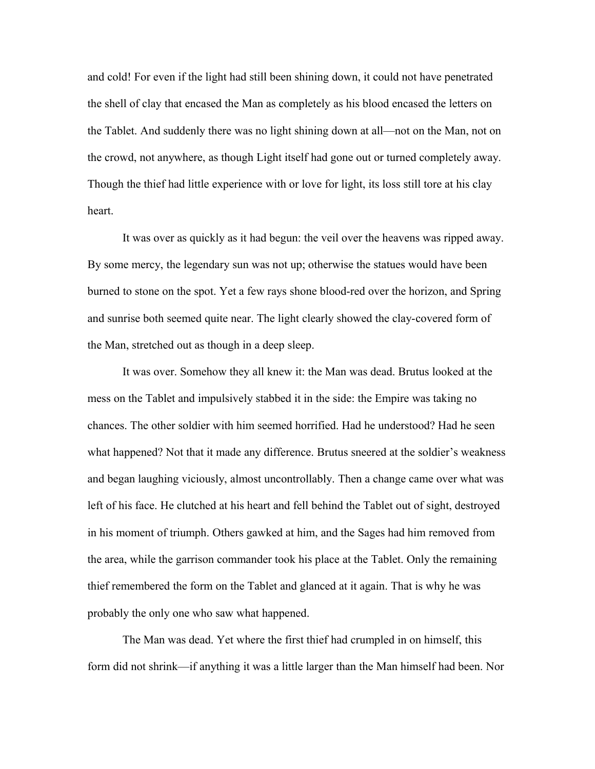and cold! For even if the light had still been shining down, it could not have penetrated the shell of clay that encased the Man as completely as his blood encased the letters on the Tablet. And suddenly there was no light shining down at all—not on the Man, not on the crowd, not anywhere, as though Light itself had gone out or turned completely away. Though the thief had little experience with or love for light, its loss still tore at his clay heart.

It was over as quickly as it had begun: the veil over the heavens was ripped away. By some mercy, the legendary sun was not up; otherwise the statues would have been burned to stone on the spot. Yet a few rays shone blood-red over the horizon, and Spring and sunrise both seemed quite near. The light clearly showed the clay-covered form of the Man, stretched out as though in a deep sleep.

It was over. Somehow they all knew it: the Man was dead. Brutus looked at the mess on the Tablet and impulsively stabbed it in the side: the Empire was taking no chances. The other soldier with him seemed horrified. Had he understood? Had he seen what happened? Not that it made any difference. Brutus sneered at the soldier's weakness and began laughing viciously, almost uncontrollably. Then a change came over what was left of his face. He clutched at his heart and fell behind the Tablet out of sight, destroyed in his moment of triumph. Others gawked at him, and the Sages had him removed from the area, while the garrison commander took his place at the Tablet. Only the remaining thief remembered the form on the Tablet and glanced at it again. That is why he was probably the only one who saw what happened.

The Man was dead. Yet where the first thief had crumpled in on himself, this form did not shrink—if anything it was a little larger than the Man himself had been. Nor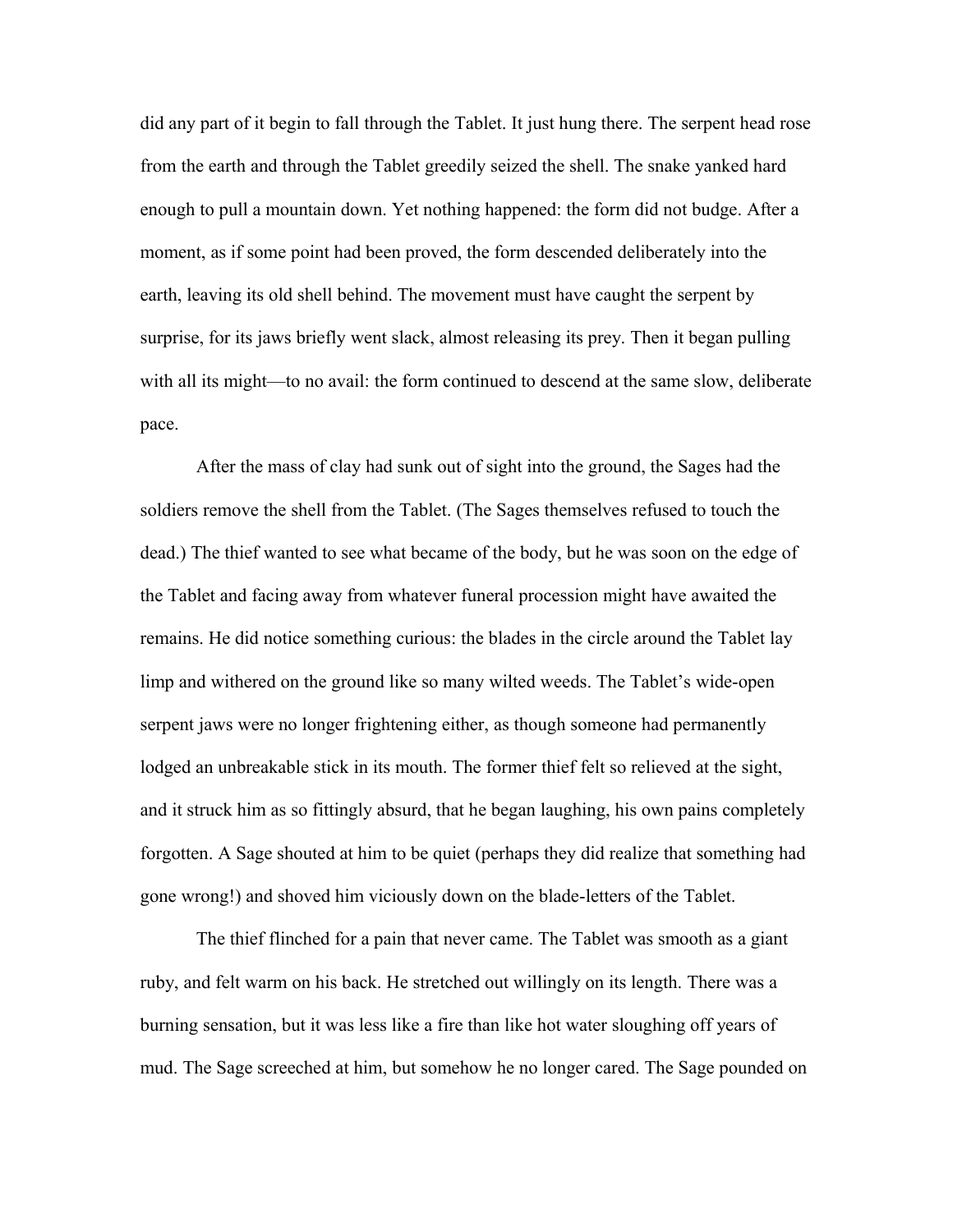did any part of it begin to fall through the Tablet. It just hung there. The serpent head rose from the earth and through the Tablet greedily seized the shell. The snake yanked hard enough to pull a mountain down. Yet nothing happened: the form did not budge. After a moment, as if some point had been proved, the form descended deliberately into the earth, leaving its old shell behind. The movement must have caught the serpent by surprise, for its jaws briefly went slack, almost releasing its prey. Then it began pulling with all its might—to no avail: the form continued to descend at the same slow, deliberate pace.

After the mass of clay had sunk out of sight into the ground, the Sages had the soldiers remove the shell from the Tablet. (The Sages themselves refused to touch the dead.) The thief wanted to see what became of the body, but he was soon on the edge of the Tablet and facing away from whatever funeral procession might have awaited the remains. He did notice something curious: the blades in the circle around the Tablet lay limp and withered on the ground like so many wilted weeds. The Tablet's wide-open serpent jaws were no longer frightening either, as though someone had permanently lodged an unbreakable stick in its mouth. The former thief felt so relieved at the sight, and it struck him as so fittingly absurd, that he began laughing, his own pains completely forgotten. A Sage shouted at him to be quiet (perhaps they did realize that something had gone wrong!) and shoved him viciously down on the blade-letters of the Tablet.

The thief flinched for a pain that never came. The Tablet was smooth as a giant ruby, and felt warm on his back. He stretched out willingly on its length. There was a burning sensation, but it was less like a fire than like hot water sloughing off years of mud. The Sage screeched at him, but somehow he no longer cared. The Sage pounded on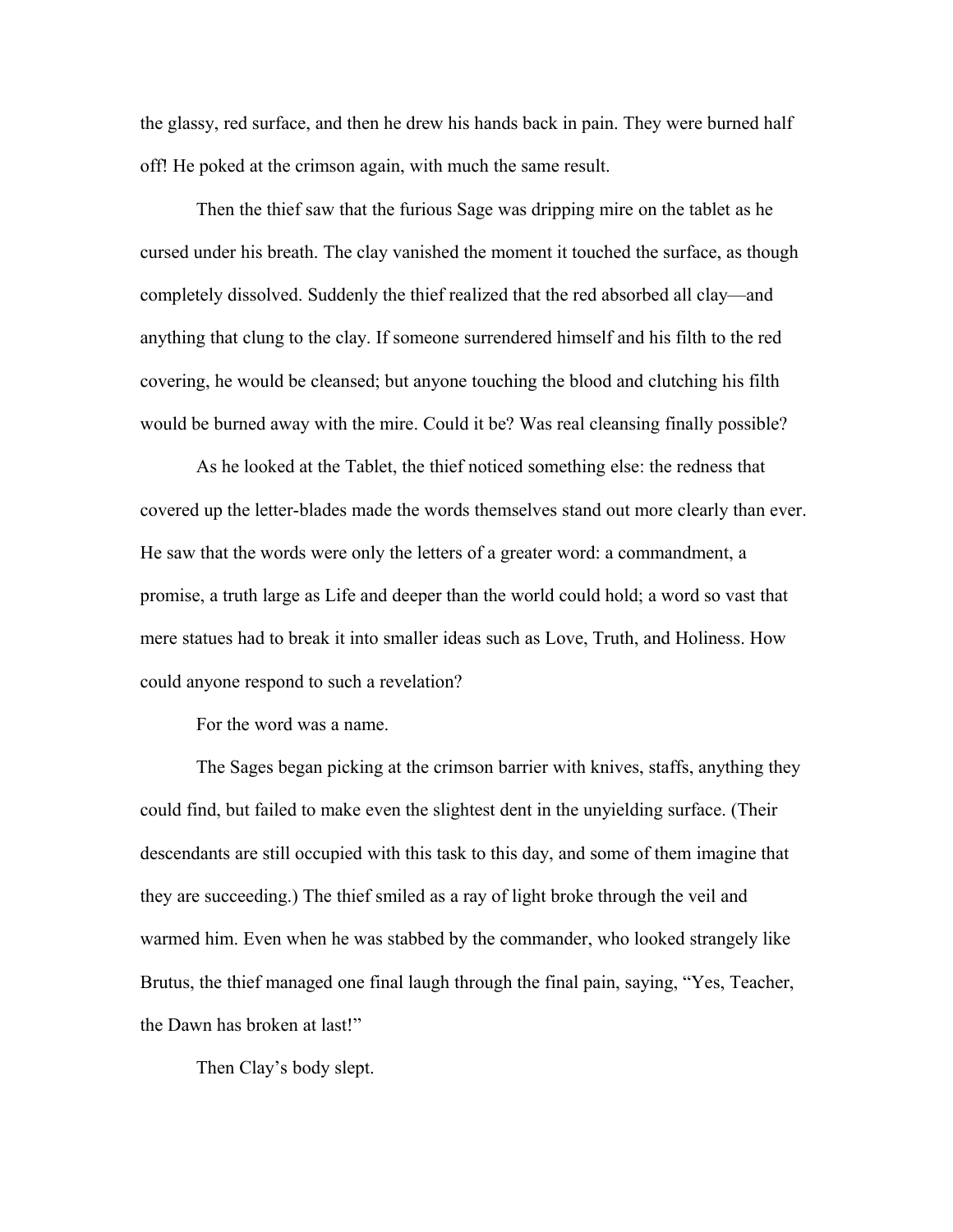the glassy, red surface, and then he drew his hands back in pain. They were burned half off! He poked at the crimson again, with much the same result.

Then the thief saw that the furious Sage was dripping mire on the tablet as he cursed under his breath. The clay vanished the moment it touched the surface, as though completely dissolved. Suddenly the thief realized that the red absorbed all clay—and anything that clung to the clay. If someone surrendered himself and his filth to the red covering, he would be cleansed; but anyone touching the blood and clutching his filth would be burned away with the mire. Could it be? Was real cleansing finally possible?

As he looked at the Tablet, the thief noticed something else: the redness that covered up the letter-blades made the words themselves stand out more clearly than ever. He saw that the words were only the letters of a greater word: a commandment, a promise, a truth large as Life and deeper than the world could hold; a word so vast that mere statues had to break it into smaller ideas such as Love, Truth, and Holiness. How could anyone respond to such a revelation?

For the word was a name.

The Sages began picking at the crimson barrier with knives, staffs, anything they could find, but failed to make even the slightest dent in the unyielding surface. (Their descendants are still occupied with this task to this day, and some of them imagine that they are succeeding.) The thief smiled as a ray of light broke through the veil and warmed him. Even when he was stabbed by the commander, who looked strangely like Brutus, the thief managed one final laugh through the final pain, saying, "Yes, Teacher, the Dawn has broken at last!"

Then Clay's body slept.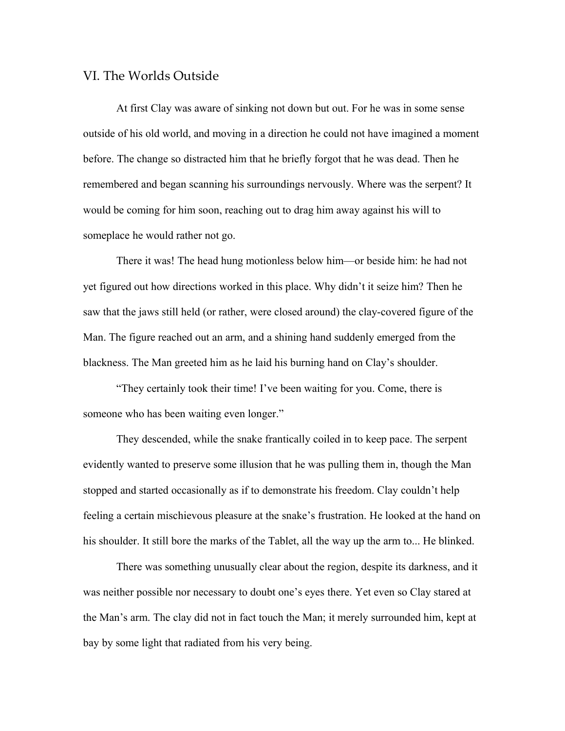## VI. The Worlds Outside

At first Clay was aware of sinking not down but out. For he was in some sense outside of his old world, and moving in a direction he could not have imagined a moment before. The change so distracted him that he briefly forgot that he was dead. Then he remembered and began scanning his surroundings nervously. Where was the serpent? It would be coming for him soon, reaching out to drag him away against his will to someplace he would rather not go.

There it was! The head hung motionless below him—or beside him: he had not yet figured out how directions worked in this place. Why didn't it seize him? Then he saw that the jaws still held (or rather, were closed around) the clay-covered figure of the Man. The figure reached out an arm, and a shining hand suddenly emerged from the blackness. The Man greeted him as he laid his burning hand on Clay's shoulder.

"They certainly took their time! I've been waiting for you. Come, there is someone who has been waiting even longer."

They descended, while the snake frantically coiled in to keep pace. The serpent evidently wanted to preserve some illusion that he was pulling them in, though the Man stopped and started occasionally as if to demonstrate his freedom. Clay couldn't help feeling a certain mischievous pleasure at the snake's frustration. He looked at the hand on his shoulder. It still bore the marks of the Tablet, all the way up the arm to... He blinked.

There was something unusually clear about the region, despite its darkness, and it was neither possible nor necessary to doubt one's eyes there. Yet even so Clay stared at the Man's arm. The clay did not in fact touch the Man; it merely surrounded him, kept at bay by some light that radiated from his very being.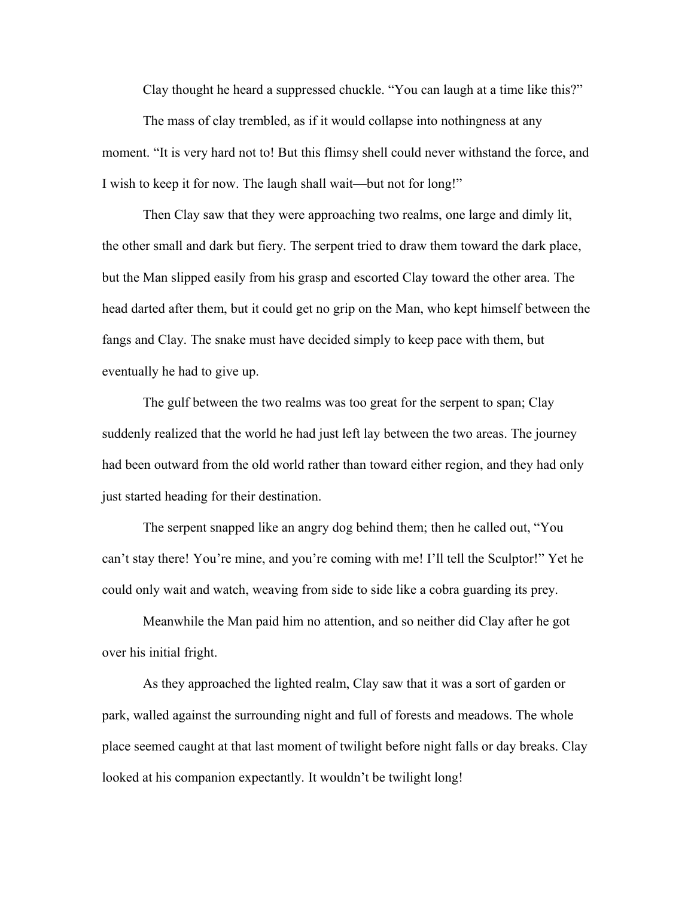Clay thought he heard a suppressed chuckle. “You can laugh at a time like this?”

The mass of clay trembled, as if it would collapse into nothingness at any moment. “It is very hard not to! But this flimsy shell could never withstand the force, and I wish to keep it for now. The laugh shall wait—but not for long!”

Then Clay saw that they were approaching two realms, one large and dimly lit, the other small and dark but fiery. The serpent tried to draw them toward the dark place, but the Man slipped easily from his grasp and escorted Clay toward the other area. The head darted after them, but it could get no grip on the Man, who kept himself between the fangs and Clay. The snake must have decided simply to keep pace with them, but eventually he had to give up.

The gulf between the two realms was too great for the serpent to span; Clay suddenly realized that the world he had just left lay between the two areas. The journey had been outward from the old world rather than toward either region, and they had only just started heading for their destination.

The serpent snapped like an angry dog behind them; then he called out, “You can’t stay there! You’re mine, and you’re coming with me! I’ll tell the Sculptor!” Yet he could only wait and watch, weaving from side to side like a cobra guarding its prey.

Meanwhile the Man paid him no attention, and so neither did Clay after he got over his initial fright.

As they approached the lighted realm, Clay saw that it was a sort of garden or park, walled against the surrounding night and full of forests and meadows. The whole place seemed caught at that last moment of twilight before night falls or day breaks. Clay looked at his companion expectantly. It wouldn’t be twilight long!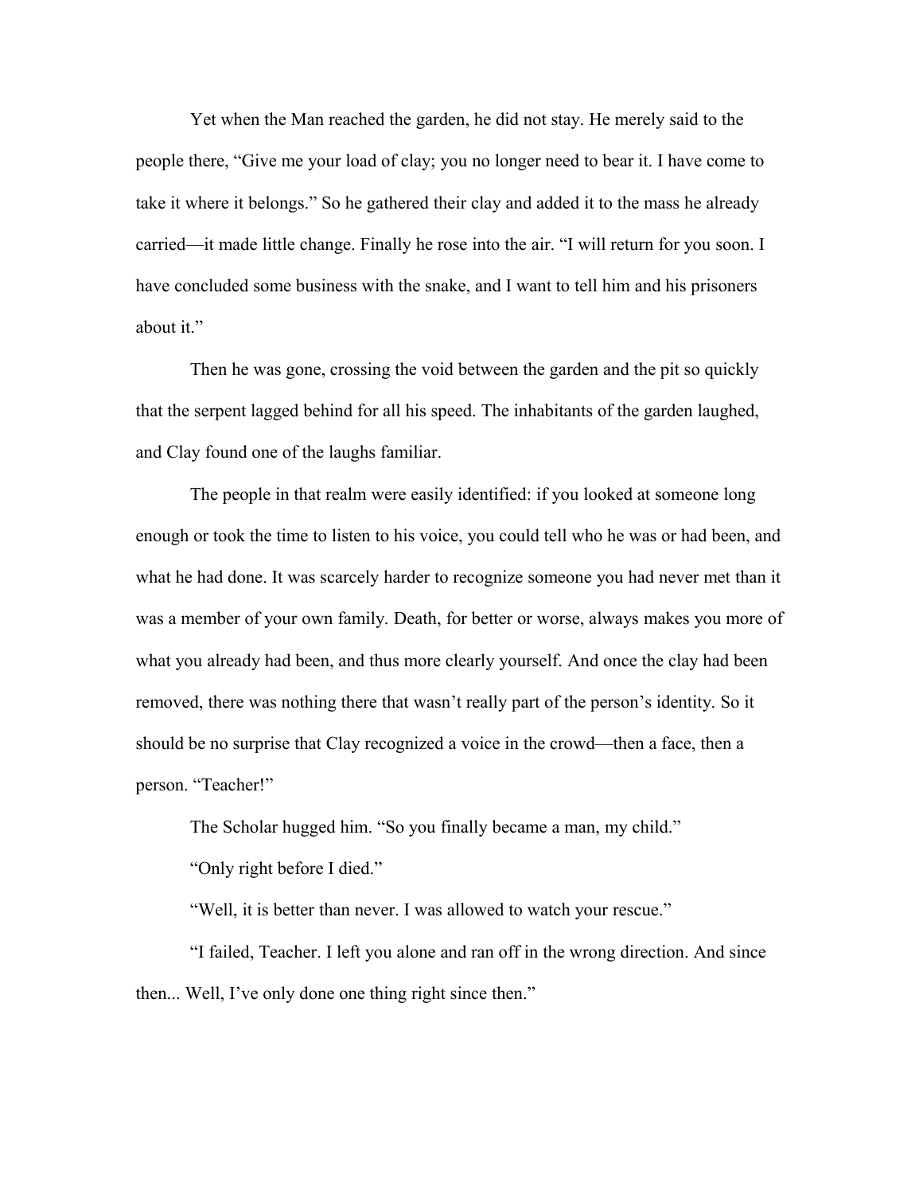Yet when the Man reached the garden, he did not stay. He merely said to the people there, “Give me your load of clay; you no longer need to bear it. I have come to take it where it belongs.” So he gathered their clay and added it to the mass he already carried—it made little change. Finally he rose into the air. “I will return for you soon. I have concluded some business with the snake, and I want to tell him and his prisoners about it.”

Then he was gone, crossing the void between the garden and the pit so quickly that the serpent lagged behind for all his speed. The inhabitants of the garden laughed, and Clay found one of the laughs familiar.

The people in that realm were easily identified: if you looked at someone long enough or took the time to listen to his voice, you could tell who he was or had been, and what he had done. It was scarcely harder to recognize someone you had never met than it was a member of your own family. Death, for better or worse, always makes you more of what you already had been, and thus more clearly yourself. And once the clay had been removed, there was nothing there that wasn’t really part of the person’s identity. So it should be no surprise that Clay recognized a voice in the crowd—then a face, then a person. “Teacher!”

The Scholar hugged him. “So you finally became a man, my child.”

“Only right before I died.”

“Well, it is better than never. I was allowed to watch your rescue.”

“I failed, Teacher. I left you alone and ran off in the wrong direction. And since then... Well, I’ve only done one thing right since then.”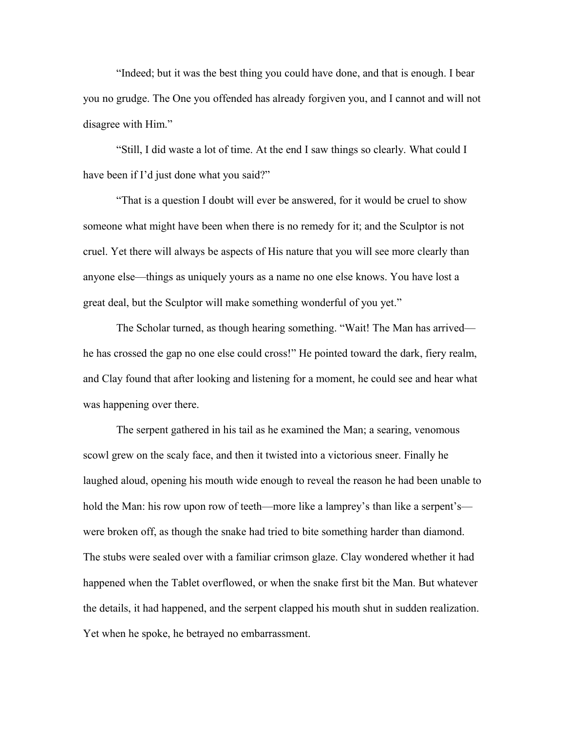"Indeed; but it was the best thing you could have done, and that is enough. I bear you no grudge. The One you offended has already forgiven you, and I cannot and will not disagree with Him."

"Still, I did waste a lot of time. At the end I saw things so clearly. What could I have been if I'd just done what you said?"

"That is a question I doubt will ever be answered, for it would be cruel to show someone what might have been when there is no remedy for it; and the Sculptor is not cruel. Yet there will always be aspects of His nature that you will see more clearly than anyone else—things as uniquely yours as a name no one else knows. You have lost a great deal, but the Sculptor will make something wonderful of you yet."

The Scholar turned, as though hearing something. "Wait! The Man has arrived—he has crossed the gap no one else could cross!" He pointed toward the dark, fiery realm, and Clay found that after looking and listening for a moment, he could see and hear what was happening over there.

The serpent gathered in his tail as he examined the Man; a searing, venomous scowl grew on the scaly face, and then it twisted into a victorious sneer. Finally he laughed aloud, opening his mouth wide enough to reveal the reason he had been unable to hold the Man: his row upon row of teeth—more like a lamprey's than like a serpent's—were broken off, as though the snake had tried to bite something harder than diamond. The stubs were sealed over with a familiar crimson glaze. Clay wondered whether it had happened when the Tablet overflowed, or when the snake first bit the Man. But whatever the details, it had happened, and the serpent clapped his mouth shut in sudden realization. Yet when he spoke, he betrayed no embarrassment.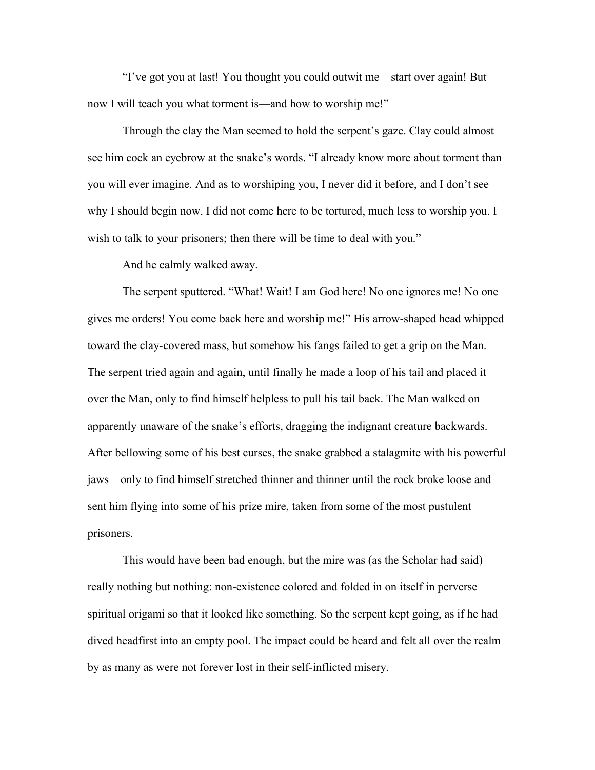"I've got you at last! You thought you could outwit me—start over again! But now I will teach you what torment is—and how to worship me!"

Through the clay the Man seemed to hold the serpent's gaze. Clay could almost see him cock an eyebrow at the snake's words. "I already know more about torment than you will ever imagine. And as to worshiping you, I never did it before, and I don't see why I should begin now. I did not come here to be tortured, much less to worship you. I wish to talk to your prisoners; then there will be time to deal with you."

And he calmly walked away.

The serpent sputtered. "What! Wait! I am God here! No one ignores me! No one gives me orders! You come back here and worship me!" His arrow-shaped head whipped toward the clay-covered mass, but somehow his fangs failed to get a grip on the Man. The serpent tried again and again, until finally he made a loop of his tail and placed it over the Man, only to find himself helpless to pull his tail back. The Man walked on apparently unaware of the snake's efforts, dragging the indignant creature backwards. After bellowing some of his best curses, the snake grabbed a stalagmite with his powerful jaws—only to find himself stretched thinner and thinner until the rock broke loose and sent him flying into some of his prize mire, taken from some of the most pustulent prisoners.

This would have been bad enough, but the mire was (as the Scholar had said) really nothing but nothing: non-existence colored and folded in on itself in perverse spiritual origami so that it looked like something. So the serpent kept going, as if he had dived headfirst into an empty pool. The impact could be heard and felt all over the realm by as many as were not forever lost in their self-inflicted misery.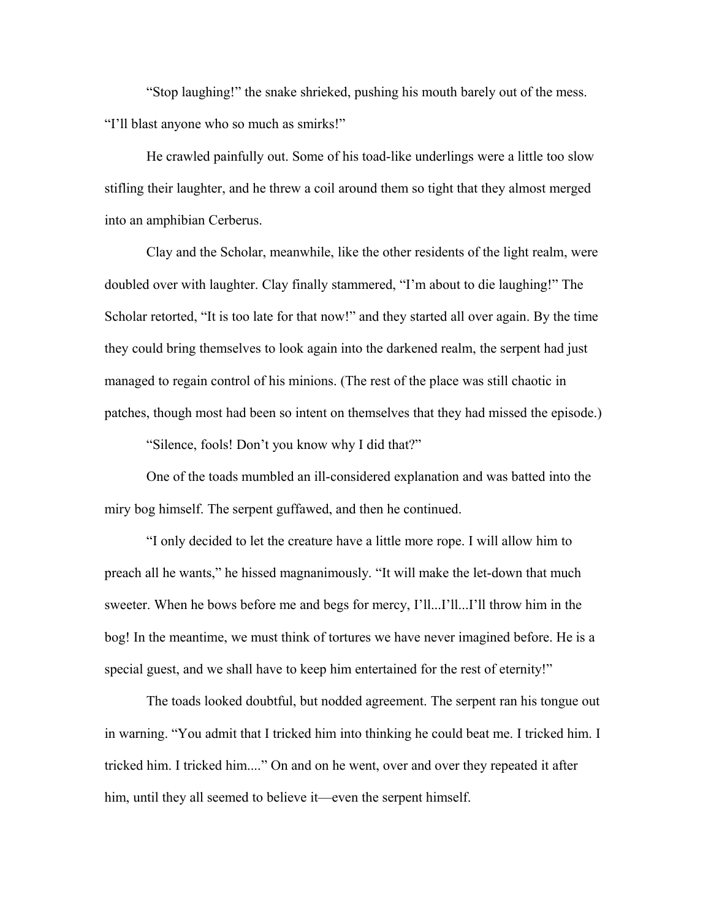"Stop laughing!" the snake shrieked, pushing his mouth barely out of the mess. "I'll blast anyone who so much as smirks!"

He crawled painfully out. Some of his toad-like underlings were a little too slow stifling their laughter, and he threw a coil around them so tight that they almost merged into an amphibian Cerberus.

Clay and the Scholar, meanwhile, like the other residents of the light realm, were doubled over with laughter. Clay finally stammered, "I'm about to die laughing!" The Scholar retorted, "It is too late for that now!" and they started all over again. By the time they could bring themselves to look again into the darkened realm, the serpent had just managed to regain control of his minions. (The rest of the place was still chaotic in patches, though most had been so intent on themselves that they had missed the episode.)

"Silence, fools! Don't you know why I did that?"

One of the toads mumbled an ill-considered explanation and was batted into the miry bog himself. The serpent guffawed, and then he continued.

"I only decided to let the creature have a little more rope. I will allow him to preach all he wants," he hissed magnanimously. "It will make the let-down that much sweeter. When he bows before me and begs for mercy, I'll...I'll...I'll throw him in the bog! In the meantime, we must think of tortures we have never imagined before. He is a special guest, and we shall have to keep him entertained for the rest of eternity!"

The toads looked doubtful, but nodded agreement. The serpent ran his tongue out in warning. "You admit that I tricked him into thinking he could beat me. I tricked him. I tricked him. I tricked him...." On and on he went, over and over they repeated it after him, until they all seemed to believe it—even the serpent himself.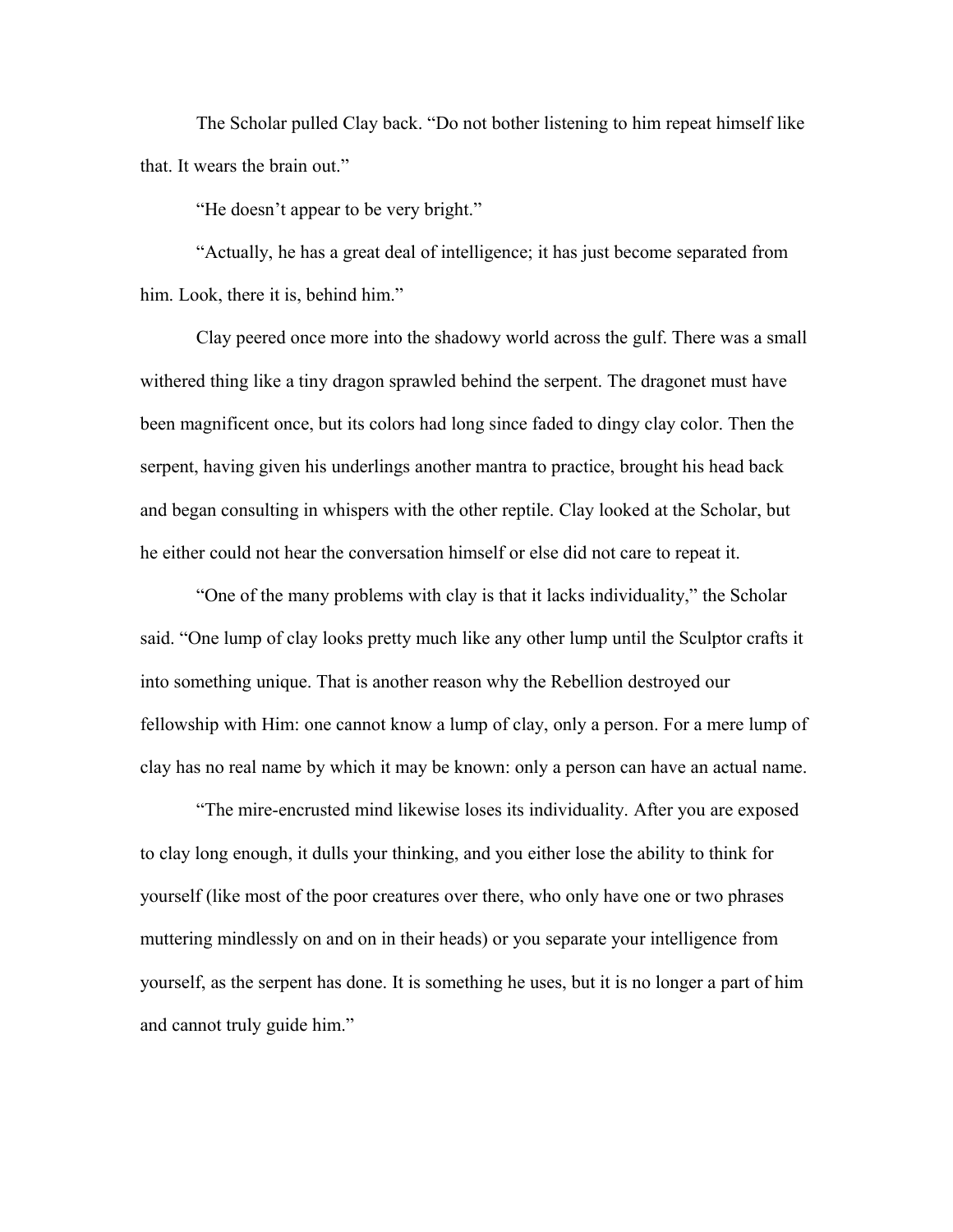The Scholar pulled Clay back. "Do not bother listening to him repeat himself like that. It wears the brain out."

"He doesn't appear to be very bright."

"Actually, he has a great deal of intelligence; it has just become separated from him. Look, there it is, behind him."

Clay peered once more into the shadowy world across the gulf. There was a small withered thing like a tiny dragon sprawled behind the serpent. The dragonet must have been magnificent once, but its colors had long since faded to dingy clay color. Then the serpent, having given his underlings another mantra to practice, brought his head back and began consulting in whispers with the other reptile. Clay looked at the Scholar, but he either could not hear the conversation himself or else did not care to repeat it.

"One of the many problems with clay is that it lacks individuality," the Scholar said. "One lump of clay looks pretty much like any other lump until the Sculptor crafts it into something unique. That is another reason why the Rebellion destroyed our fellowship with Him: one cannot know a lump of clay, only a person. For a mere lump of clay has no real name by which it may be known: only a person can have an actual name.

"The mire-encrusted mind likewise loses its individuality. After you are exposed to clay long enough, it dulls your thinking, and you either lose the ability to think for yourself (like most of the poor creatures over there, who only have one or two phrases muttering mindlessly on and on in their heads) or you separate your intelligence from yourself, as the serpent has done. It is something he uses, but it is no longer a part of him and cannot truly guide him."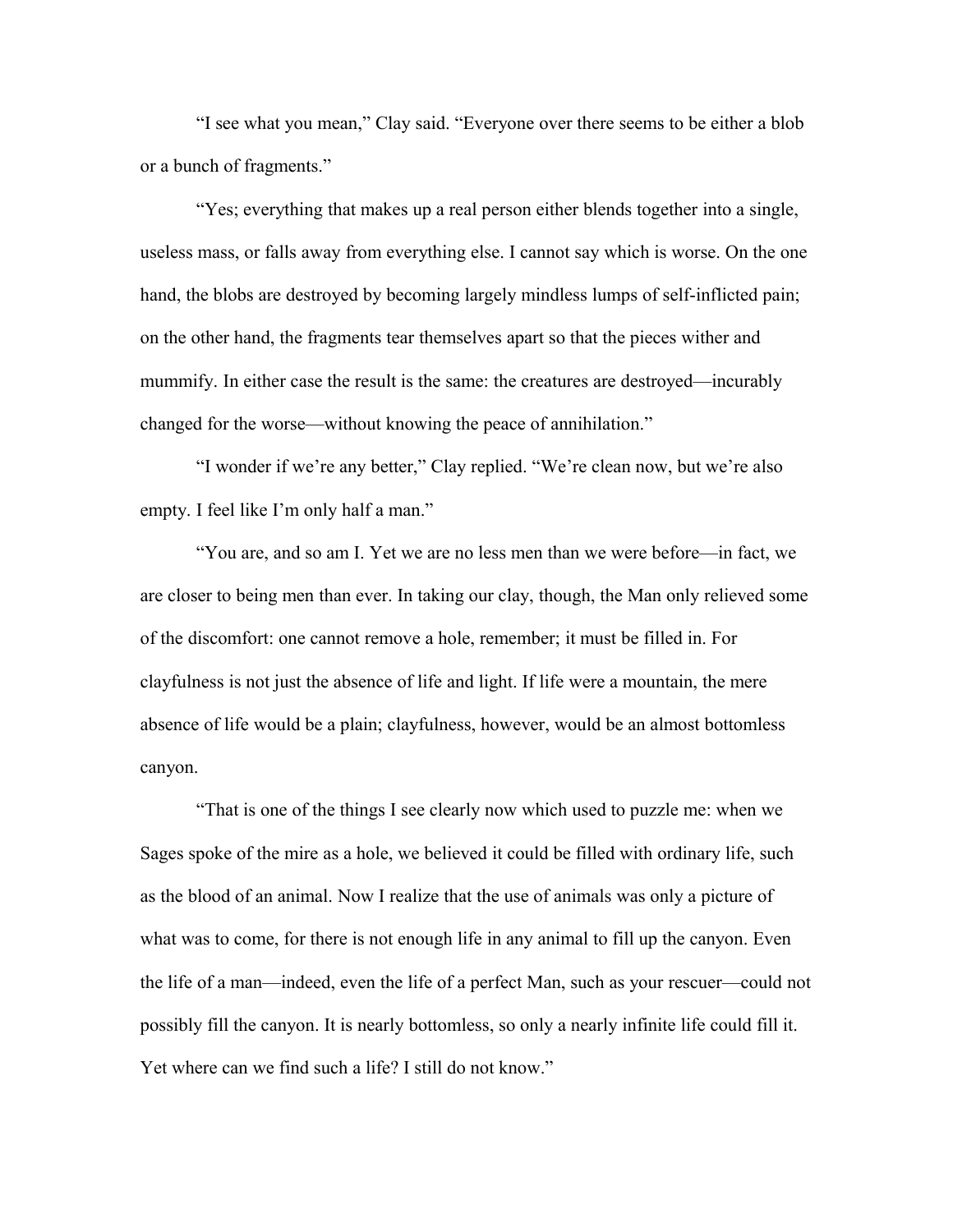"I see what you mean," Clay said. "Everyone over there seems to be either a blob or a bunch of fragments."

"Yes; everything that makes up a real person either blends together into a single, useless mass, or falls away from everything else. I cannot say which is worse. On the one hand, the blobs are destroyed by becoming largely mindless lumps of self-inflicted pain; on the other hand, the fragments tear themselves apart so that the pieces wither and mummify. In either case the result is the same: the creatures are destroyed—incurably changed for the worse—without knowing the peace of annihilation."

"I wonder if we're any better," Clay replied. "We're clean now, but we're also empty. I feel like I'm only half a man."

"You are, and so am I. Yet we are no less men than we were before—in fact, we are closer to being men than ever. In taking our clay, though, the Man only relieved some of the discomfort: one cannot remove a hole, remember; it must be filled in. For clayfulness is not just the absence of life and light. If life were a mountain, the mere absence of life would be a plain; clayfulness, however, would be an almost bottomless canyon.

"That is one of the things I see clearly now which used to puzzle me: when we Sages spoke of the mire as a hole, we believed it could be filled with ordinary life, such as the blood of an animal. Now I realize that the use of animals was only a picture of what was to come, for there is not enough life in any animal to fill up the canyon. Even the life of a man—indeed, even the life of a perfect Man, such as your rescuer—could not possibly fill the canyon. It is nearly bottomless, so only a nearly infinite life could fill it. Yet where can we find such a life? I still do not know."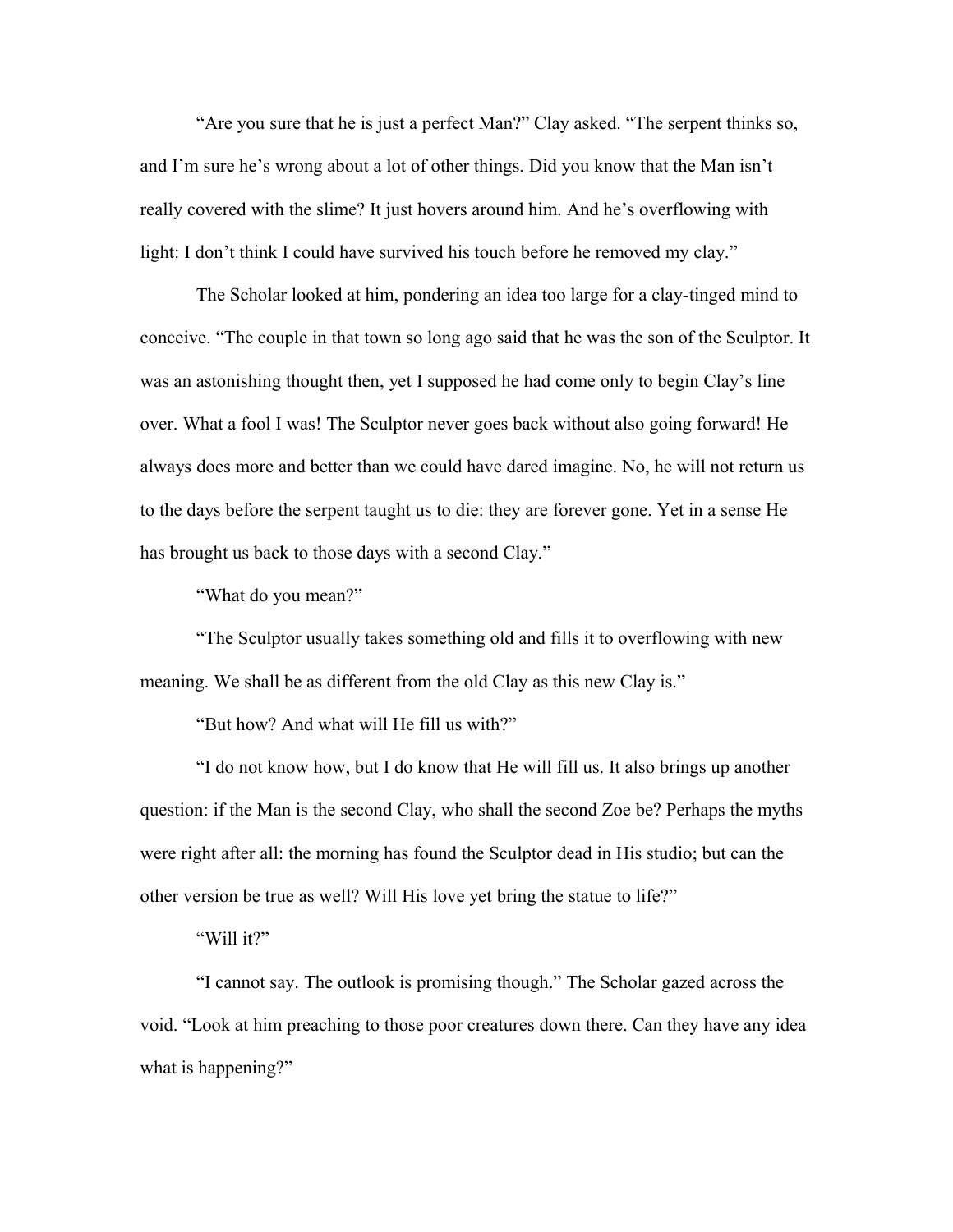"Are you sure that he is just a perfect Man?" Clay asked. "The serpent thinks so, and I'm sure he's wrong about a lot of other things. Did you know that the Man isn't really covered with the slime? It just hovers around him. And he's overflowing with light: I don't think I could have survived his touch before he removed my clay."

The Scholar looked at him, pondering an idea too large for a clay-tinged mind to conceive. "The couple in that town so long ago said that he was the son of the Sculptor. It was an astonishing thought then, yet I supposed he had come only to begin Clay's line over. What a fool I was! The Sculptor never goes back without also going forward! He always does more and better than we could have dared imagine. No, he will not return us to the days before the serpent taught us to die: they are forever gone. Yet in a sense He has brought us back to those days with a second Clay."

"What do you mean?"

"The Sculptor usually takes something old and fills it to overflowing with new meaning. We shall be as different from the old Clay as this new Clay is."

"But how? And what will He fill us with?"

"I do not know how, but I do know that He will fill us. It also brings up another question: if the Man is the second Clay, who shall the second Zoe be? Perhaps the myths were right after all: the morning has found the Sculptor dead in His studio; but can the other version be true as well? Will His love yet bring the statue to life?"

"Will it?"

"I cannot say. The outlook is promising though." The Scholar gazed across the void. "Look at him preaching to those poor creatures down there. Can they have any idea what is happening?"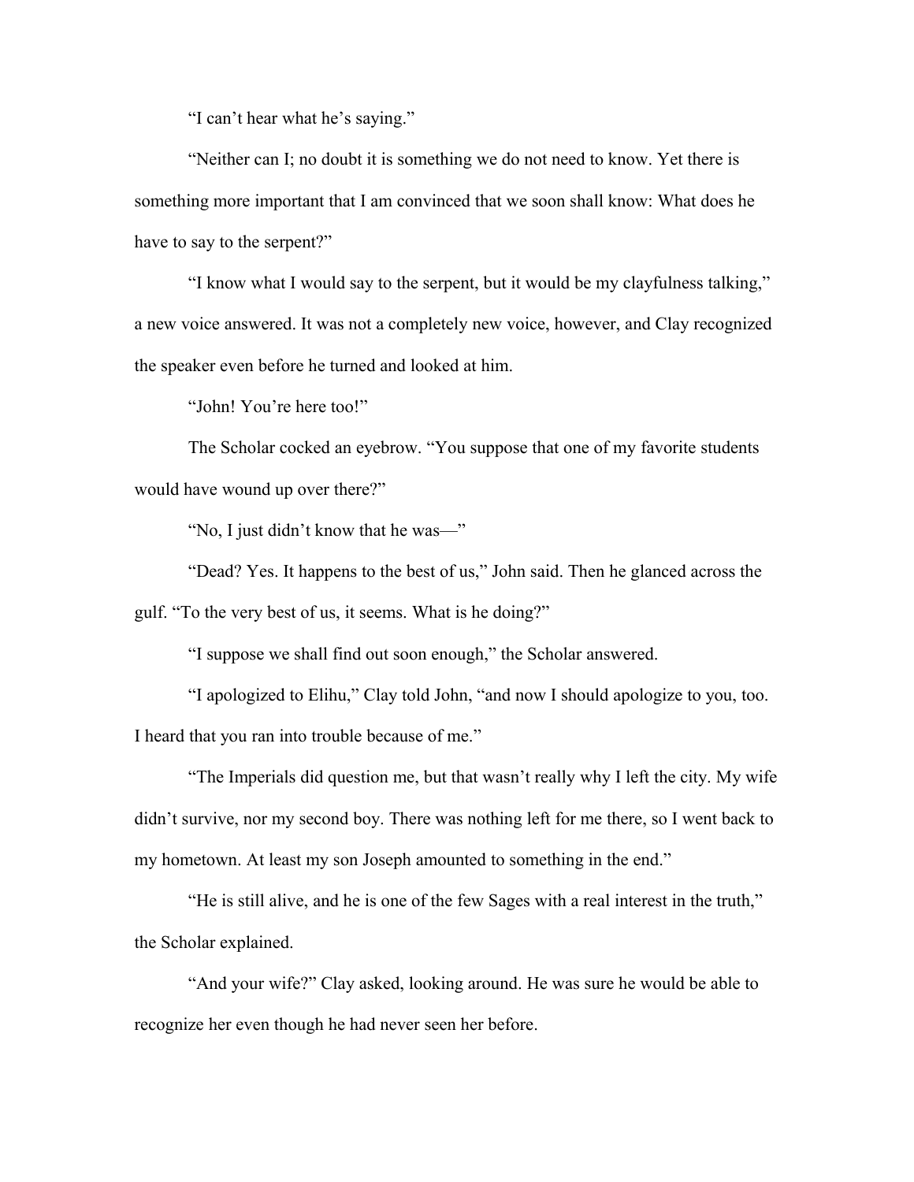"I can't hear what he's saying."

"Neither can I; no doubt it is something we do not need to know. Yet there is something more important that I am convinced that we soon shall know: What does he have to say to the serpent?"

"I know what I would say to the serpent, but it would be my clayfulness talking," a new voice answered. It was not a completely new voice, however, and Clay recognized the speaker even before he turned and looked at him.

"John! You're here too!"

The Scholar cocked an eyebrow. "You suppose that one of my favorite students would have wound up over there?"

"No, I just didn't know that he was—"

"Dead? Yes. It happens to the best of us," John said. Then he glanced across the gulf. "To the very best of us, it seems. What is he doing?"

"I suppose we shall find out soon enough," the Scholar answered.

"I apologized to Elihu," Clay told John, "and now I should apologize to you, too. I heard that you ran into trouble because of me."

"The Imperials did question me, but that wasn't really why I left the city. My wife didn't survive, nor my second boy. There was nothing left for me there, so I went back to my hometown. At least my son Joseph amounted to something in the end."

"He is still alive, and he is one of the few Sages with a real interest in the truth," the Scholar explained.

"And your wife?" Clay asked, looking around. He was sure he would be able to recognize her even though he had never seen her before.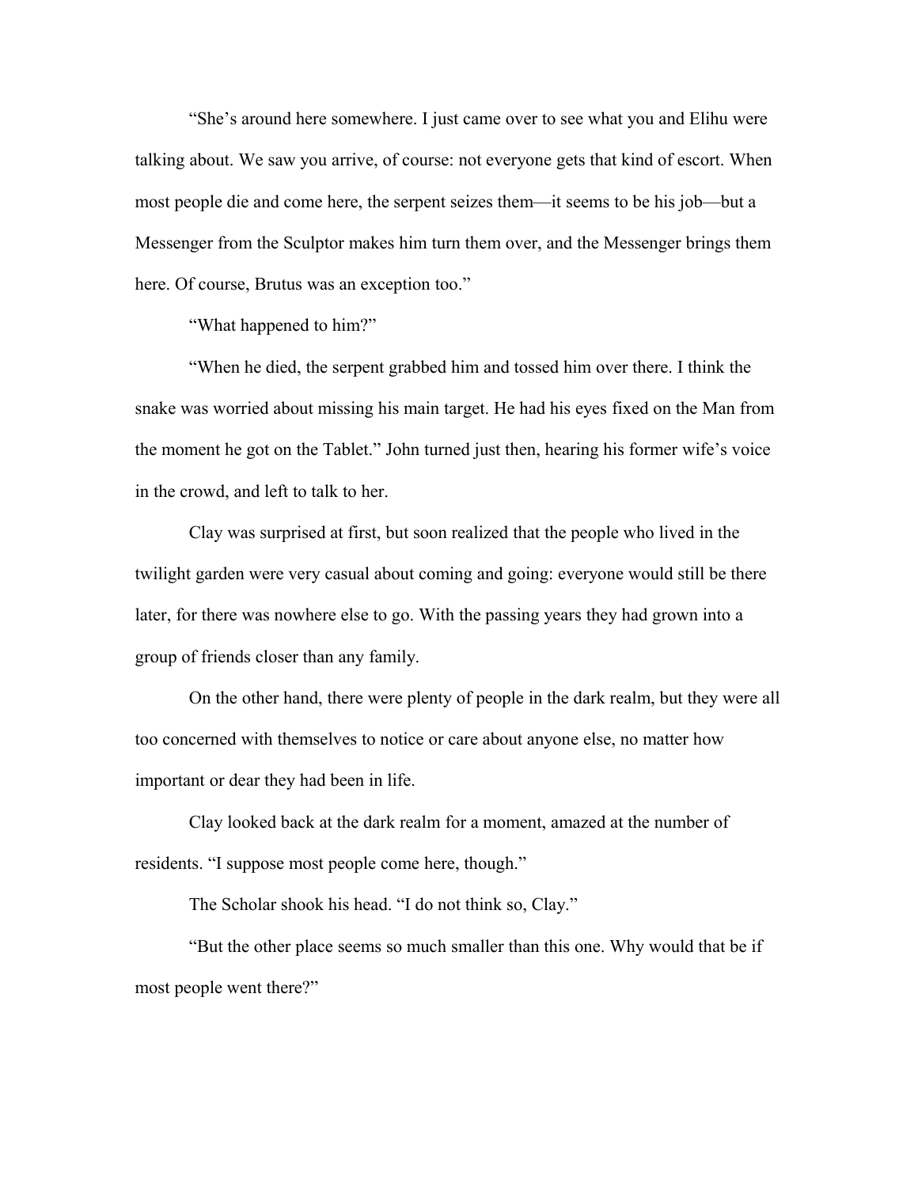"She's around here somewhere. I just came over to see what you and Elihu were talking about. We saw you arrive, of course: not everyone gets that kind of escort. When most people die and come here, the serpent seizes them—it seems to be his job—but a Messenger from the Sculptor makes him turn them over, and the Messenger brings them here. Of course, Brutus was an exception too."

"What happened to him?"

"When he died, the serpent grabbed him and tossed him over there. I think the snake was worried about missing his main target. He had his eyes fixed on the Man from the moment he got on the Tablet." John turned just then, hearing his former wife's voice in the crowd, and left to talk to her.

Clay was surprised at first, but soon realized that the people who lived in the twilight garden were very casual about coming and going: everyone would still be there later, for there was nowhere else to go. With the passing years they had grown into a group of friends closer than any family.

On the other hand, there were plenty of people in the dark realm, but they were all too concerned with themselves to notice or care about anyone else, no matter how important or dear they had been in life.

Clay looked back at the dark realm for a moment, amazed at the number of residents. "I suppose most people come here, though."

The Scholar shook his head. "I do not think so, Clay."

"But the other place seems so much smaller than this one. Why would that be if most people went there?"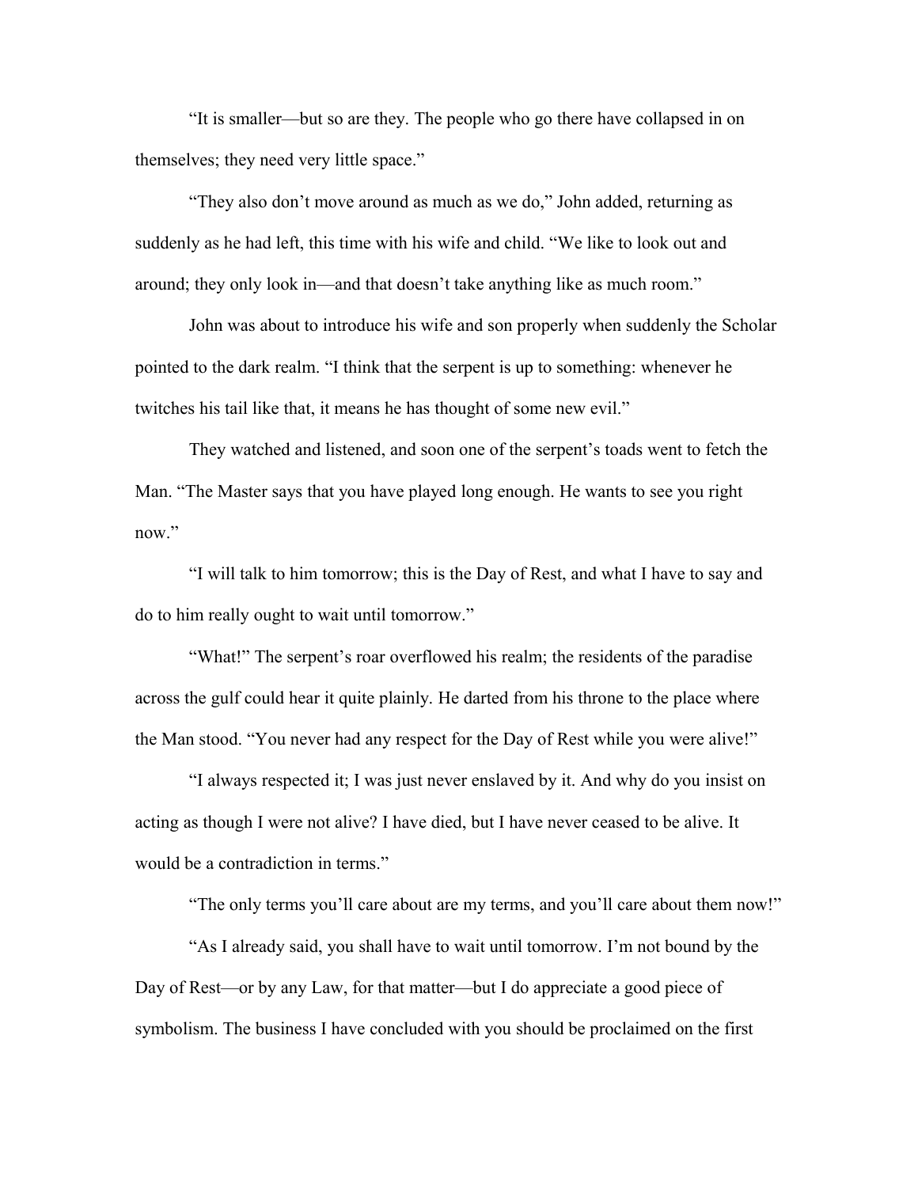"It is smaller—but so are they. The people who go there have collapsed in on themselves; they need very little space."

"They also don't move around as much as we do," John added, returning as suddenly as he had left, this time with his wife and child. "We like to look out and around; they only look in—and that doesn't take anything like as much room."

John was about to introduce his wife and son properly when suddenly the Scholar pointed to the dark realm. "I think that the serpent is up to something: whenever he twitches his tail like that, it means he has thought of some new evil."

They watched and listened, and soon one of the serpent's toads went to fetch the Man. "The Master says that you have played long enough. He wants to see you right now."

"I will talk to him tomorrow; this is the Day of Rest, and what I have to say and do to him really ought to wait until tomorrow."

"What!" The serpent's roar overflowed his realm; the residents of the paradise across the gulf could hear it quite plainly. He darted from his throne to the place where the Man stood. "You never had any respect for the Day of Rest while you were alive!"

"I always respected it; I was just never enslaved by it. And why do you insist on acting as though I were not alive? I have died, but I have never ceased to be alive. It would be a contradiction in terms."

"The only terms you'll care about are my terms, and you'll care about them now!"

"As I already said, you shall have to wait until tomorrow. I'm not bound by the Day of Rest—or by any Law, for that matter—but I do appreciate a good piece of symbolism. The business I have concluded with you should be proclaimed on the first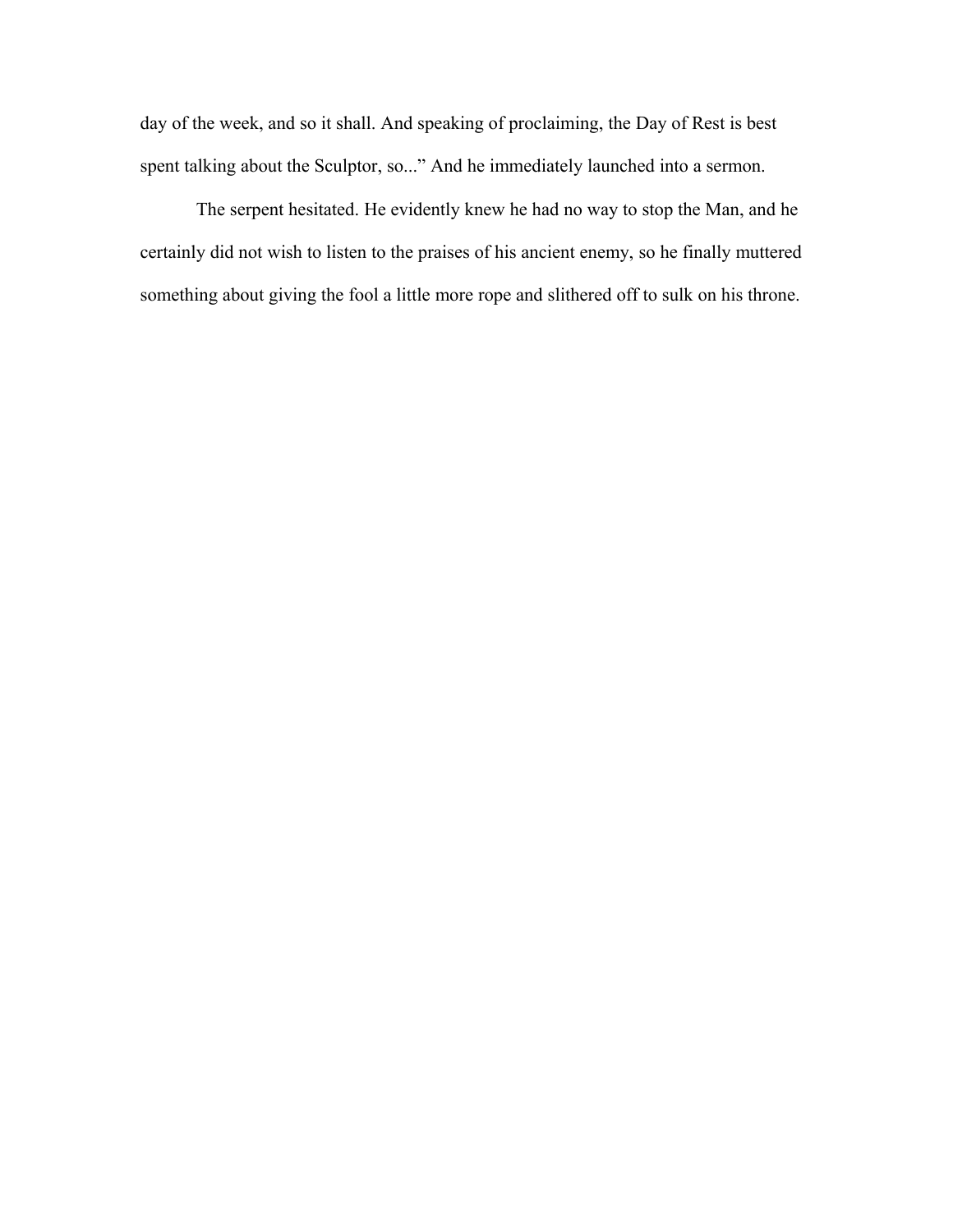day of the week, and so it shall. And speaking of proclaiming, the Day of Rest is best spent talking about the Sculptor, so..." And he immediately launched into a sermon.

The serpent hesitated. He evidently knew he had no way to stop the Man, and he certainly did not wish to listen to the praises of his ancient enemy, so he finally muttered something about giving the fool a little more rope and slithered off to sulk on his throne.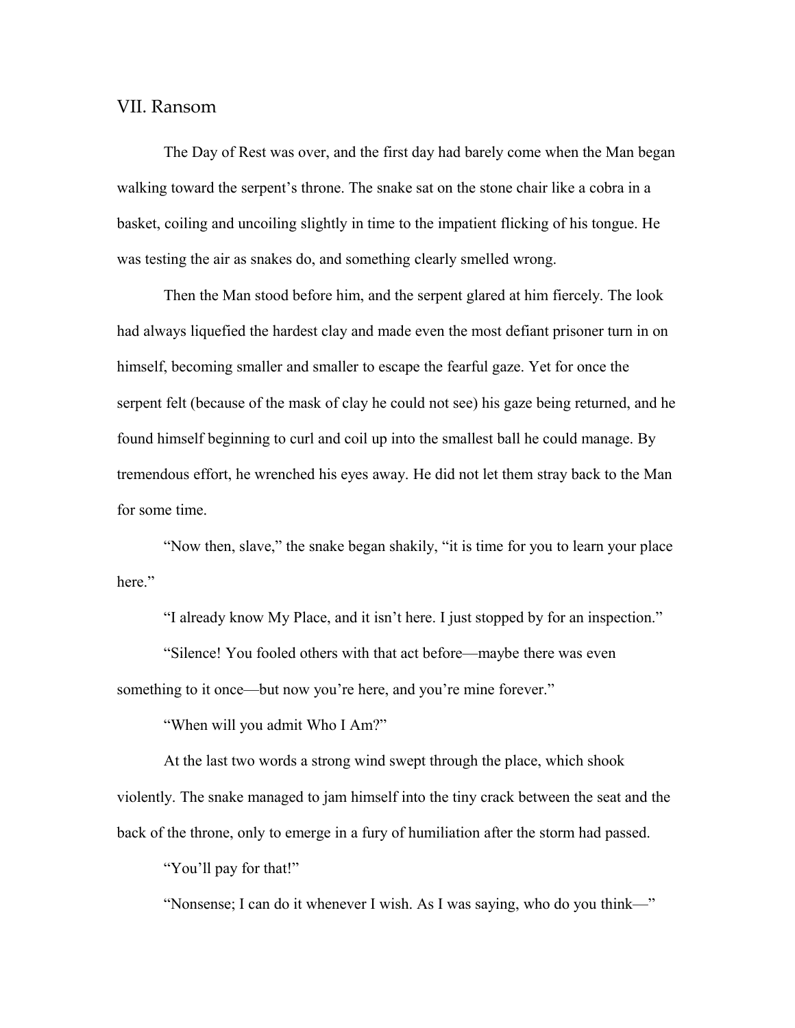## VII. Ransom

The Day of Rest was over, and the first day had barely come when the Man began walking toward the serpent's throne. The snake sat on the stone chair like a cobra in a basket, coiling and uncoiling slightly in time to the impatient flicking of his tongue. He was testing the air as snakes do, and something clearly smelled wrong.

Then the Man stood before him, and the serpent glared at him fiercely. The look had always liquefied the hardest clay and made even the most defiant prisoner turn in on himself, becoming smaller and smaller to escape the fearful gaze. Yet for once the serpent felt (because of the mask of clay he could not see) his gaze being returned, and he found himself beginning to curl and coil up into the smallest ball he could manage. By tremendous effort, he wrenched his eyes away. He did not let them stray back to the Man for some time.

"Now then, slave," the snake began shakily, "it is time for you to learn your place here."

"I already know My Place, and it isn't here. I just stopped by for an inspection."

"Silence! You fooled others with that act before—maybe there was even something to it once—but now you're here, and you're mine forever."

"When will you admit Who I Am?"

At the last two words a strong wind swept through the place, which shook violently. The snake managed to jam himself into the tiny crack between the seat and the back of the throne, only to emerge in a fury of humiliation after the storm had passed.

"You'll pay for that!"

"Nonsense; I can do it whenever I wish. As I was saying, who do you think—"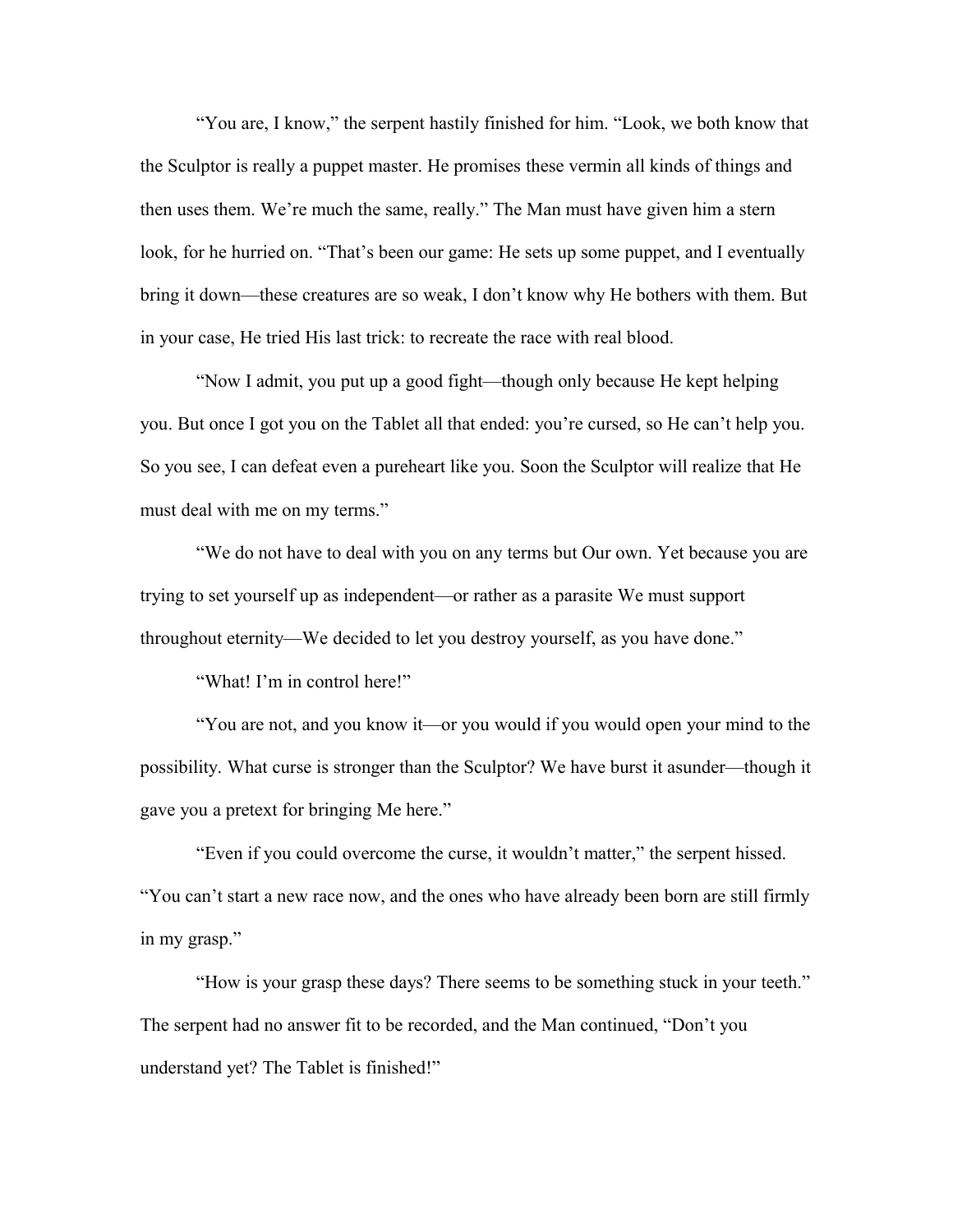"You are, I know," the serpent hastily finished for him. "Look, we both know that the Sculptor is really a puppet master. He promises these vermin all kinds of things and then uses them. We're much the same, really." The Man must have given him a stern look, for he hurried on. "That's been our game: He sets up some puppet, and I eventually bring it down—these creatures are so weak, I don't know why He bothers with them. But in your case, He tried His last trick: to recreate the race with real blood.

"Now I admit, you put up a good fight—though only because He kept helping you. But once I got you on the Tablet all that ended: you're cursed, so He can't help you. So you see, I can defeat even a pureheart like you. Soon the Sculptor will realize that He must deal with me on my terms."

"We do not have to deal with you on any terms but Our own. Yet because you are trying to set yourself up as independent—or rather as a parasite We must support throughout eternity—We decided to let you destroy yourself, as you have done."

"What! I'm in control here!"

"You are not, and you know it—or you would if you would open your mind to the possibility. What curse is stronger than the Sculptor? We have burst it asunder—though it gave you a pretext for bringing Me here."

"Even if you could overcome the curse, it wouldn't matter," the serpent hissed. "You can't start a new race now, and the ones who have already been born are still firmly in my grasp."

"How is your grasp these days? There seems to be something stuck in your teeth." The serpent had no answer fit to be recorded, and the Man continued, "Don't you understand yet? The Tablet is finished!"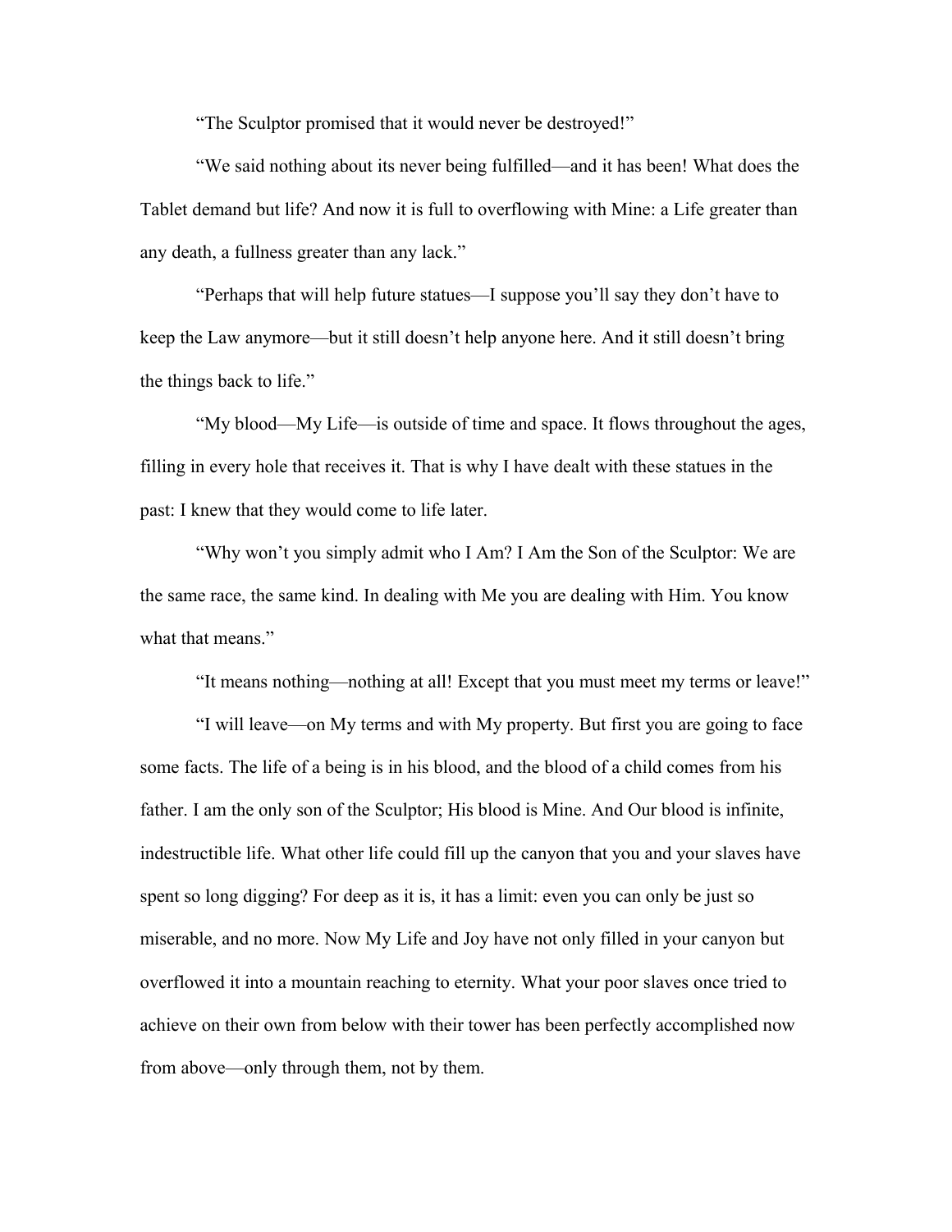"The Sculptor promised that it would never be destroyed!"

"We said nothing about its never being fulfilled—and it has been! What does the Tablet demand but life? And now it is full to overflowing with Mine: a Life greater than any death, a fullness greater than any lack."

"Perhaps that will help future statues—I suppose you'll say they don't have to keep the Law anymore—but it still doesn't help anyone here. And it still doesn't bring the things back to life."

"My blood—My Life—is outside of time and space. It flows throughout the ages, filling in every hole that receives it. That is why I have dealt with these statues in the past: I knew that they would come to life later.

"Why won't you simply admit who I Am? I Am the Son of the Sculptor: We are the same race, the same kind. In dealing with Me you are dealing with Him. You know what that means."

"It means nothing—nothing at all! Except that you must meet my terms or leave!"

"I will leave—on My terms and with My property. But first you are going to face some facts. The life of a being is in his blood, and the blood of a child comes from his father. I am the only son of the Sculptor; His blood is Mine. And Our blood is infinite, indestructible life. What other life could fill up the canyon that you and your slaves have spent so long digging? For deep as it is, it has a limit: even you can only be just so miserable, and no more. Now My Life and Joy have not only filled in your canyon but overflowed it into a mountain reaching to eternity. What your poor slaves once tried to achieve on their own from below with their tower has been perfectly accomplished now from above—only through them, not by them.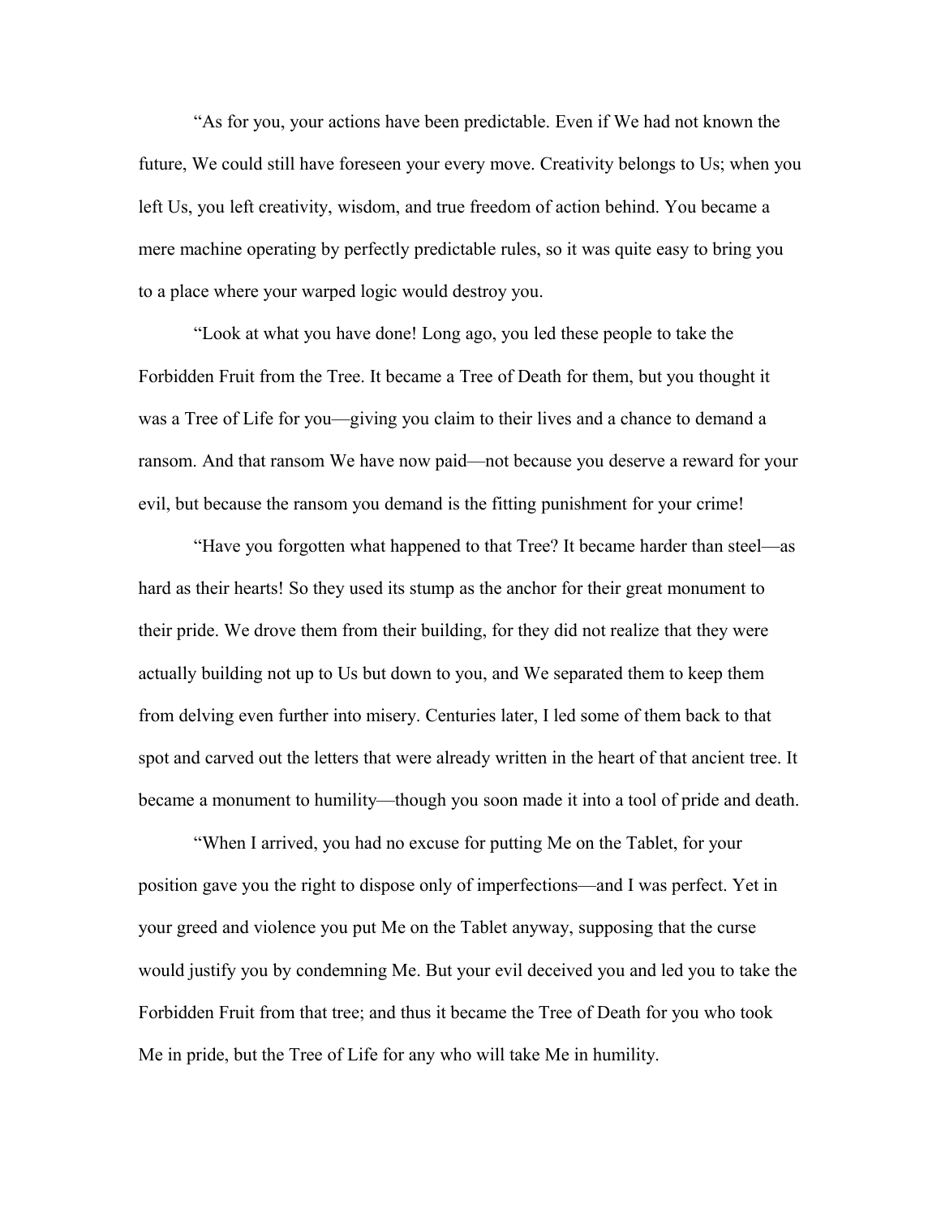“As for you, your actions have been predictable. Even if We had not known the future, We could still have foreseen your every move. Creativity belongs to Us; when you left Us, you left creativity, wisdom, and true freedom of action behind. You became a mere machine operating by perfectly predictable rules, so it was quite easy to bring you to a place where your warped logic would destroy you.

“Look at what you have done! Long ago, you led these people to take the Forbidden Fruit from the Tree. It became a Tree of Death for them, but you thought it was a Tree of Life for you—giving you claim to their lives and a chance to demand a ransom. And that ransom We have now paid—not because you deserve a reward for your evil, but because the ransom you demand is the fitting punishment for your crime!

“Have you forgotten what happened to that Tree? It became harder than steel—as hard as their hearts! So they used its stump as the anchor for their great monument to their pride. We drove them from their building, for they did not realize that they were actually building not up to Us but down to you, and We separated them to keep them from delving even further into misery. Centuries later, I led some of them back to that spot and carved out the letters that were already written in the heart of that ancient tree. It became a monument to humility—though you soon made it into a tool of pride and death.

“When I arrived, you had no excuse for putting Me on the Tablet, for your position gave you the right to dispose only of imperfections—and I was perfect. Yet in your greed and violence you put Me on the Tablet anyway, supposing that the curse would justify you by condemning Me. But your evil deceived you and led you to take the Forbidden Fruit from that tree; and thus it became the Tree of Death for you who took Me in pride, but the Tree of Life for any who will take Me in humility.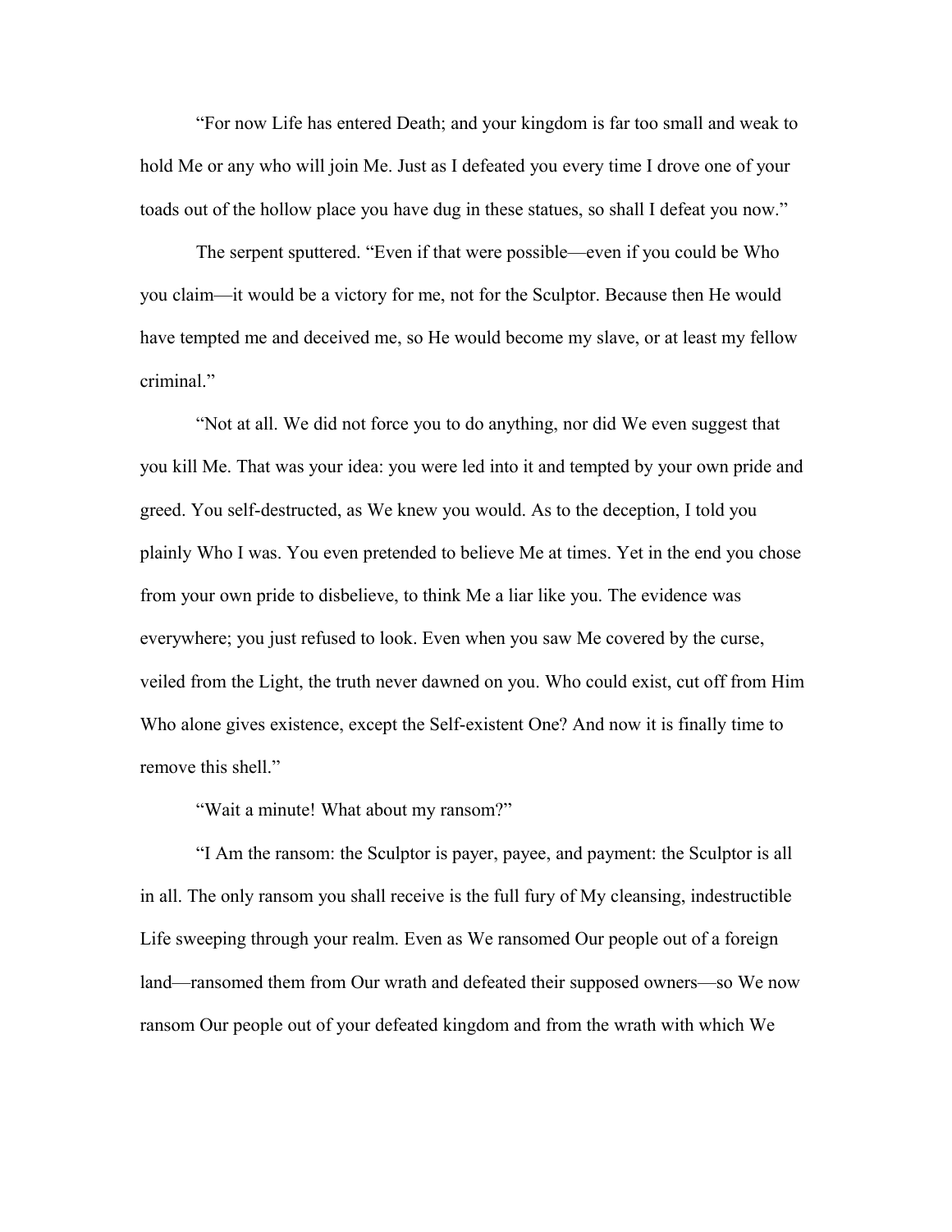"For now Life has entered Death; and your kingdom is far too small and weak to hold Me or any who will join Me. Just as I defeated you every time I drove one of your toads out of the hollow place you have dug in these statues, so shall I defeat you now."

The serpent sputtered. "Even if that were possible—even if you could be Who you claim—it would be a victory for me, not for the Sculptor. Because then He would have tempted me and deceived me, so He would become my slave, or at least my fellow criminal."

"Not at all. We did not force you to do anything, nor did We even suggest that you kill Me. That was your idea: you were led into it and tempted by your own pride and greed. You self-destructed, as We knew you would. As to the deception, I told you plainly Who I was. You even pretended to believe Me at times. Yet in the end you chose from your own pride to disbelieve, to think Me a liar like you. The evidence was everywhere; you just refused to look. Even when you saw Me covered by the curse, veiled from the Light, the truth never dawned on you. Who could exist, cut off from Him Who alone gives existence, except the Self-existent One? And now it is finally time to remove this shell."

"Wait a minute! What about my ransom?"

"I Am the ransom: the Sculptor is payer, payee, and payment: the Sculptor is all in all. The only ransom you shall receive is the full fury of My cleansing, indestructible Life sweeping through your realm. Even as We ransomed Our people out of a foreign land—ransomed them from Our wrath and defeated their supposed owners—so We now ransom Our people out of your defeated kingdom and from the wrath with which We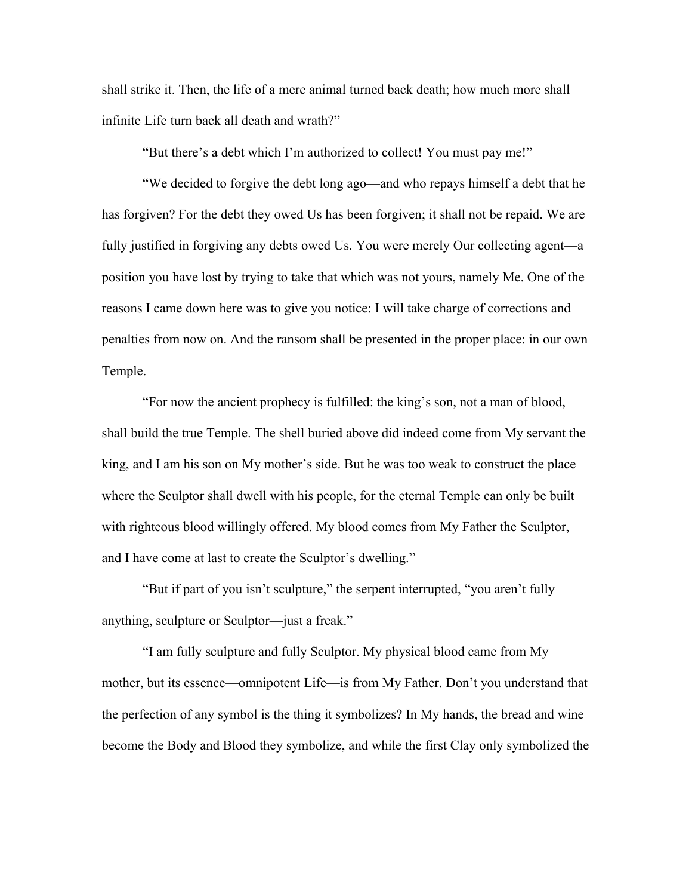shall strike it. Then, the life of a mere animal turned back death; how much more shall infinite Life turn back all death and wrath?"

"But there's a debt which I'm authorized to collect! You must pay me!"

"We decided to forgive the debt long ago—and who repays himself a debt that he has forgiven? For the debt they owed Us has been forgiven; it shall not be repaid. We are fully justified in forgiving any debts owed Us. You were merely Our collecting agent—a position you have lost by trying to take that which was not yours, namely Me. One of the reasons I came down here was to give you notice: I will take charge of corrections and penalties from now on. And the ransom shall be presented in the proper place: in our own Temple.

"For now the ancient prophecy is fulfilled: the king's son, not a man of blood, shall build the true Temple. The shell buried above did indeed come from My servant the king, and I am his son on My mother's side. But he was too weak to construct the place where the Sculptor shall dwell with his people, for the eternal Temple can only be built with righteous blood willingly offered. My blood comes from My Father the Sculptor, and I have come at last to create the Sculptor's dwelling."

"But if part of you isn't sculpture," the serpent interrupted, "you aren't fully anything, sculpture or Sculptor—just a freak."

"I am fully sculpture and fully Sculptor. My physical blood came from My mother, but its essence—omnipotent Life—is from My Father. Don't you understand that the perfection of any symbol is the thing it symbolizes? In My hands, the bread and wine become the Body and Blood they symbolize, and while the first Clay only symbolized the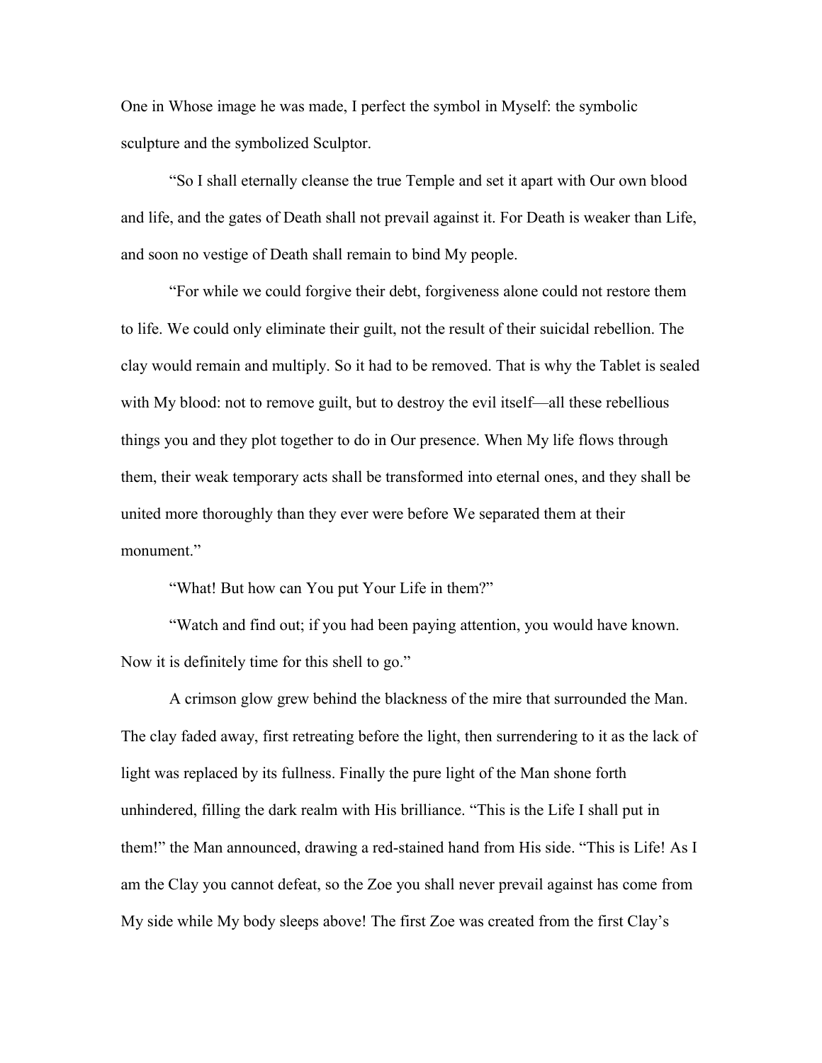One in Whose image he was made, I perfect the symbol in Myself: the symbolic sculpture and the symbolized Sculptor.

"So I shall eternally cleanse the true Temple and set it apart with Our own blood and life, and the gates of Death shall not prevail against it. For Death is weaker than Life, and soon no vestige of Death shall remain to bind My people.

"For while we could forgive their debt, forgiveness alone could not restore them to life. We could only eliminate their guilt, not the result of their suicidal rebellion. The clay would remain and multiply. So it had to be removed. That is why the Tablet is sealed with My blood: not to remove guilt, but to destroy the evil itself—all these rebellious things you and they plot together to do in Our presence. When My life flows through them, their weak temporary acts shall be transformed into eternal ones, and they shall be united more thoroughly than they ever were before We separated them at their monument."

"What! But how can You put Your Life in them?"

"Watch and find out; if you had been paying attention, you would have known. Now it is definitely time for this shell to go."

A crimson glow grew behind the blackness of the mire that surrounded the Man. The clay faded away, first retreating before the light, then surrendering to it as the lack of light was replaced by its fullness. Finally the pure light of the Man shone forth unhindered, filling the dark realm with His brilliance. "This is the Life I shall put in them!" the Man announced, drawing a red-stained hand from His side. "This is Life! As I am the Clay you cannot defeat, so the Zoe you shall never prevail against has come from My side while My body sleeps above! The first Zoe was created from the first Clay's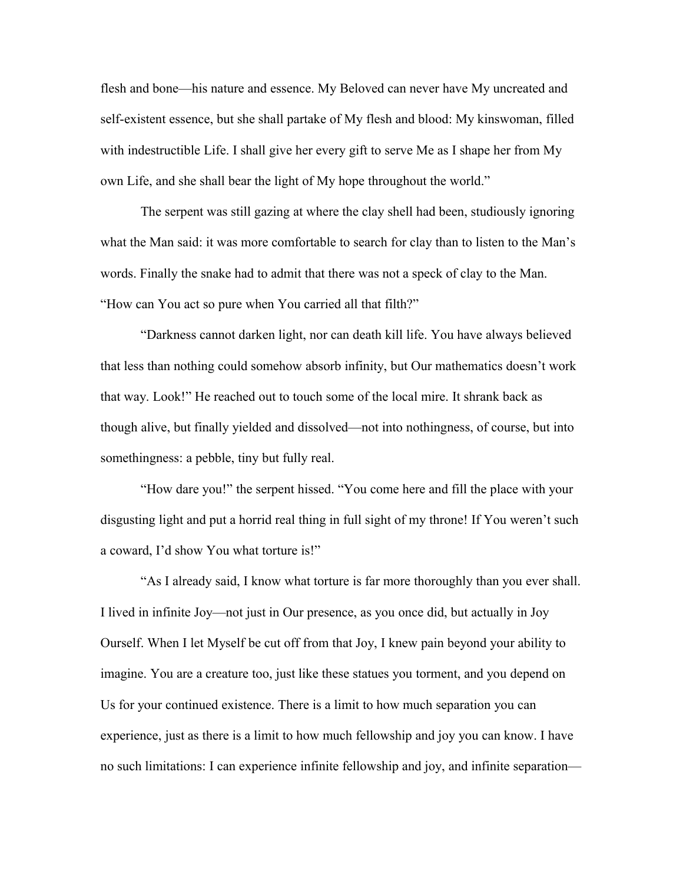flesh and bone—his nature and essence. My Beloved can never have My uncreated and self-existent essence, but she shall partake of My flesh and blood: My kinswoman, filled with indestructible Life. I shall give her every gift to serve Me as I shape her from My own Life, and she shall bear the light of My hope throughout the world."

The serpent was still gazing at where the clay shell had been, studiously ignoring what the Man said: it was more comfortable to search for clay than to listen to the Man's words. Finally the snake had to admit that there was not a speck of clay to the Man. "How can You act so pure when You carried all that filth?"

"Darkness cannot darken light, nor can death kill life. You have always believed that less than nothing could somehow absorb infinity, but Our mathematics doesn't work that way. Look!" He reached out to touch some of the local mire. It shrank back as though alive, but finally yielded and dissolved—not into nothingness, of course, but into somethingness: a pebble, tiny but fully real.

"How dare you!" the serpent hissed. "You come here and fill the place with your disgusting light and put a horrid real thing in full sight of my throne! If You weren't such a coward, I'd show You what torture is!"

"As I already said, I know what torture is far more thoroughly than you ever shall. I lived in infinite Joy—not just in Our presence, as you once did, but actually in Joy Ourself. When I let Myself be cut off from that Joy, I knew pain beyond your ability to imagine. You are a creature too, just like these statues you torment, and you depend on Us for your continued existence. There is a limit to how much separation you can experience, just as there is a limit to how much fellowship and joy you can know. I have no such limitations: I can experience infinite fellowship and joy, and infinite separation—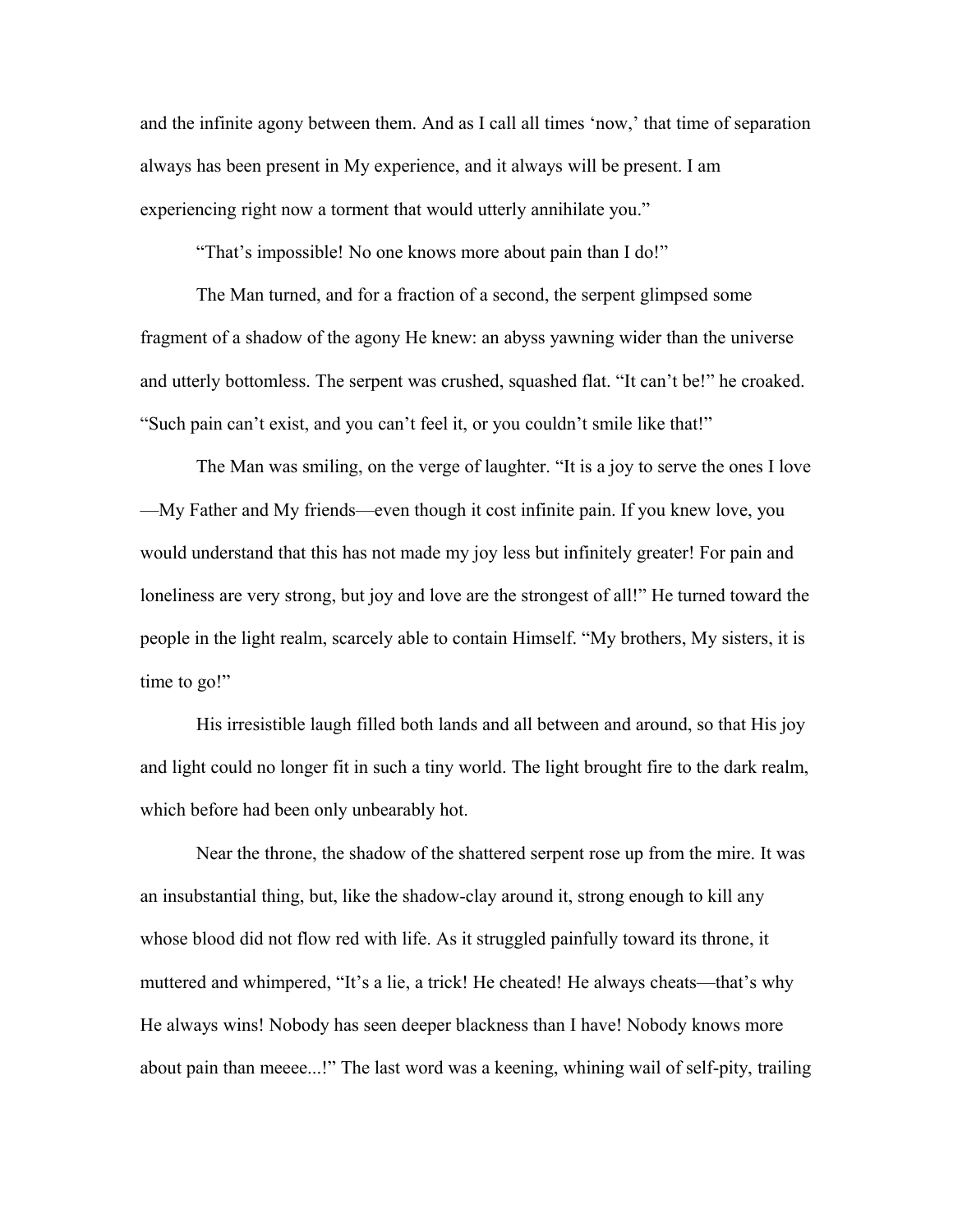and the infinite agony between them. And as I call all times 'now,' that time of separation always has been present in My experience, and it always will be present. I am experiencing right now a torment that would utterly annihilate you."

"That's impossible! No one knows more about pain than I do!"

The Man turned, and for a fraction of a second, the serpent glimpsed some fragment of a shadow of the agony He knew: an abyss yawning wider than the universe and utterly bottomless. The serpent was crushed, squashed flat. "It can't be!" he croaked. "Such pain can't exist, and you can't feel it, or you couldn't smile like that!"

The Man was smiling, on the verge of laughter. "It is a joy to serve the ones I love—My Father and My friends—even though it cost infinite pain. If you knew love, you would understand that this has not made my joy less but infinitely greater! For pain and loneliness are very strong, but joy and love are the strongest of all!" He turned toward the people in the light realm, scarcely able to contain Himself. "My brothers, My sisters, it is time to go!"

His irresistible laugh filled both lands and all between and around, so that His joy and light could no longer fit in such a tiny world. The light brought fire to the dark realm, which before had been only unbearably hot.

Near the throne, the shadow of the shattered serpent rose up from the mire. It was an insubstantial thing, but, like the shadow-clay around it, strong enough to kill any whose blood did not flow red with life. As it struggled painfully toward its throne, it muttered and whimpered, "It's a lie, a trick! He cheated! He always cheats—that's why He always wins! Nobody has seen deeper blackness than I have! Nobody knows more about pain than meeee...!" The last word was a keening, whining wail of self-pity, trailing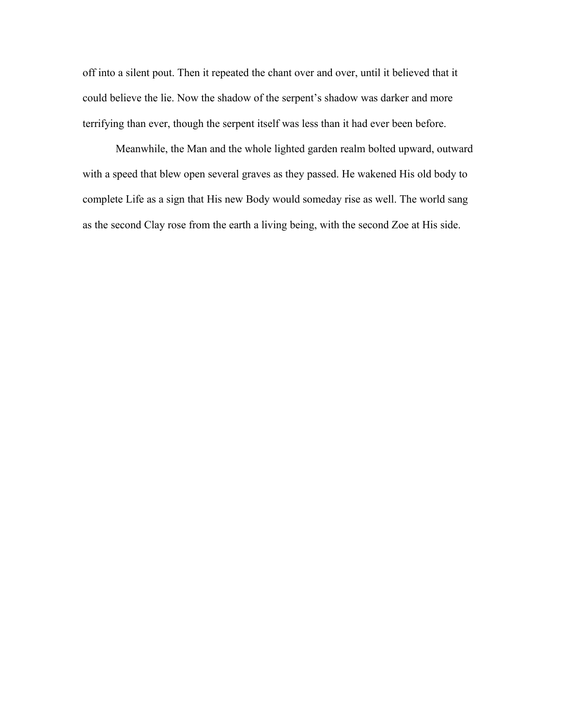off into a silent pout. Then it repeated the chant over and over, until it believed that it could believe the lie. Now the shadow of the serpent's shadow was darker and more terrifying than ever, though the serpent itself was less than it had ever been before.

Meanwhile, the Man and the whole lighted garden realm bolted upward, outward with a speed that blew open several graves as they passed. He wakened His old body to complete Life as a sign that His new Body would someday rise as well. The world sang as the second Clay rose from the earth a living being, with the second Zoe at His side.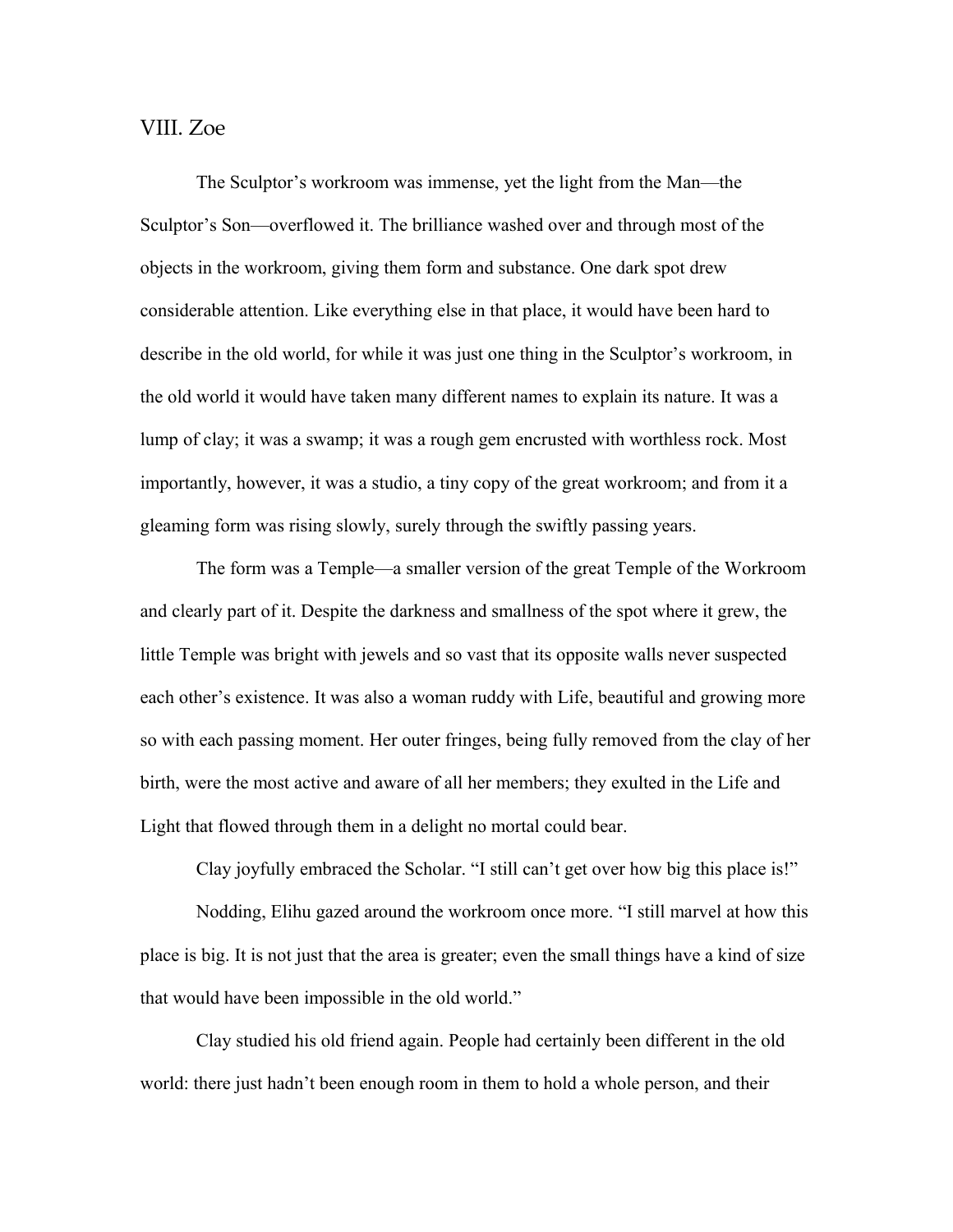## VIII. Zoe

The Sculptor's workroom was immense, yet the light from the Man—the Sculptor's Son—overflowed it. The brilliance washed over and through most of the objects in the workroom, giving them form and substance. One dark spot drew considerable attention. Like everything else in that place, it would have been hard to describe in the old world, for while it was just one thing in the Sculptor's workroom, in the old world it would have taken many different names to explain its nature. It was a lump of clay; it was a swamp; it was a rough gem encrusted with worthless rock. Most importantly, however, it was a studio, a tiny copy of the great workroom; and from it a gleaming form was rising slowly, surely through the swiftly passing years.

The form was a Temple—a smaller version of the great Temple of the Workroom and clearly part of it. Despite the darkness and smallness of the spot where it grew, the little Temple was bright with jewels and so vast that its opposite walls never suspected each other's existence. It was also a woman ruddy with Life, beautiful and growing more so with each passing moment. Her outer fringes, being fully removed from the clay of her birth, were the most active and aware of all her members; they exulted in the Life and Light that flowed through them in a delight no mortal could bear.

Clay joyfully embraced the Scholar. "I still can't get over how big this place is!"

Nodding, Elihu gazed around the workroom once more. "I still marvel at how this place is big. It is not just that the area is greater; even the small things have a kind of size that would have been impossible in the old world."

Clay studied his old friend again. People had certainly been different in the old world: there just hadn't been enough room in them to hold a whole person, and their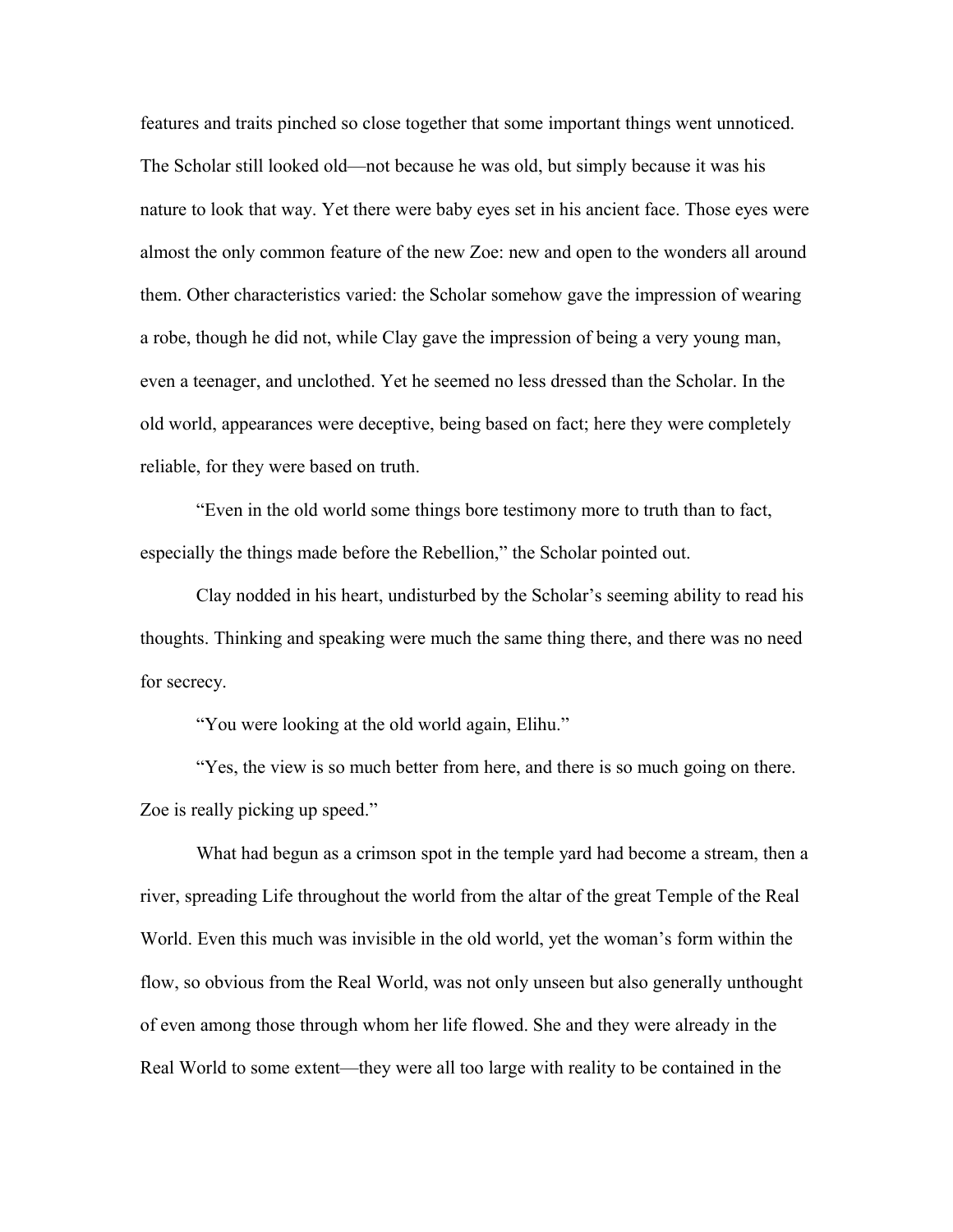features and traits pinched so close together that some important things went unnoticed. The Scholar still looked old—not because he was old, but simply because it was his nature to look that way. Yet there were baby eyes set in his ancient face. Those eyes were almost the only common feature of the new Zoe: new and open to the wonders all around them. Other characteristics varied: the Scholar somehow gave the impression of wearing a robe, though he did not, while Clay gave the impression of being a very young man, even a teenager, and unclothed. Yet he seemed no less dressed than the Scholar. In the old world, appearances were deceptive, being based on fact; here they were completely reliable, for they were based on truth.

"Even in the old world some things bore testimony more to truth than to fact, especially the things made before the Rebellion," the Scholar pointed out.

Clay nodded in his heart, undisturbed by the Scholar's seeming ability to read his thoughts. Thinking and speaking were much the same thing there, and there was no need for secrecy.

"You were looking at the old world again, Elihu."

"Yes, the view is so much better from here, and there is so much going on there. Zoe is really picking up speed."

What had begun as a crimson spot in the temple yard had become a stream, then a river, spreading Life throughout the world from the altar of the great Temple of the Real World. Even this much was invisible in the old world, yet the woman's form within the flow, so obvious from the Real World, was not only unseen but also generally unthought of even among those through whom her life flowed. She and they were already in the Real World to some extent—they were all too large with reality to be contained in the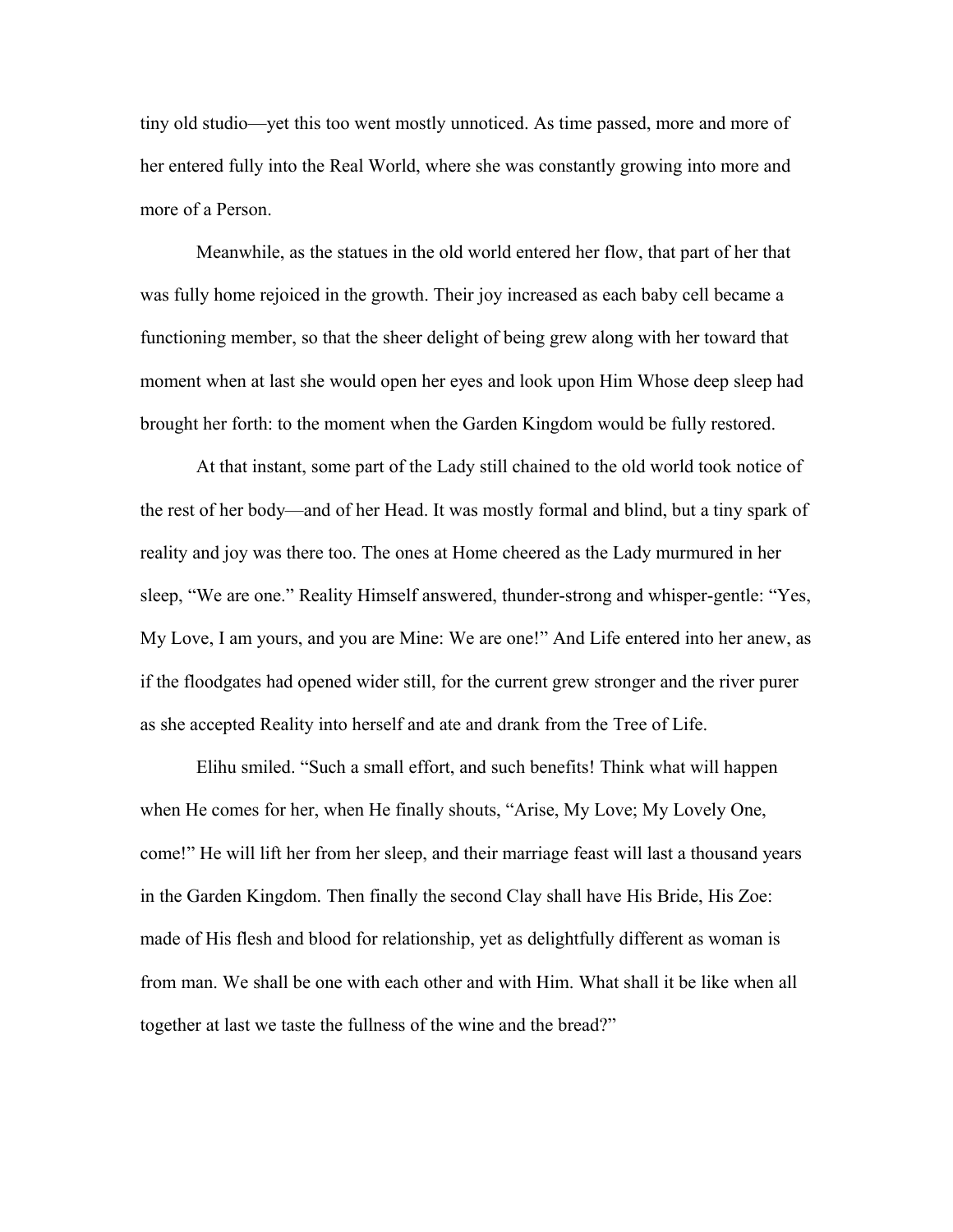tiny old studio—yet this too went mostly unnoticed. As time passed, more and more of her entered fully into the Real World, where she was constantly growing into more and more of a Person.

Meanwhile, as the statues in the old world entered her flow, that part of her that was fully home rejoiced in the growth. Their joy increased as each baby cell became a functioning member, so that the sheer delight of being grew along with her toward that moment when at last she would open her eyes and look upon Him Whose deep sleep had brought her forth: to the moment when the Garden Kingdom would be fully restored.

At that instant, some part of the Lady still chained to the old world took notice of the rest of her body—and of her Head. It was mostly formal and blind, but a tiny spark of reality and joy was there too. The ones at Home cheered as the Lady murmured in her sleep, "We are one." Reality Himself answered, thunder-strong and whisper-gentle: "Yes, My Love, I am yours, and you are Mine: We are one!" And Life entered into her anew, as if the floodgates had opened wider still, for the current grew stronger and the river purer as she accepted Reality into herself and ate and drank from the Tree of Life.

Elihu smiled. "Such a small effort, and such benefits! Think what will happen when He comes for her, when He finally shouts, "Arise, My Love; My Lovely One, come!" He will lift her from her sleep, and their marriage feast will last a thousand years in the Garden Kingdom. Then finally the second Clay shall have His Bride, His Zoe: made of His flesh and blood for relationship, yet as delightfully different as woman is from man. We shall be one with each other and with Him. What shall it be like when all together at last we taste the fullness of the wine and the bread?"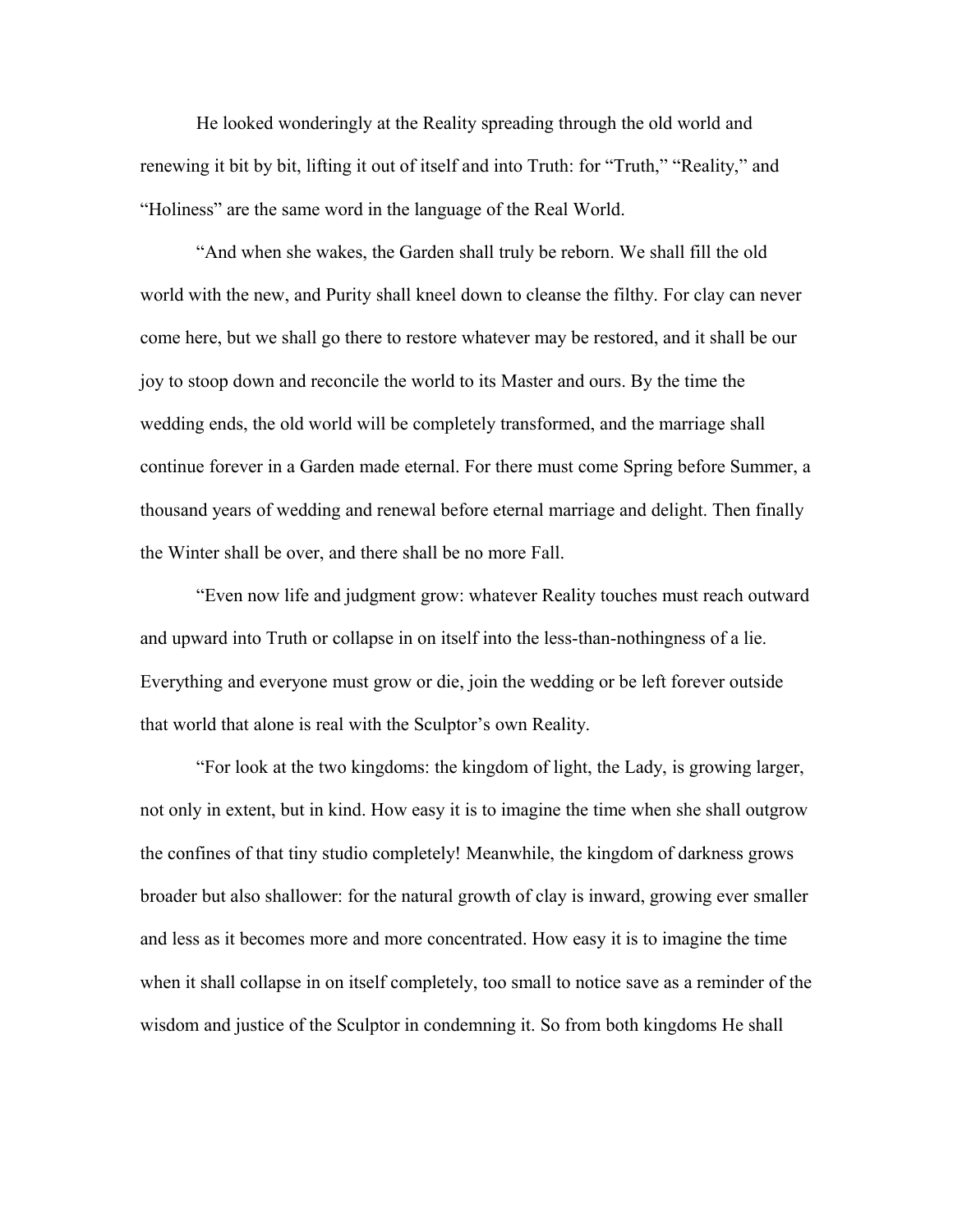He looked wonderingly at the Reality spreading through the old world and renewing it bit by bit, lifting it out of itself and into Truth: for "Truth," "Reality," and "Holiness" are the same word in the language of the Real World.

"And when she wakes, the Garden shall truly be reborn. We shall fill the old world with the new, and Purity shall kneel down to cleanse the filthy. For clay can never come here, but we shall go there to restore whatever may be restored, and it shall be our joy to stoop down and reconcile the world to its Master and ours. By the time the wedding ends, the old world will be completely transformed, and the marriage shall continue forever in a Garden made eternal. For there must come Spring before Summer, a thousand years of wedding and renewal before eternal marriage and delight. Then finally the Winter shall be over, and there shall be no more Fall.

"Even now life and judgment grow: whatever Reality touches must reach outward and upward into Truth or collapse in on itself into the less-than-nothingness of a lie. Everything and everyone must grow or die, join the wedding or be left forever outside that world that alone is real with the Sculptor's own Reality.

"For look at the two kingdoms: the kingdom of light, the Lady, is growing larger, not only in extent, but in kind. How easy it is to imagine the time when she shall outgrow the confines of that tiny studio completely! Meanwhile, the kingdom of darkness grows broader but also shallower: for the natural growth of clay is inward, growing ever smaller and less as it becomes more and more concentrated. How easy it is to imagine the time when it shall collapse in on itself completely, too small to notice save as a reminder of the wisdom and justice of the Sculptor in condemning it. So from both kingdoms He shall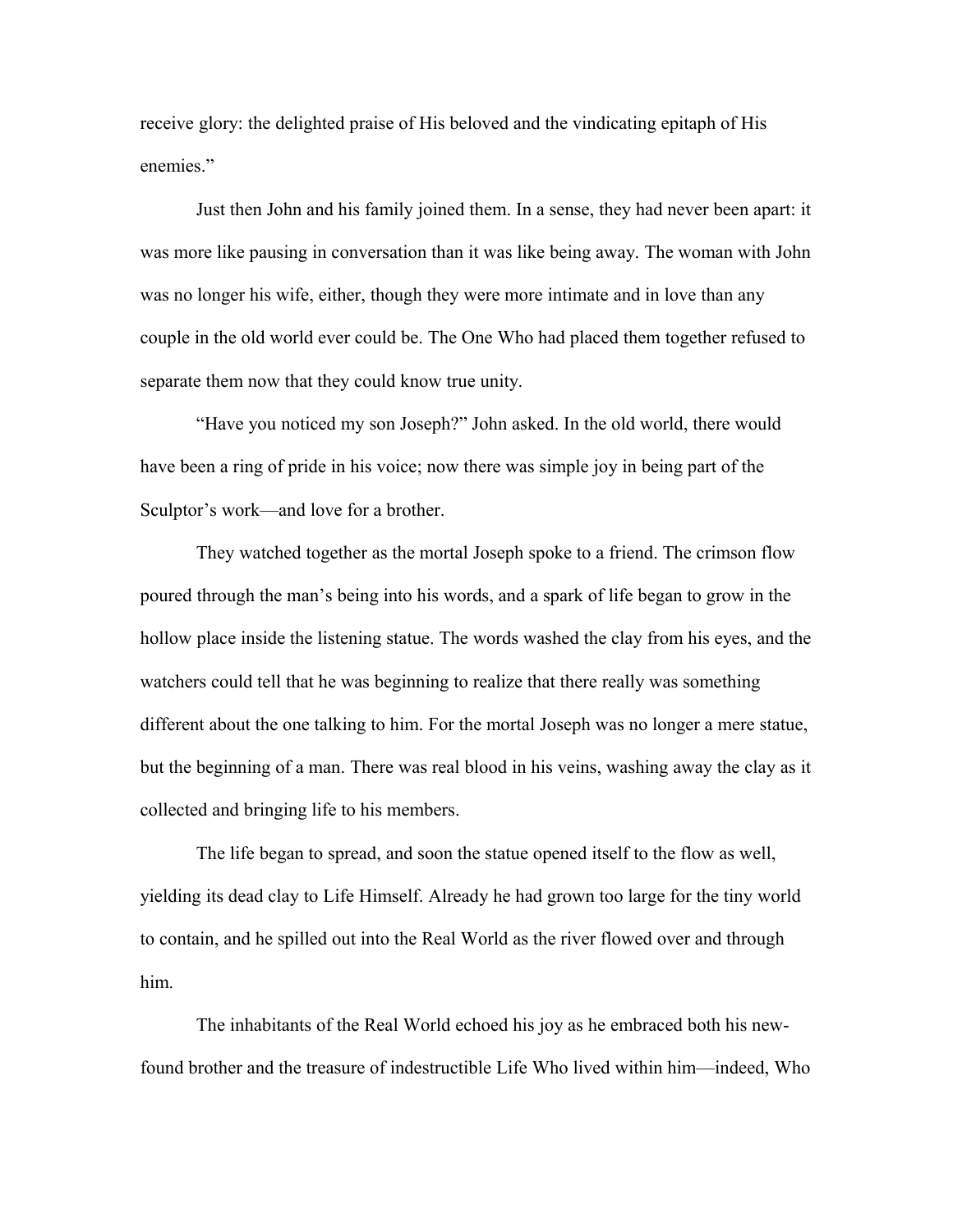receive glory: the delighted praise of His beloved and the vindicating epitaph of His enemies."

Just then John and his family joined them. In a sense, they had never been apart: it was more like pausing in conversation than it was like being away. The woman with John was no longer his wife, either, though they were more intimate and in love than any couple in the old world ever could be. The One Who had placed them together refused to separate them now that they could know true unity.

"Have you noticed my son Joseph?" John asked. In the old world, there would have been a ring of pride in his voice; now there was simple joy in being part of the Sculptor's work—and love for a brother.

They watched together as the mortal Joseph spoke to a friend. The crimson flow poured through the man's being into his words, and a spark of life began to grow in the hollow place inside the listening statue. The words washed the clay from his eyes, and the watchers could tell that he was beginning to realize that there really was something different about the one talking to him. For the mortal Joseph was no longer a mere statue, but the beginning of a man. There was real blood in his veins, washing away the clay as it collected and bringing life to his members.

The life began to spread, and soon the statue opened itself to the flow as well, yielding its dead clay to Life Himself. Already he had grown too large for the tiny world to contain, and he spilled out into the Real World as the river flowed over and through him.

The inhabitants of the Real World echoed his joy as he embraced both his new-found brother and the treasure of indestructible Life Who lived within him—indeed, Who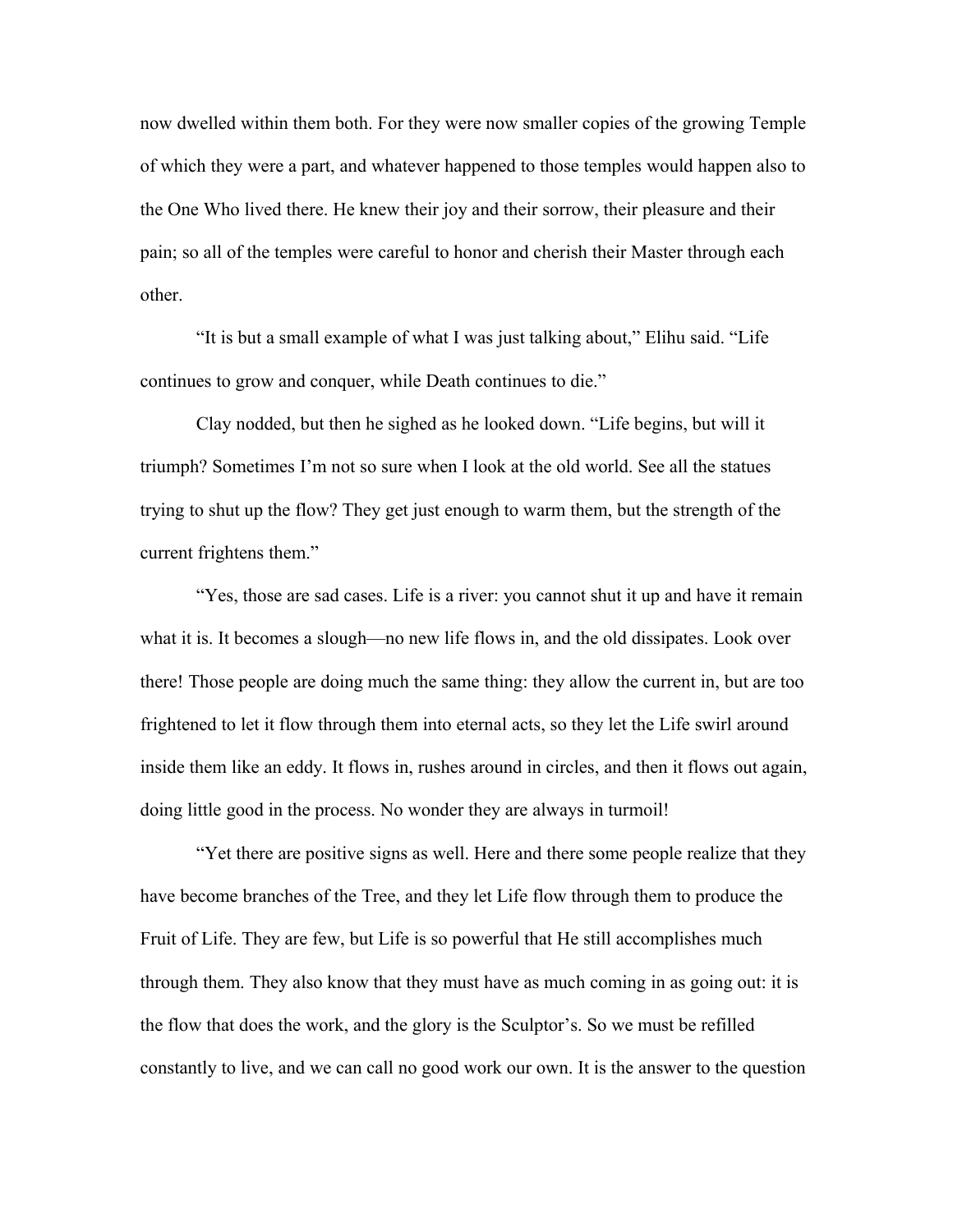now dwelled within them both. For they were now smaller copies of the growing Temple of which they were a part, and whatever happened to those temples would happen also to the One Who lived there. He knew their joy and their sorrow, their pleasure and their pain; so all of the temples were careful to honor and cherish their Master through each other.

"It is but a small example of what I was just talking about," Elihu said. "Life continues to grow and conquer, while Death continues to die."

Clay nodded, but then he sighed as he looked down. "Life begins, but will it triumph? Sometimes I'm not so sure when I look at the old world. See all the statues trying to shut up the flow? They get just enough to warm them, but the strength of the current frightens them."

"Yes, those are sad cases. Life is a river: you cannot shut it up and have it remain what it is. It becomes a slough—no new life flows in, and the old dissipates. Look over there! Those people are doing much the same thing: they allow the current in, but are too frightened to let it flow through them into eternal acts, so they let the Life swirl around inside them like an eddy. It flows in, rushes around in circles, and then it flows out again, doing little good in the process. No wonder they are always in turmoil!

"Yet there are positive signs as well. Here and there some people realize that they have become branches of the Tree, and they let Life flow through them to produce the Fruit of Life. They are few, but Life is so powerful that He still accomplishes much through them. They also know that they must have as much coming in as going out: it is the flow that does the work, and the glory is the Sculptor's. So we must be refilled constantly to live, and we can call no good work our own. It is the answer to the question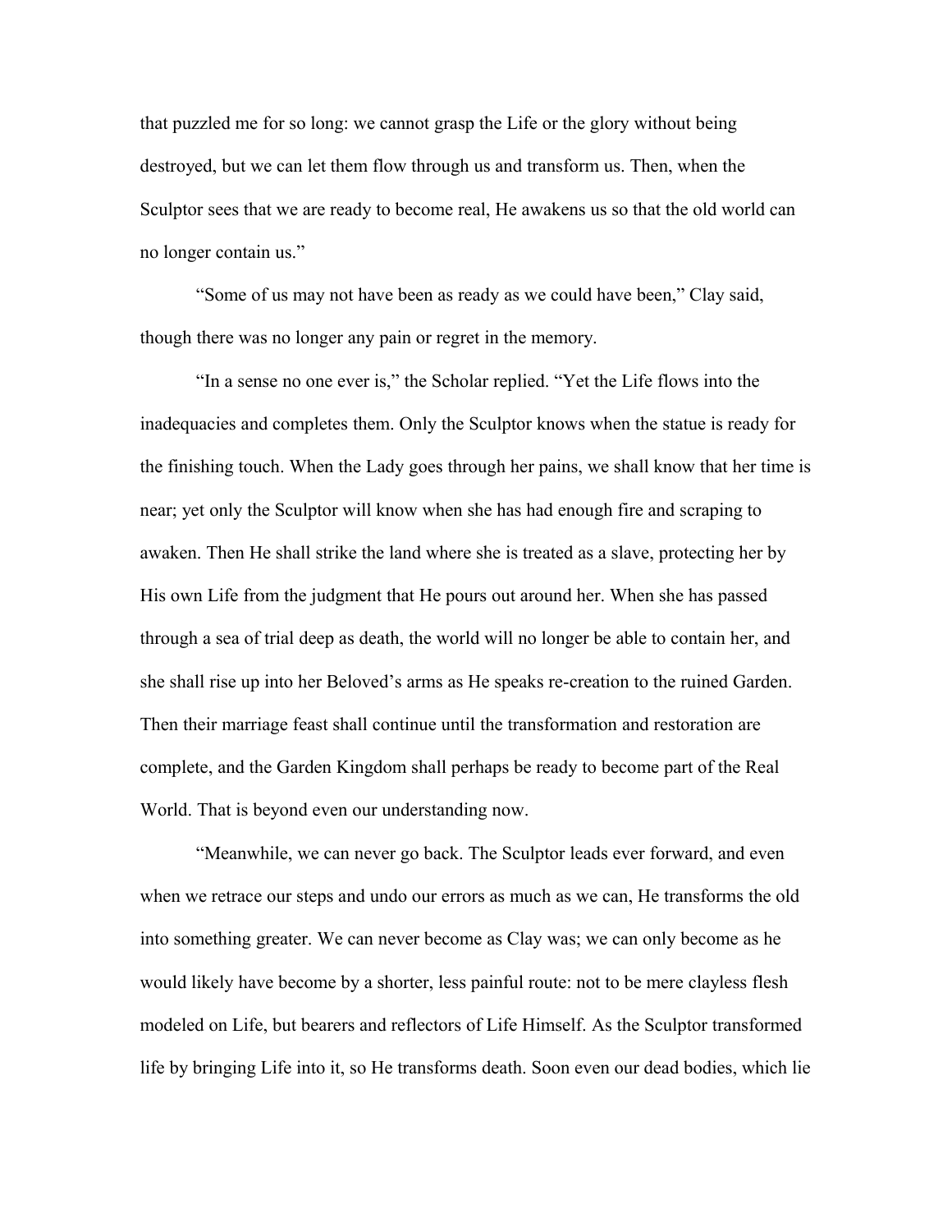that puzzled me for so long: we cannot grasp the Life or the glory without being destroyed, but we can let them flow through us and transform us. Then, when the Sculptor sees that we are ready to become real, He awakens us so that the old world can no longer contain us."

"Some of us may not have been as ready as we could have been," Clay said, though there was no longer any pain or regret in the memory.

"In a sense no one ever is," the Scholar replied. "Yet the Life flows into the inadequacies and completes them. Only the Sculptor knows when the statue is ready for the finishing touch. When the Lady goes through her pains, we shall know that her time is near; yet only the Sculptor will know when she has had enough fire and scraping to awaken. Then He shall strike the land where she is treated as a slave, protecting her by His own Life from the judgment that He pours out around her. When she has passed through a sea of trial deep as death, the world will no longer be able to contain her, and she shall rise up into her Beloved's arms as He speaks re-creation to the ruined Garden. Then their marriage feast shall continue until the transformation and restoration are complete, and the Garden Kingdom shall perhaps be ready to become part of the Real World. That is beyond even our understanding now.

"Meanwhile, we can never go back. The Sculptor leads ever forward, and even when we retrace our steps and undo our errors as much as we can, He transforms the old into something greater. We can never become as Clay was; we can only become as he would likely have become by a shorter, less painful route: not to be mere clayless flesh modeled on Life, but bearers and reflectors of Life Himself. As the Sculptor transformed life by bringing Life into it, so He transforms death. Soon even our dead bodies, which lie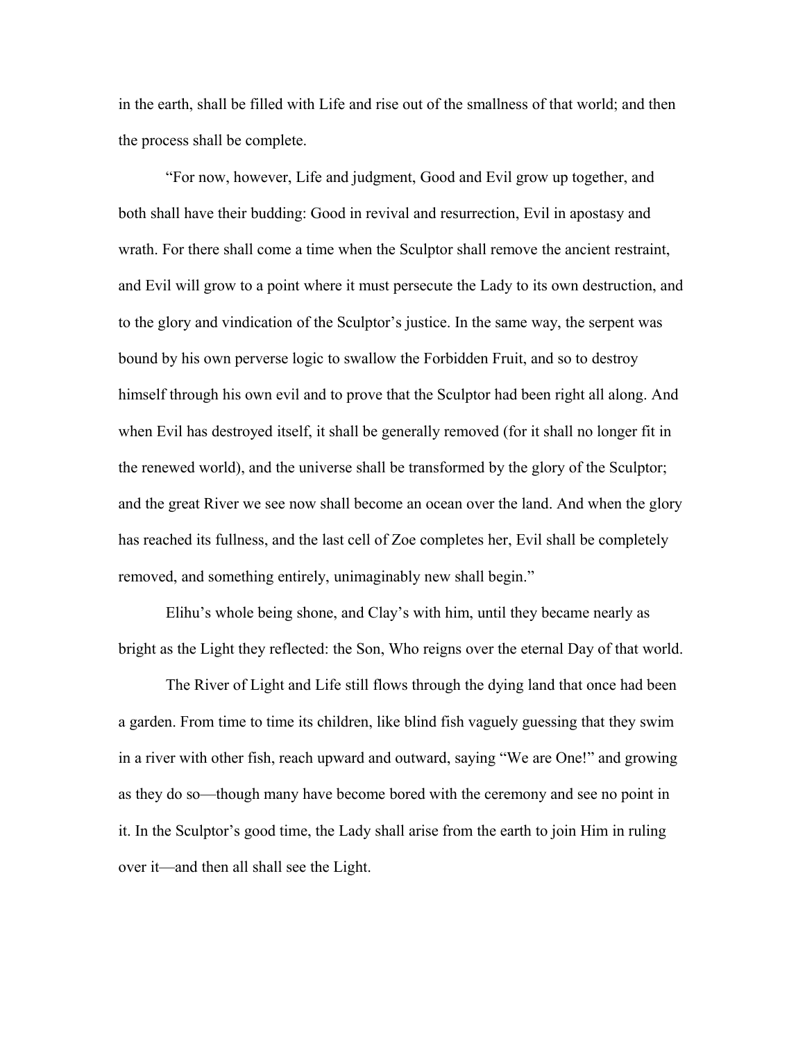in the earth, shall be filled with Life and rise out of the smallness of that world; and then the process shall be complete.

"For now, however, Life and judgment, Good and Evil grow up together, and both shall have their budding: Good in revival and resurrection, Evil in apostasy and wrath. For there shall come a time when the Sculptor shall remove the ancient restraint, and Evil will grow to a point where it must persecute the Lady to its own destruction, and to the glory and vindication of the Sculptor's justice. In the same way, the serpent was bound by his own perverse logic to swallow the Forbidden Fruit, and so to destroy himself through his own evil and to prove that the Sculptor had been right all along. And when Evil has destroyed itself, it shall be generally removed (for it shall no longer fit in the renewed world), and the universe shall be transformed by the glory of the Sculptor; and the great River we see now shall become an ocean over the land. And when the glory has reached its fullness, and the last cell of Zoe completes her, Evil shall be completely removed, and something entirely, unimaginably new shall begin."

Elihu's whole being shone, and Clay's with him, until they became nearly as bright as the Light they reflected: the Son, Who reigns over the eternal Day of that world.

The River of Light and Life still flows through the dying land that once had been a garden. From time to time its children, like blind fish vaguely guessing that they swim in a river with other fish, reach upward and outward, saying "We are One!" and growing as they do so—though many have become bored with the ceremony and see no point in it. In the Sculptor's good time, the Lady shall arise from the earth to join Him in ruling over it—and then all shall see the Light.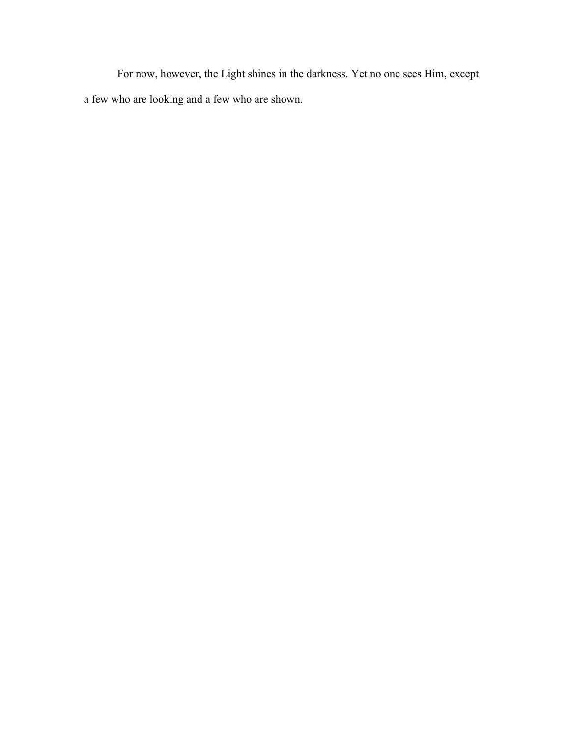For now, however, the Light shines in the darkness. Yet no one sees Him, except a few who are looking and a few who are shown.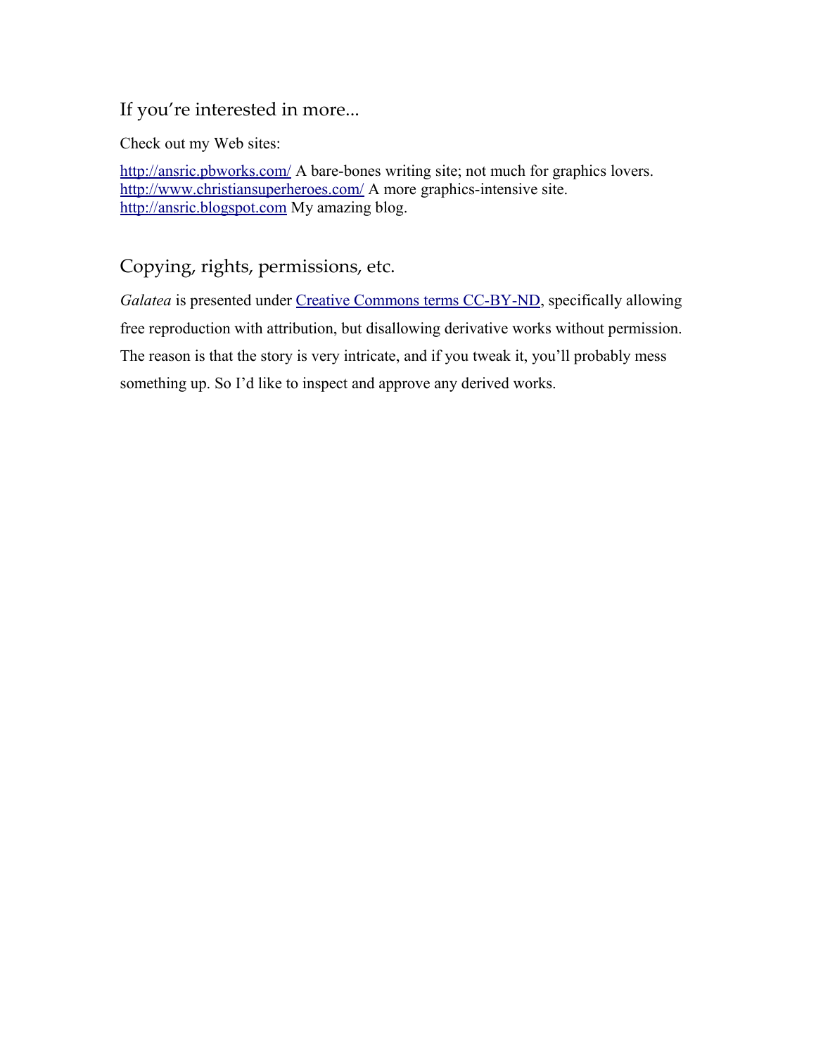## If you're interested in more...

Check out my Web sites:

http://ansric.pbworks.com/ A bare-bones writing site; not much for graphics lovers.
http://www.christiansuperheroes.com/ A more graphics-intensive site.
http://ansric.blogspot.com My amazing blog.

## Copying, rights, permissions, etc.

*Galatea* is presented under Creative Commons terms CC-BY-ND, specifically allowing free reproduction with attribution, but disallowing derivative works without permission. The reason is that the story is very intricate, and if you tweak it, you'll probably mess something up. So I'd like to inspect and approve any derived works.